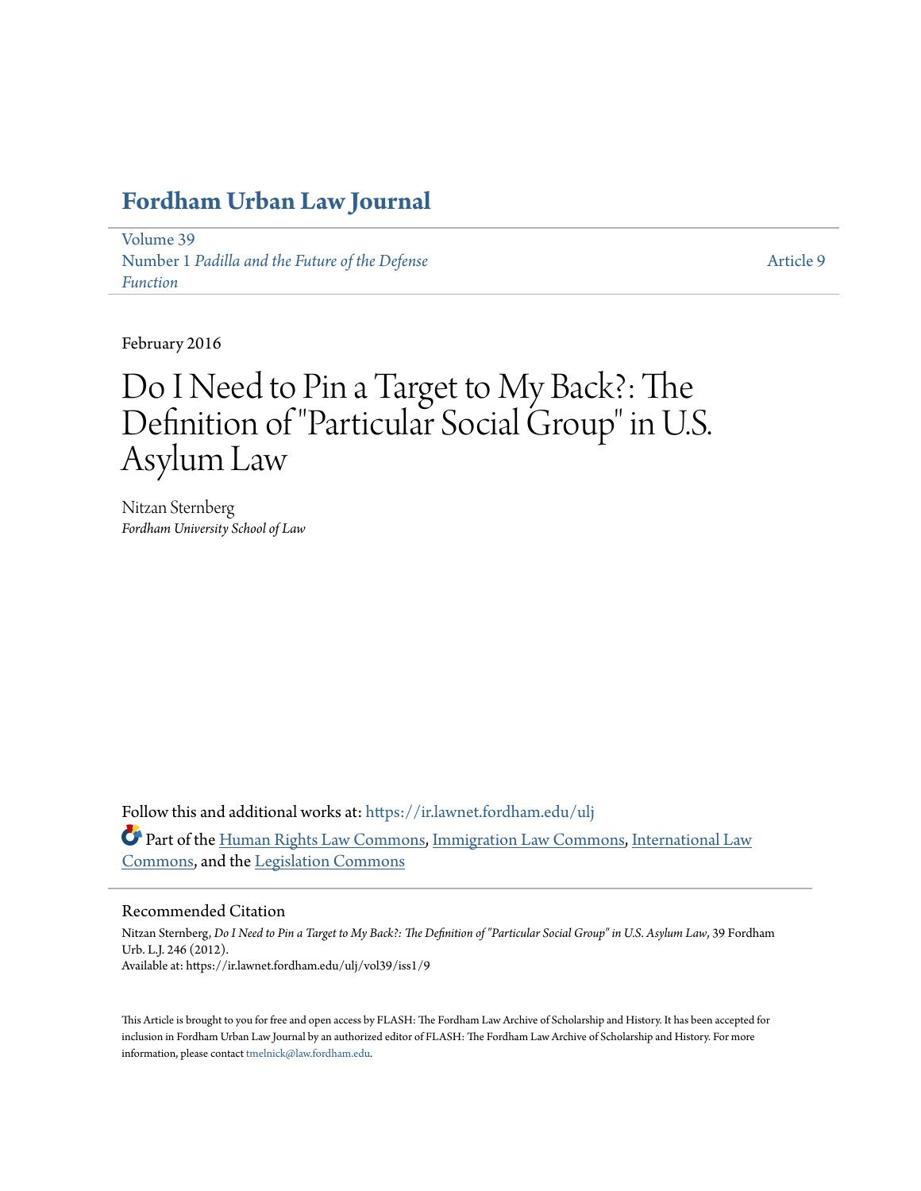# Fordham Urban Law Journal

Volume 39
Number 1 *Padilla and the Future of the Defense Function*

Article 9

February 2016

# Do I Need to Pin a Target to My Back?: The Definition of "Particular Social Group" in U.S. Asylum Law

Nitzan Sternberg
*Fordham University School of Law*

Follow this and additional works at: https://ir.lawnet.fordham.edu/ulj

Part of the Human Rights Law Commons, Immigration Law Commons, International Law Commons, and the Legislation Commons

## Recommended Citation

Nitzan Sternberg, *Do I Need to Pin a Target to My Back?: The Definition of "Particular Social Group" in U.S. Asylum Law*, 39 Fordham Urb. L.J. 246 (2012).
Available at: https://ir.lawnet.fordham.edu/ulj/vol39/iss1/9

This Article is brought to you for free and open access by FLASH: The Fordham Law Archive of Scholarship and History. It has been accepted for inclusion in Fordham Urban Law Journal by an authorized editor of FLASH: The Fordham Law Archive of Scholarship and History. For more information, please contact tmelnick@law.fordham.edu.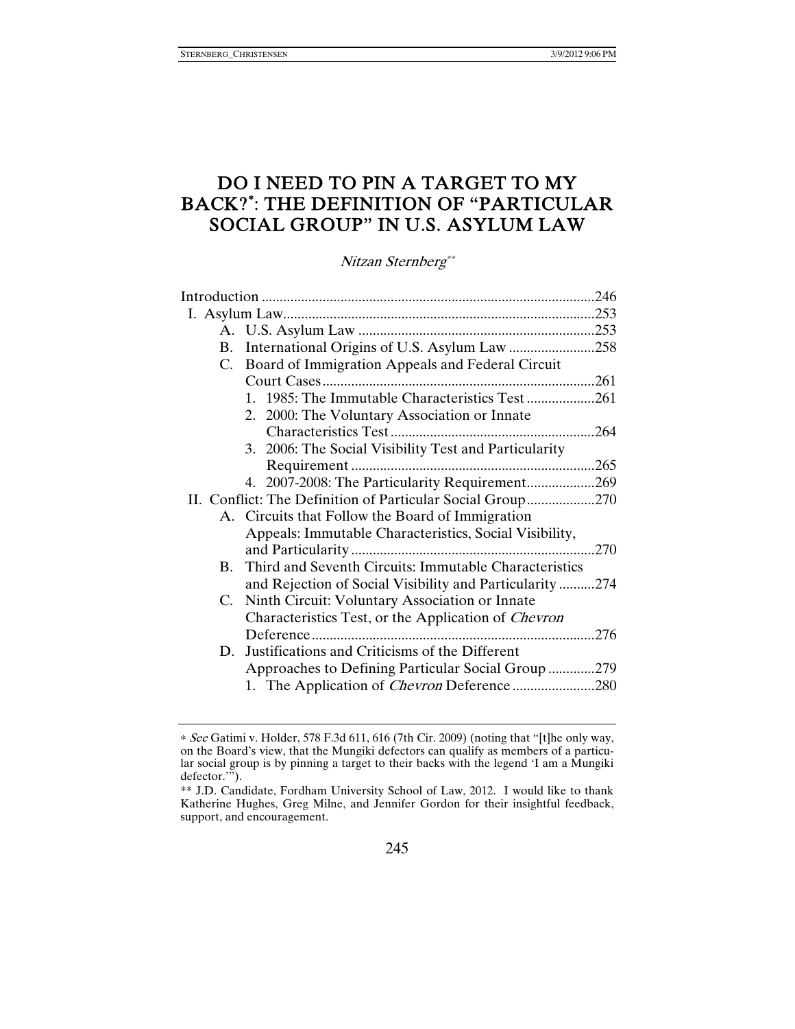# DO I NEED TO PIN A TARGET TO MY BACK?*: THE DEFINITION OF "PARTICULAR SOCIAL GROUP" IN U.S. ASYLUM LAW

*Nitzan Sternberg***

Introduction ............................................................................................246
I. Asylum Law......................................................................................253
  A. U.S. Asylum Law ..................................................................253
  B. International Origins of U.S. Asylum Law ........................258
  C. Board of Immigration Appeals and Federal Circuit Court Cases ..........................................................................261
    1. 1985: The Immutable Characteristics Test ...................261
    2. 2000: The Voluntary Association or Innate Characteristics Test ........................................................264
    3. 2006: The Social Visibility Test and Particularity Requirement ....................................................................265
    4. 2007-2008: The Particularity Requirement...................269
II. Conflict: The Definition of Particular Social Group...................270
  A. Circuits that Follow the Board of Immigration Appeals: Immutable Characteristics, Social Visibility, and Particularity ...................................................................270
  B. Third and Seventh Circuits: Immutable Characteristics and Rejection of Social Visibility and Particularity ..........274
  C. Ninth Circuit: Voluntary Association or Innate Characteristics Test, or the Application of *Chevron* Deference ..............................................................................276
  D. Justifications and Criticisms of the Different Approaches to Defining Particular Social Group .............279
    1. The Application of *Chevron* Deference .......................280

---

\* *See* Gatimi v. Holder, 578 F.3d 611, 616 (7th Cir. 2009) (noting that "[t]he only way, on the Board's view, that the Mungiki defectors can qualify as members of a particular social group is by pinning a target to their backs with the legend 'I am a Mungiki defector.'").

\** J.D. Candidate, Fordham University School of Law, 2012. I would like to thank Katherine Hughes, Greg Milne, and Jennifer Gordon for their insightful feedback, support, and encouragement.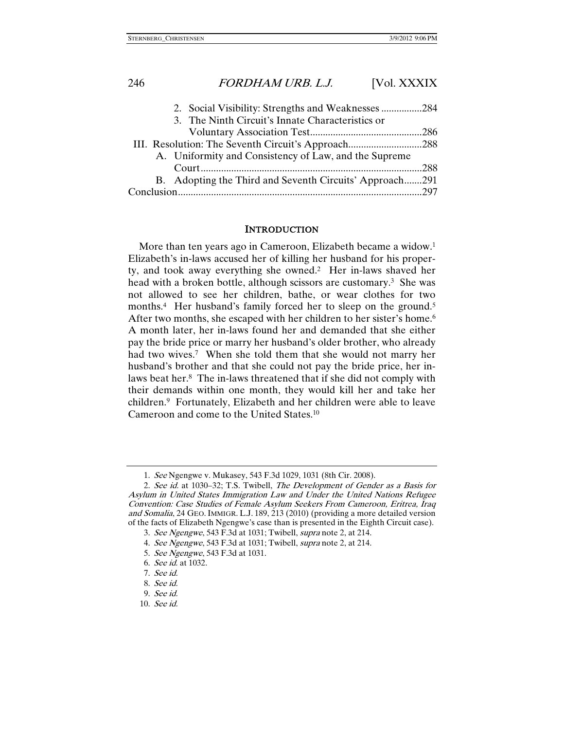2. Social Visibility: Strengths and Weaknesses ................284
3. The Ninth Circuit's Innate Characteristics or Voluntary Association Test............................................286

III. Resolution: The Seventh Circuit's Approach.............................288

A. Uniformity and Consistency of Law, and the Supreme Court.......................................................................................288

B. Adopting the Third and Seventh Circuits' Approach.......291

Conclusion...............................................................................................297

## INTRODUCTION

More than ten years ago in Cameroon, Elizabeth became a widow.[1] Elizabeth's in-laws accused her of killing her husband for his property, and took away everything she owned.[2] Her in-laws shaved her head with a broken bottle, although scissors are customary.[3] She was not allowed to see her children, bathe, or wear clothes for two months.[4] Her husband's family forced her to sleep on the ground.[5] After two months, she escaped with her children to her sister's home.[6] A month later, her in-laws found her and demanded that she either pay the bride price or marry her husband's older brother, who already had two wives.[7] When she told them that she would not marry her husband's brother and that she could not pay the bride price, her in-laws beat her.[8] The in-laws threatened that if she did not comply with their demands within one month, they would kill her and take her children.[9] Fortunately, Elizabeth and her children were able to leave Cameroon and come to the United States.[10]

---

1. *See* Ngengwe v. Mukasey, 543 F.3d 1029, 1031 (8th Cir. 2008).
2. *See id.* at 1030–32; T.S. Twibell, *The Development of Gender as a Basis for Asylum in United States Immigration Law and Under the United Nations Refugee Convention: Case Studies of Female Asylum Seekers From Cameroon, Eritrea, Iraq and Somalia*, 24 GEO. IMMIGR. L.J. 189, 213 (2010) (providing a more detailed version of the facts of Elizabeth Ngengwe's case than is presented in the Eighth Circuit case).
3. *See Ngengwe*, 543 F.3d at 1031; Twibell, *supra* note 2, at 214.
4. *See Ngengwe*, 543 F.3d at 1031; Twibell, *supra* note 2, at 214.
5. *See Ngengwe*, 543 F.3d at 1031.
6. *See id.* at 1032.
7. *See id.*
8. *See id.*
9. *See id.*
10. *See id.*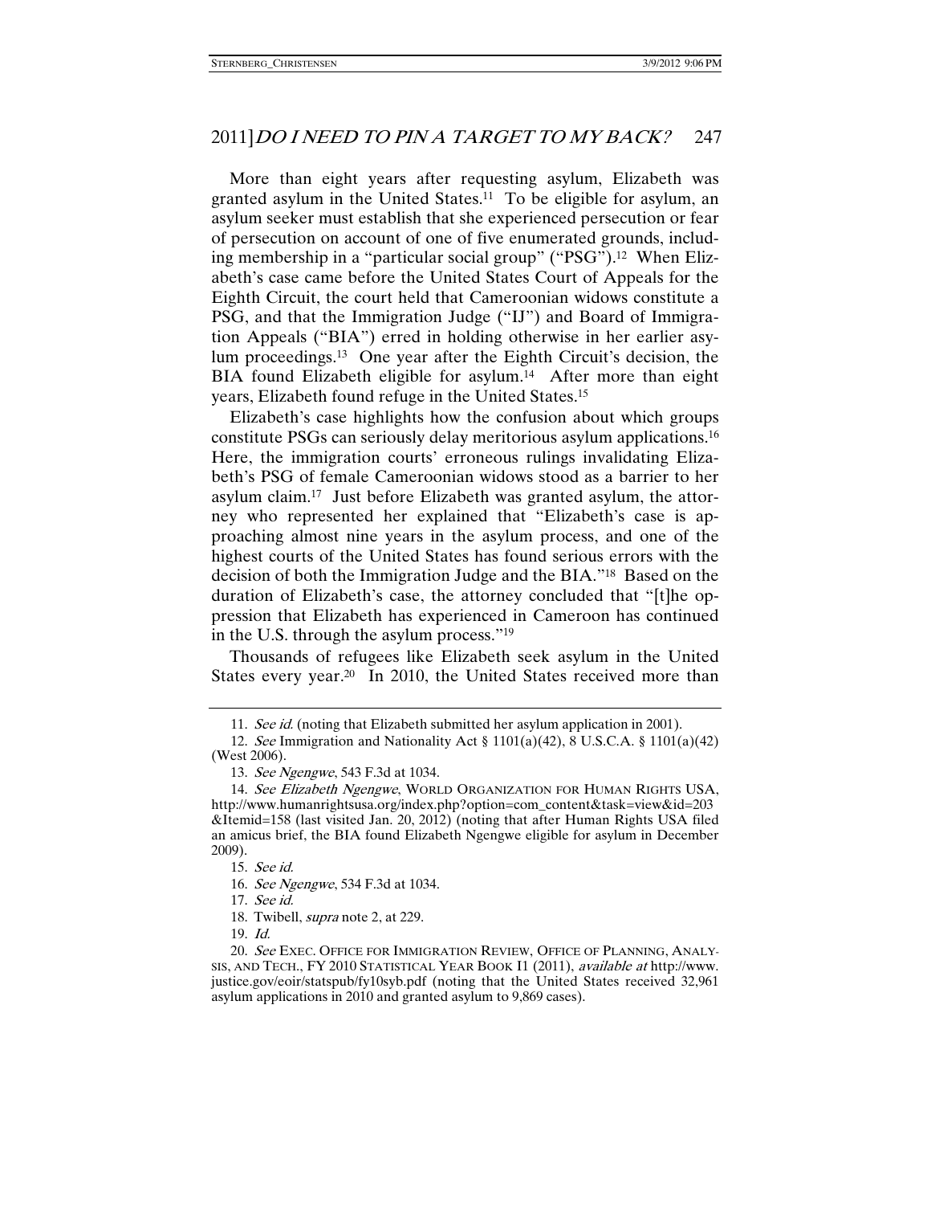More than eight years after requesting asylum, Elizabeth was granted asylum in the United States.[11] To be eligible for asylum, an asylum seeker must establish that she experienced persecution or fear of persecution on account of one of five enumerated grounds, including membership in a "particular social group" ("PSG").[12] When Elizabeth's case came before the United States Court of Appeals for the Eighth Circuit, the court held that Cameroonian widows constitute a PSG, and that the Immigration Judge ("IJ") and Board of Immigration Appeals ("BIA") erred in holding otherwise in her earlier asylum proceedings.[13] One year after the Eighth Circuit's decision, the BIA found Elizabeth eligible for asylum.[14] After more than eight years, Elizabeth found refuge in the United States.[15]

Elizabeth's case highlights how the confusion about which groups constitute PSGs can seriously delay meritorious asylum applications.[16] Here, the immigration courts' erroneous rulings invalidating Elizabeth's PSG of female Cameroonian widows stood as a barrier to her asylum claim.[17] Just before Elizabeth was granted asylum, the attorney who represented her explained that "Elizabeth's case is approaching almost nine years in the asylum process, and one of the highest courts of the United States has found serious errors with the decision of both the Immigration Judge and the BIA."[18] Based on the duration of Elizabeth's case, the attorney concluded that "[t]he oppression that Elizabeth has experienced in Cameroon has continued in the U.S. through the asylum process."[19]

Thousands of refugees like Elizabeth seek asylum in the United States every year.[20] In 2010, the United States received more than

---

11. *See id.* (noting that Elizabeth submitted her asylum application in 2001).

12. *See* Immigration and Nationality Act § 1101(a)(42), 8 U.S.C.A. § 1101(a)(42) (West 2006).

13. *See Ngengwe*, 543 F.3d at 1034.

14. *See Elizabeth Ngengwe*, WORLD ORGANIZATION FOR HUMAN RIGHTS USA, http://www.humanrightsusa.org/index.php?option=com_content&task=view&id=203&Itemid=158 (last visited Jan. 20, 2012) (noting that after Human Rights USA filed an amicus brief, the BIA found Elizabeth Ngengwe eligible for asylum in December 2009).

15. *See id.*

16. *See Ngengwe*, 534 F.3d at 1034.

17. *See id.*

18. Twibell, *supra* note 2, at 229.

19. *Id.*

20. *See* EXEC. OFFICE FOR IMMIGRATION REVIEW, OFFICE OF PLANNING, ANALYSIS, AND TECH., FY 2010 STATISTICAL YEAR BOOK I1 (2011), *available at* http://www.justice.gov/eoir/statspub/fy10syb.pdf (noting that the United States received 32,961 asylum applications in 2010 and granted asylum to 9,869 cases).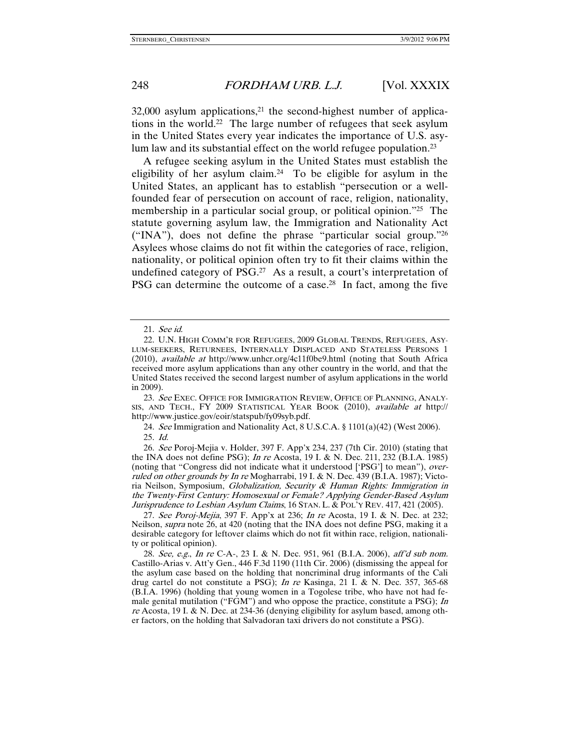32,000 asylum applications,[21] the second-highest number of applications in the world.[22] The large number of refugees that seek asylum in the United States every year indicates the importance of U.S. asylum law and its substantial effect on the world refugee population.[23]

A refugee seeking asylum in the United States must establish the eligibility of her asylum claim.[24] To be eligible for asylum in the United States, an applicant has to establish "persecution or a well-founded fear of persecution on account of race, religion, nationality, membership in a particular social group, or political opinion."[25] The statute governing asylum law, the Immigration and Nationality Act ("INA"), does not define the phrase "particular social group."[26] Asylees whose claims do not fit within the categories of race, religion, nationality, or political opinion often try to fit their claims within the undefined category of PSG.[27] As a result, a court's interpretation of PSG can determine the outcome of a case.[28] In fact, among the five

---

21. *See id.*

22. U.N. HIGH COMM'R FOR REFUGEES, 2009 GLOBAL TRENDS, REFUGEES, ASYLUM-SEEKERS, RETURNEES, INTERNALLY DISPLACED AND STATELESS PERSONS 1 (2010), *available at* http://www.unhcr.org/4c11f0be9.html (noting that South Africa received more asylum applications than any other country in the world, and that the United States received the second largest number of asylum applications in the world in 2009).

23. *See* EXEC. OFFICE FOR IMMIGRATION REVIEW, OFFICE OF PLANNING, ANALYSIS, AND TECH., FY 2009 STATISTICAL YEAR BOOK (2010), *available at* http:// http://www.justice.gov/eoir/statspub/fy09syb.pdf.

24. *See* Immigration and Nationality Act, 8 U.S.C.A. § 1101(a)(42) (West 2006).

25. *Id.*

26. *See* Poroj-Mejia v. Holder, 397 F. App'x 234, 237 (7th Cir. 2010) (stating that the INA does not define PSG); *In re* Acosta, 19 I. & N. Dec. 211, 232 (B.I.A. 1985) (noting that "Congress did not indicate what it understood ['PSG'] to mean"), *overruled on other grounds by In re* Mogharrabi, 19 I. & N. Dec. 439 (B.I.A. 1987); Victoria Neilson, Symposium, *Globalization, Security & Human Rights: Immigration in the Twenty-First Century: Homosexual or Female? Applying Gender-Based Asylum Jurisprudence to Lesbian Asylum Claims*, 16 STAN. L. & POL'Y REV. 417, 421 (2005).

27. *See Poroj-Mejia*, 397 F. App'x at 236; *In re* Acosta, 19 I. & N. Dec. at 232; Neilson, *supra* note 26, at 420 (noting that the INA does not define PSG, making it a desirable category for leftover claims which do not fit within race, religion, nationality or political opinion).

28. *See, e.g.*, *In re* C-A-, 23 I. & N. Dec. 951, 961 (B.I.A. 2006), *aff'd sub nom.* Castillo-Arias v. Att'y Gen., 446 F.3d 1190 (11th Cir. 2006) (dismissing the appeal for the asylum case based on the holding that noncriminal drug informants of the Cali drug cartel do not constitute a PSG); *In re* Kasinga, 21 I. & N. Dec. 357, 365-68 (B.I.A. 1996) (holding that young women in a Togolese tribe, who have not had female genital mutilation ("FGM") and who oppose the practice, constitute a PSG); *In re* Acosta, 19 I. & N. Dec. at 234-36 (denying eligibility for asylum based, among other factors, on the holding that Salvadoran taxi drivers do not constitute a PSG).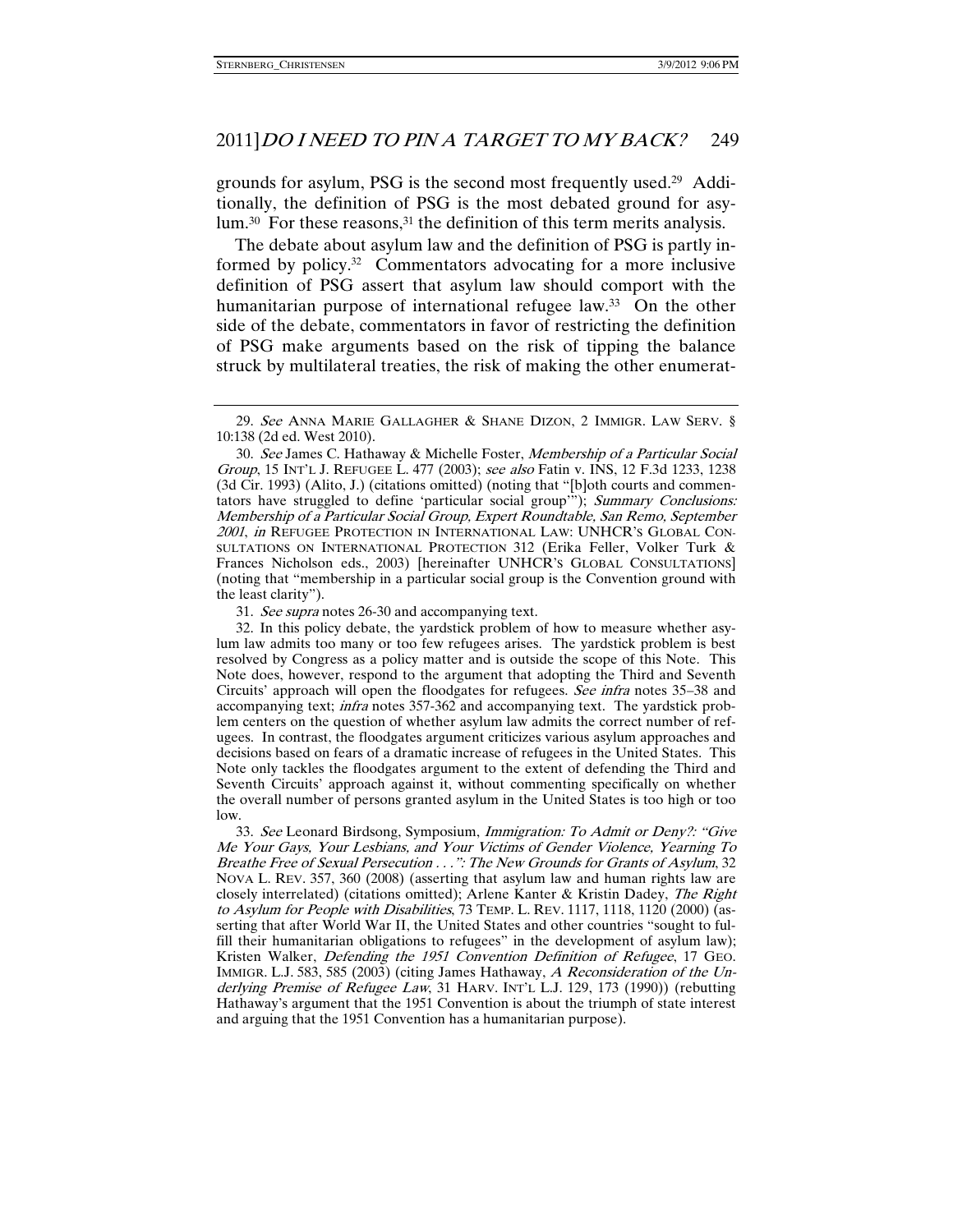grounds for asylum, PSG is the second most frequently used.[29] Additionally, the definition of PSG is the most debated ground for asylum.[30] For these reasons,[31] the definition of this term merits analysis.

The debate about asylum law and the definition of PSG is partly informed by policy.[32] Commentators advocating for a more inclusive definition of PSG assert that asylum law should comport with the humanitarian purpose of international refugee law.[33] On the other side of the debate, commentators in favor of restricting the definition of PSG make arguments based on the risk of tipping the balance struck by multilateral treaties, the risk of making the other enumerat-

---

29. *See* ANNA MARIE GALLAGHER & SHANE DIZON, 2 IMMIGR. LAW SERV. § 10:138 (2d ed. West 2010).

30. *See* James C. Hathaway & Michelle Foster, *Membership of a Particular Social Group*, 15 INT'L J. REFUGEE L. 477 (2003); *see also* Fatin v. INS, 12 F.3d 1233, 1238 (3d Cir. 1993) (Alito, J.) (citations omitted) (noting that "[b]oth courts and commentators have struggled to define 'particular social group'"); *Summary Conclusions: Membership of a Particular Social Group, Expert Roundtable, San Remo, September 2001*, *in* REFUGEE PROTECTION IN INTERNATIONAL LAW: UNHCR'S GLOBAL CONSULTATIONS ON INTERNATIONAL PROTECTION 312 (Erika Feller, Volker Turk & Frances Nicholson eds., 2003) [hereinafter UNHCR'S GLOBAL CONSULTATIONS] (noting that "membership in a particular social group is the Convention ground with the least clarity").

31. *See supra* notes 26-30 and accompanying text.

32. In this policy debate, the yardstick problem of how to measure whether asylum law admits too many or too few refugees arises. The yardstick problem is best resolved by Congress as a policy matter and is outside the scope of this Note. This Note does, however, respond to the argument that adopting the Third and Seventh Circuits' approach will open the floodgates for refugees. *See infra* notes 35–38 and accompanying text; *infra* notes 357-362 and accompanying text. The yardstick problem centers on the question of whether asylum law admits the correct number of refugees. In contrast, the floodgates argument criticizes various asylum approaches and decisions based on fears of a dramatic increase of refugees in the United States. This Note only tackles the floodgates argument to the extent of defending the Third and Seventh Circuits' approach against it, without commenting specifically on whether the overall number of persons granted asylum in the United States is too high or too low.

33. *See* Leonard Birdsong, Symposium, *Immigration: To Admit or Deny?: "Give Me Your Gays, Your Lesbians, and Your Victims of Gender Violence, Yearning To Breathe Free of Sexual Persecution . . .": The New Grounds for Grants of Asylum*, 32 NOVA L. REV. 357, 360 (2008) (asserting that asylum law and human rights law are closely interrelated) (citations omitted); Arlene Kanter & Kristin Dadey, *The Right to Asylum for People with Disabilities*, 73 TEMP. L. REV. 1117, 1118, 1120 (2000) (asserting that after World War II, the United States and other countries "sought to fulfill their humanitarian obligations to refugees" in the development of asylum law); Kristen Walker, *Defending the 1951 Convention Definition of Refugee*, 17 GEO. IMMIGR. L.J. 583, 585 (2003) (citing James Hathaway, *A Reconsideration of the Underlying Premise of Refugee Law*, 31 HARV. INT'L L.J. 129, 173 (1990)) (rebutting Hathaway's argument that the 1951 Convention is about the triumph of state interest and arguing that the 1951 Convention has a humanitarian purpose).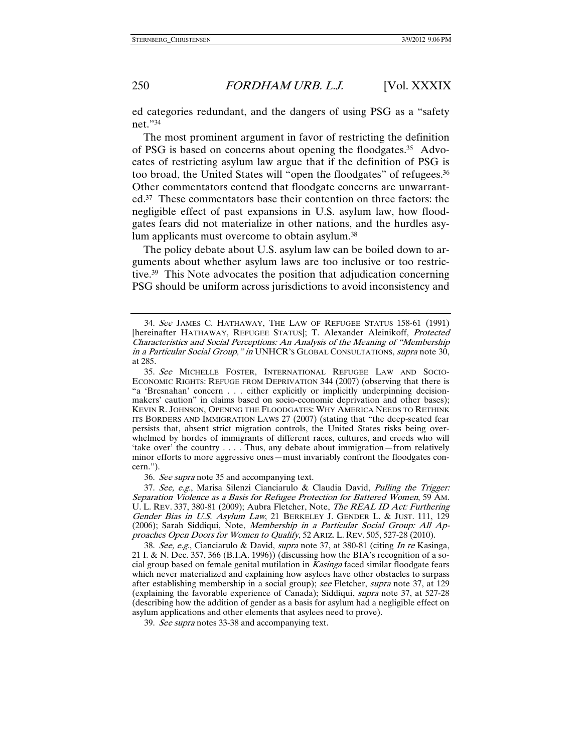ed categories redundant, and the dangers of using PSG as a "safety net."[34]

The most prominent argument in favor of restricting the definition of PSG is based on concerns about opening the floodgates.[35] Advocates of restricting asylum law argue that if the definition of PSG is too broad, the United States will "open the floodgates" of refugees.[36] Other commentators contend that floodgate concerns are unwarranted.[37] These commentators base their contention on three factors: the negligible effect of past expansions in U.S. asylum law, how floodgates fears did not materialize in other nations, and the hurdles asylum applicants must overcome to obtain asylum.[38]

The policy debate about U.S. asylum law can be boiled down to arguments about whether asylum laws are too inclusive or too restrictive.[39] This Note advocates the position that adjudication concerning PSG should be uniform across jurisdictions to avoid inconsistency and

---

34. *See* JAMES C. HATHAWAY, THE LAW OF REFUGEE STATUS 158-61 (1991) [hereinafter HATHAWAY, REFUGEE STATUS]; T. Alexander Aleinikoff, *Protected Characteristics and Social Perceptions: An Analysis of the Meaning of "Membership in a Particular Social Group," in* UNHCR'S GLOBAL CONSULTATIONS, *supra* note 30, at 285.

35. *See* MICHELLE FOSTER, INTERNATIONAL REFUGEE LAW AND SOCIO-ECONOMIC RIGHTS: REFUGE FROM DEPRIVATION 344 (2007) (observing that there is "a 'Bresnahan' concern . . . either explicitly or implicitly underpinning decision-makers' caution" in claims based on socio-economic deprivation and other bases); KEVIN R. JOHNSON, OPENING THE FLOODGATES: WHY AMERICA NEEDS TO RETHINK ITS BORDERS AND IMMIGRATION LAWS 27 (2007) (stating that "the deep-seated fear persists that, absent strict migration controls, the United States risks being overwhelmed by hordes of immigrants of different races, cultures, and creeds who will 'take over' the country . . . . Thus, any debate about immigration—from relatively minor efforts to more aggressive ones—must invariably confront the floodgates concern.").

36. *See supra* note 35 and accompanying text.

37. *See, e.g.*, Marisa Silenzi Cianciarulo & Claudia David, *Pulling the Trigger: Separation Violence as a Basis for Refugee Protection for Battered Women*, 59 AM. U. L. REV. 337, 380-81 (2009); Aubra Fletcher, Note, *The REAL ID Act: Furthering Gender Bias in U.S. Asylum Law*, 21 BERKELEY J. GENDER L. & JUST. 111, 129 (2006); Sarah Siddiqui, Note, *Membership in a Particular Social Group: All Approaches Open Doors for Women to Qualify*, 52 ARIZ. L. REV. 505, 527-28 (2010).

38. *See, e.g.*, Cianciarulo & David, *supra* note 37, at 380-81 (citing *In re* Kasinga, 21 I. & N. Dec. 357, 366 (B.I.A. 1996)) (discussing how the BIA's recognition of a social group based on female genital mutilation in *Kasinga* faced similar floodgate fears which never materialized and explaining how asylees have other obstacles to surpass after establishing membership in a social group); *see* Fletcher, *supra* note 37, at 129 (explaining the favorable experience of Canada); Siddiqui, *supra* note 37, at 527-28 (describing how the addition of gender as a basis for asylum had a negligible effect on asylum applications and other elements that asylees need to prove).

39. *See supra* notes 33-38 and accompanying text.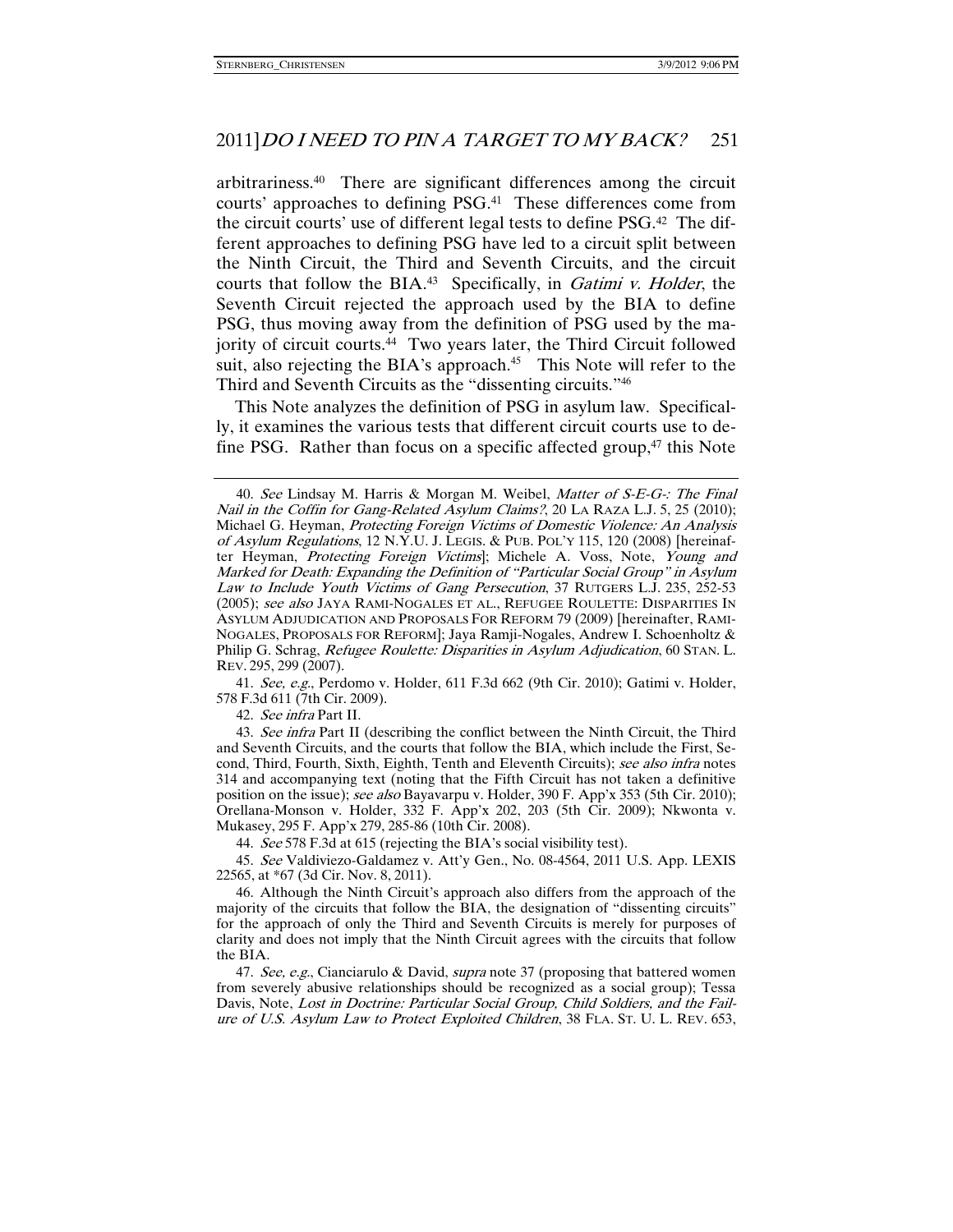arbitrariness.[40] There are significant differences among the circuit courts' approaches to defining PSG.[41] These differences come from the circuit courts' use of different legal tests to define PSG.[42] The different approaches to defining PSG have led to a circuit split between the Ninth Circuit, the Third and Seventh Circuits, and the circuit courts that follow the BIA.[43] Specifically, in *Gatimi v. Holder*, the Seventh Circuit rejected the approach used by the BIA to define PSG, thus moving away from the definition of PSG used by the majority of circuit courts.[44] Two years later, the Third Circuit followed suit, also rejecting the BIA's approach.[45] This Note will refer to the Third and Seventh Circuits as the "dissenting circuits."[46]

This Note analyzes the definition of PSG in asylum law. Specifically, it examines the various tests that different circuit courts use to define PSG. Rather than focus on a specific affected group,[47] this Note

---

40. *See* Lindsay M. Harris & Morgan M. Weibel, *Matter of S-E-G-: The Final Nail in the Coffin for Gang-Related Asylum Claims?*, 20 LA RAZA L.J. 5, 25 (2010); Michael G. Heyman, *Protecting Foreign Victims of Domestic Violence: An Analysis of Asylum Regulations*, 12 N.Y.U. J. LEGIS. & PUB. POL'Y 115, 120 (2008) [hereinafter Heyman, *Protecting Foreign Victims*]; Michele A. Voss, Note, *Young and Marked for Death: Expanding the Definition of "Particular Social Group" in Asylum Law to Include Youth Victims of Gang Persecution*, 37 RUTGERS L.J. 235, 252-53 (2005); *see also* JAYA RAMI-NOGALES ET AL., REFUGEE ROULETTE: DISPARITIES IN ASYLUM ADJUDICATION AND PROPOSALS FOR REFORM 79 (2009) [hereinafter, RAMI-NOGALES, PROPOSALS FOR REFORM]; Jaya Ramji-Nogales, Andrew I. Schoenholtz & Philip G. Schrag, *Refugee Roulette: Disparities in Asylum Adjudication*, 60 STAN. L. REV. 295, 299 (2007).

41. *See, e.g.*, Perdomo v. Holder, 611 F.3d 662 (9th Cir. 2010); Gatimi v. Holder, 578 F.3d 611 (7th Cir. 2009).

42. *See infra* Part II.

43. *See infra* Part II (describing the conflict between the Ninth Circuit, the Third and Seventh Circuits, and the courts that follow the BIA, which include the First, Second, Third, Fourth, Sixth, Eighth, Tenth and Eleventh Circuits); *see also infra* notes 314 and accompanying text (noting that the Fifth Circuit has not taken a definitive position on the issue); *see also* Bayavarpu v. Holder, 390 F. App'x 353 (5th Cir. 2010); Orellana-Monson v. Holder, 332 F. App'x 202, 203 (5th Cir. 2009); Nkwonta v. Mukasey, 295 F. App'x 279, 285-86 (10th Cir. 2008).

44. *See* 578 F.3d at 615 (rejecting the BIA's social visibility test).

45. *See* Valdiviezo-Galdamez v. Att'y Gen., No. 08-4564, 2011 U.S. App. LEXIS 22565, at *67 (3d Cir. Nov. 8, 2011).

46. Although the Ninth Circuit's approach also differs from the approach of the majority of the circuits that follow the BIA, the designation of "dissenting circuits" for the approach of only the Third and Seventh Circuits is merely for purposes of clarity and does not imply that the Ninth Circuit agrees with the circuits that follow the BIA.

47. *See, e.g.*, Cianciarulo & David, *supra* note 37 (proposing that battered women from severely abusive relationships should be recognized as a social group); Tessa Davis, Note, *Lost in Doctrine: Particular Social Group, Child Soldiers, and the Failure of U.S. Asylum Law to Protect Exploited Children*, 38 FLA. ST. U. L. REV. 653,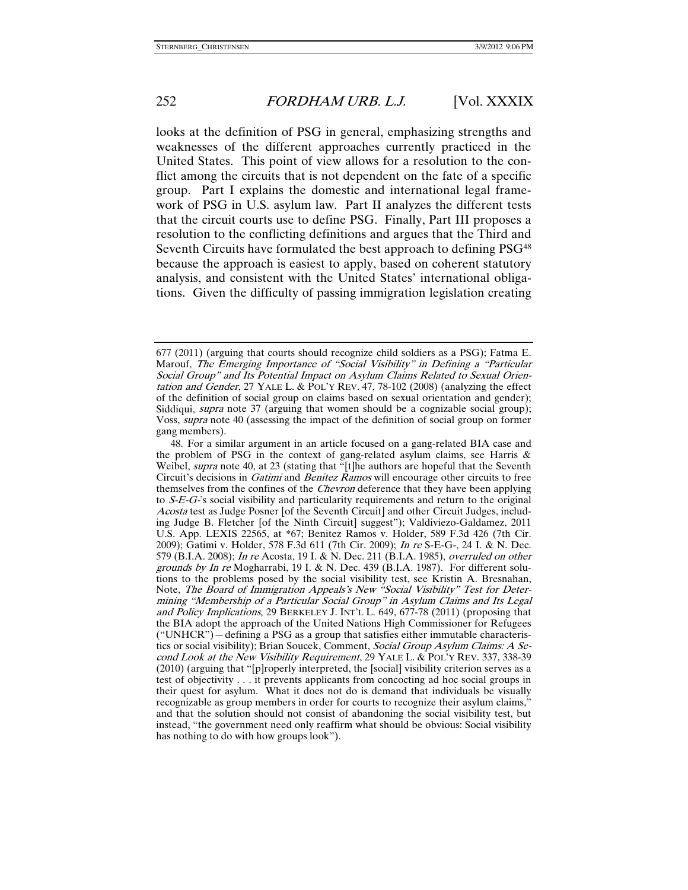looks at the definition of PSG in general, emphasizing strengths and weaknesses of the different approaches currently practiced in the United States. This point of view allows for a resolution to the conflict among the circuits that is not dependent on the fate of a specific group. Part I explains the domestic and international legal framework of PSG in U.S. asylum law. Part II analyzes the different tests that the circuit courts use to define PSG. Finally, Part III proposes a resolution to the conflicting definitions and argues that the Third and Seventh Circuits have formulated the best approach to defining PSG[48] because the approach is easiest to apply, based on coherent statutory analysis, and consistent with the United States' international obligations. Given the difficulty of passing immigration legislation creating

---

677 (2011) (arguing that courts should recognize child soldiers as a PSG); Fatma E. Marouf, *The Emerging Importance of "Social Visibility" in Defining a "Particular Social Group" and Its Potential Impact on Asylum Claims Related to Sexual Orientation and Gender*, 27 YALE L. & POL'Y REV. 47, 78-102 (2008) (analyzing the effect of the definition of social group on claims based on sexual orientation and gender); Siddiqui, *supra* note 37 (arguing that women should be a cognizable social group); Voss, *supra* note 40 (assessing the impact of the definition of social group on former gang members).

48. For a similar argument in an article focused on a gang-related BIA case and the problem of PSG in the context of gang-related asylum claims, see Harris & Weibel, *supra* note 40, at 23 (stating that "[t]he authors are hopeful that the Seventh Circuit's decisions in *Gatimi* and *Benitez Ramos* will encourage other circuits to free themselves from the confines of the *Chevron* deference that they have been applying to *S-E-G-*'s social visibility and particularity requirements and return to the original *Acosta* test as Judge Posner [of the Seventh Circuit] and other Circuit Judges, including Judge B. Fletcher [of the Ninth Circuit] suggest"); Valdiviezo-Galdamez, 2011 U.S. App. LEXIS 22565, at *67; Benitez Ramos v. Holder, 589 F.3d 426 (7th Cir. 2009); Gatimi v. Holder, 578 F.3d 611 (7th Cir. 2009); *In re* S-E-G-, 24 I. & N. Dec. 579 (B.I.A. 2008); *In re* Acosta, 19 I. & N. Dec. 211 (B.I.A. 1985), *overruled on other grounds by In re* Mogharrabi, 19 I. & N. Dec. 439 (B.I.A. 1987). For different solutions to the problems posed by the social visibility test, see Kristin A. Bresnahan, Note, *The Board of Immigration Appeals's New "Social Visibility" Test for Determining "Membership of a Particular Social Group" in Asylum Claims and Its Legal and Policy Implications*, 29 BERKELEY J. INT'L L. 649, 677-78 (2011) (proposing that the BIA adopt the approach of the United Nations High Commissioner for Refugees ("UNHCR")—defining a PSG as a group that satisfies either immutable characteristics or social visibility); Brian Soucek, Comment, *Social Group Asylum Claims: A Second Look at the New Visibility Requirement*, 29 YALE L. & POL'Y REV. 337, 338-39 (2010) (arguing that "[p]roperly interpreted, the [social] visibility criterion serves as a test of objectivity . . . it prevents applicants from concocting ad hoc social groups in their quest for asylum. What it does not do is demand that individuals be visually recognizable as group members in order for courts to recognize their asylum claims," and that the solution should not consist of abandoning the social visibility test, but instead, "the government need only reaffirm what should be obvious: Social visibility has nothing to do with how groups look").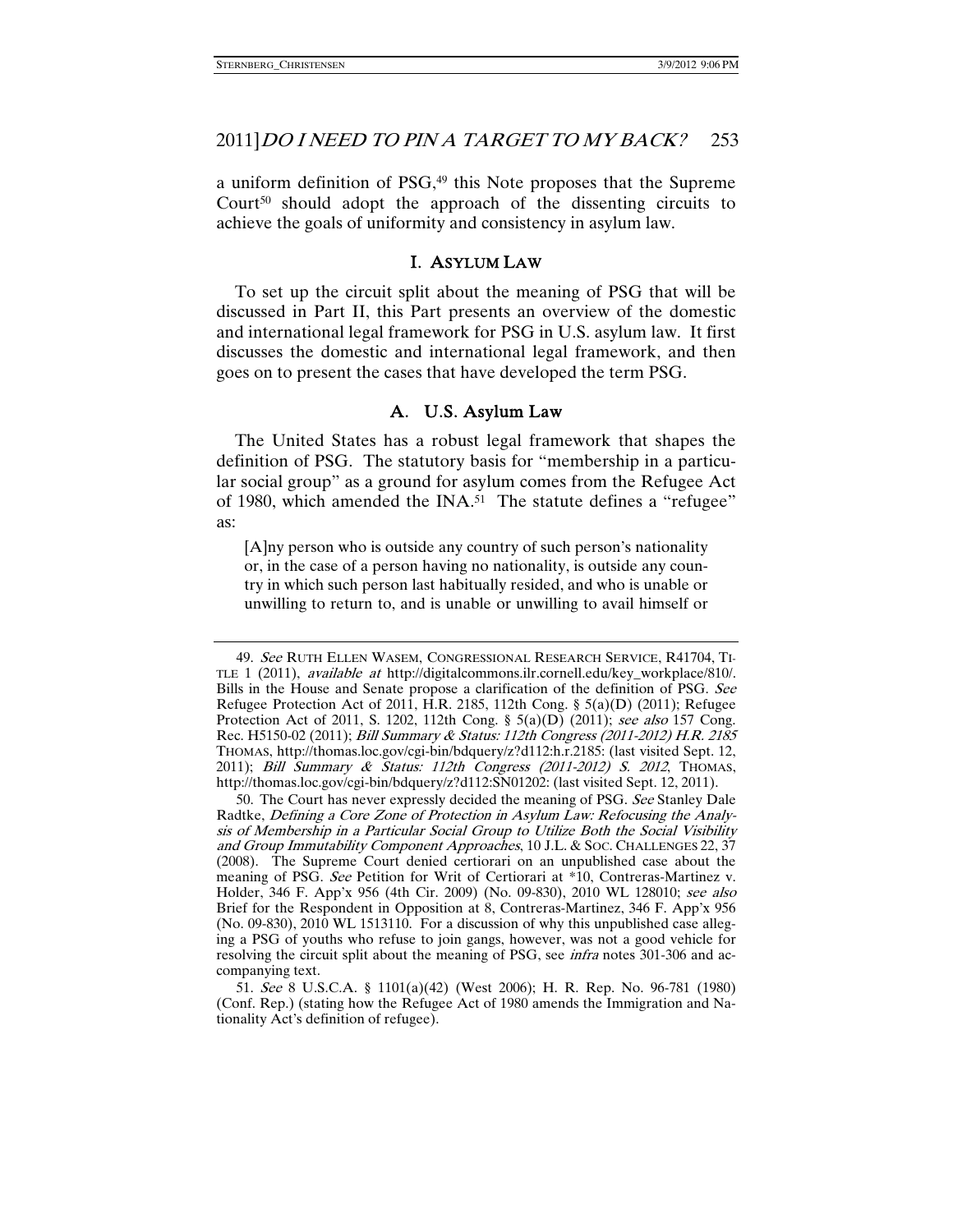a uniform definition of PSG,[49] this Note proposes that the Supreme Court[50] should adopt the approach of the dissenting circuits to achieve the goals of uniformity and consistency in asylum law.

## I. Asylum Law

To set up the circuit split about the meaning of PSG that will be discussed in Part II, this Part presents an overview of the domestic and international legal framework for PSG in U.S. asylum law. It first discusses the domestic and international legal framework, and then goes on to present the cases that have developed the term PSG.

### A. U.S. Asylum Law

The United States has a robust legal framework that shapes the definition of PSG. The statutory basis for "membership in a particular social group" as a ground for asylum comes from the Refugee Act of 1980, which amended the INA.[51] The statute defines a "refugee" as:

> [A]ny person who is outside any country of such person's nationality or, in the case of a person having no nationality, is outside any country in which such person last habitually resided, and who is unable or unwilling to return to, and is unable or unwilling to avail himself or

---

49. *See* Ruth Ellen Wasem, Congressional Research Service, R41704, Title 1 (2011), *available at* http://digitalcommons.ilr.cornell.edu/key_workplace/810/. Bills in the House and Senate propose a clarification of the definition of PSG. *See* Refugee Protection Act of 2011, H.R. 2185, 112th Cong. § 5(a)(D) (2011); Refugee Protection Act of 2011, S. 1202, 112th Cong. § 5(a)(D) (2011); *see also* 157 Cong. Rec. H5150-02 (2011); *Bill Summary & Status: 112th Congress (2011-2012) H.R. 2185* Thomas, http://thomas.loc.gov/cgi-bin/bdquery/z?d112:h.r.2185: (last visited Sept. 12, 2011); *Bill Summary & Status: 112th Congress (2011-2012) S. 2012*, Thomas, http://thomas.loc.gov/cgi-bin/bdquery/z?d112:SN01202: (last visited Sept. 12, 2011).

50. The Court has never expressly decided the meaning of PSG. *See* Stanley Dale Radtke, *Defining a Core Zone of Protection in Asylum Law: Refocusing the Analysis of Membership in a Particular Social Group to Utilize Both the Social Visibility and Group Immutability Component Approaches*, 10 J.L. & Soc. Challenges 22, 37 (2008). The Supreme Court denied certiorari on an unpublished case about the meaning of PSG. *See* Petition for Writ of Certiorari at *10, Contreras-Martinez v. Holder, 346 F. App'x 956 (4th Cir. 2009) (No. 09-830), 2010 WL 128010; *see also* Brief for the Respondent in Opposition at 8, Contreras-Martinez, 346 F. App'x 956 (No. 09-830), 2010 WL 1513110. For a discussion of why this unpublished case alleging a PSG of youths who refuse to join gangs, however, was not a good vehicle for resolving the circuit split about the meaning of PSG, see *infra* notes 301-306 and accompanying text.

51. *See* 8 U.S.C.A. § 1101(a)(42) (West 2006); H. R. Rep. No. 96-781 (1980) (Conf. Rep.) (stating how the Refugee Act of 1980 amends the Immigration and Nationality Act's definition of refugee).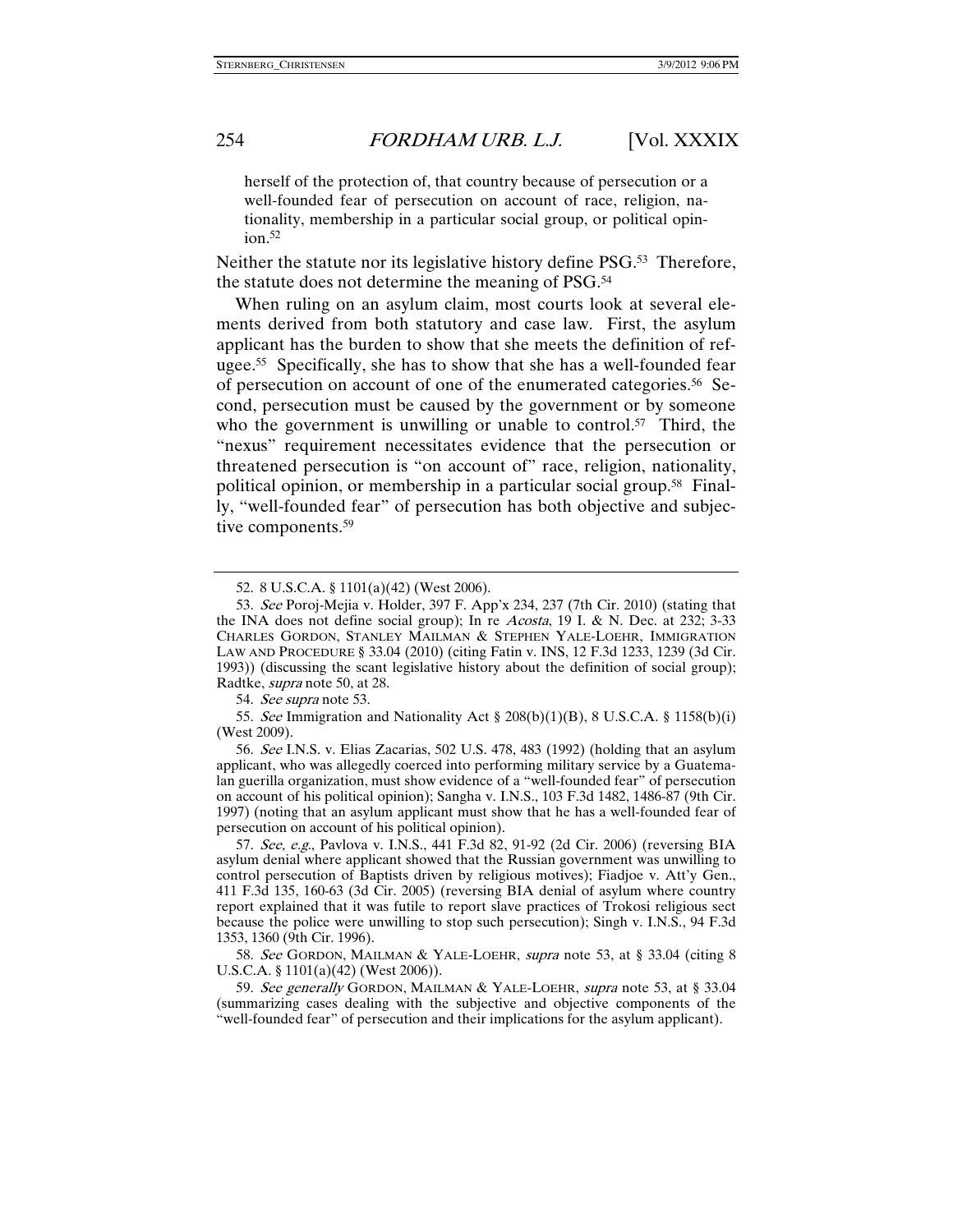herself of the protection of, that country because of persecution or a well-founded fear of persecution on account of race, religion, nationality, membership in a particular social group, or political opinion.[52]

Neither the statute nor its legislative history define PSG.[53] Therefore, the statute does not determine the meaning of PSG.[54]

When ruling on an asylum claim, most courts look at several elements derived from both statutory and case law. First, the asylum applicant has the burden to show that she meets the definition of refugee.[55] Specifically, she has to show that she has a well-founded fear of persecution on account of one of the enumerated categories.[56] Second, persecution must be caused by the government or by someone who the government is unwilling or unable to control.[57] Third, the "nexus" requirement necessitates evidence that the persecution or threatened persecution is "on account of" race, religion, nationality, political opinion, or membership in a particular social group.[58] Finally, "well-founded fear" of persecution has both objective and subjective components.[59]

---

52. 8 U.S.C.A. § 1101(a)(42) (West 2006).

53. *See* Poroj-Mejia v. Holder, 397 F. App'x 234, 237 (7th Cir. 2010) (stating that the INA does not define social group); In re *Acosta*, 19 I. & N. Dec. at 232; 3-33 CHARLES GORDON, STANLEY MAILMAN & STEPHEN YALE-LOEHR, IMMIGRATION LAW AND PROCEDURE § 33.04 (2010) (citing Fatin v. INS, 12 F.3d 1233, 1239 (3d Cir. 1993)) (discussing the scant legislative history about the definition of social group); Radtke, *supra* note 50, at 28.

54. *See supra* note 53.

55. *See* Immigration and Nationality Act § 208(b)(1)(B), 8 U.S.C.A. § 1158(b)(i) (West 2009).

56. *See* I.N.S. v. Elias Zacarias, 502 U.S. 478, 483 (1992) (holding that an asylum applicant, who was allegedly coerced into performing military service by a Guatemalan guerilla organization, must show evidence of a "well-founded fear" of persecution on account of his political opinion); Sangha v. I.N.S., 103 F.3d 1482, 1486-87 (9th Cir. 1997) (noting that an asylum applicant must show that he has a well-founded fear of persecution on account of his political opinion).

57. *See, e.g.*, Pavlova v. I.N.S., 441 F.3d 82, 91-92 (2d Cir. 2006) (reversing BIA asylum denial where applicant showed that the Russian government was unwilling to control persecution of Baptists driven by religious motives); Fiadjoe v. Att'y Gen., 411 F.3d 135, 160-63 (3d Cir. 2005) (reversing BIA denial of asylum where country report explained that it was futile to report slave practices of Trokosi religious sect because the police were unwilling to stop such persecution); Singh v. I.N.S., 94 F.3d 1353, 1360 (9th Cir. 1996).

58. *See* GORDON, MAILMAN & YALE-LOEHR, *supra* note 53, at § 33.04 (citing 8 U.S.C.A. § 1101(a)(42) (West 2006)).

59. *See generally* GORDON, MAILMAN & YALE-LOEHR, *supra* note 53, at § 33.04 (summarizing cases dealing with the subjective and objective components of the "well-founded fear" of persecution and their implications for the asylum applicant).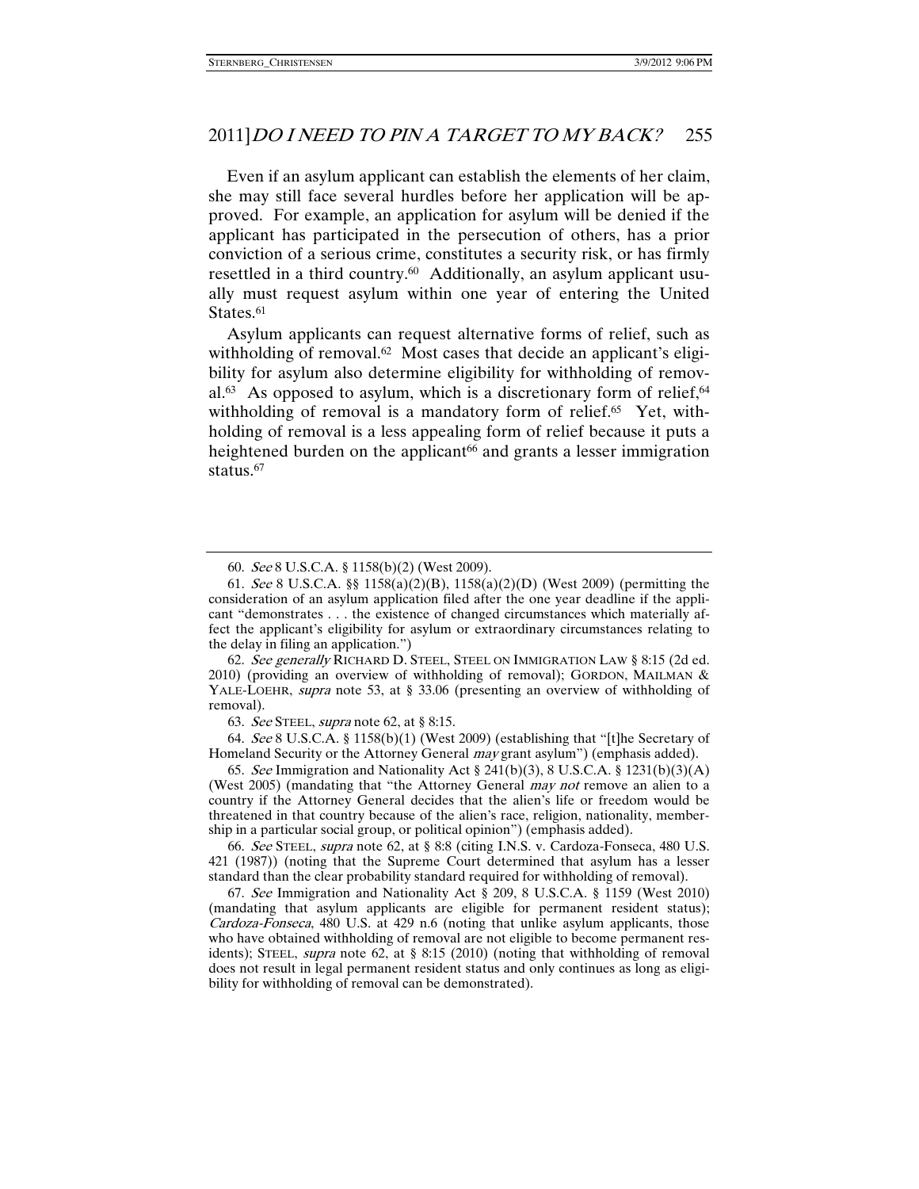Even if an asylum applicant can establish the elements of her claim, she may still face several hurdles before her application will be approved. For example, an application for asylum will be denied if the applicant has participated in the persecution of others, has a prior conviction of a serious crime, constitutes a security risk, or has firmly resettled in a third country.[60] Additionally, an asylum applicant usually must request asylum within one year of entering the United States.[61]

Asylum applicants can request alternative forms of relief, such as withholding of removal.[62] Most cases that decide an applicant's eligibility for asylum also determine eligibility for withholding of removal.[63] As opposed to asylum, which is a discretionary form of relief,[64] withholding of removal is a mandatory form of relief.[65] Yet, withholding of removal is a less appealing form of relief because it puts a heightened burden on the applicant[66] and grants a lesser immigration status.[67]

---

60. *See* 8 U.S.C.A. § 1158(b)(2) (West 2009).

61. *See* 8 U.S.C.A. §§ 1158(a)(2)(B), 1158(a)(2)(D) (West 2009) (permitting the consideration of an asylum application filed after the one year deadline if the applicant "demonstrates . . . the existence of changed circumstances which materially affect the applicant's eligibility for asylum or extraordinary circumstances relating to the delay in filing an application.")

62. *See generally* RICHARD D. STEEL, STEEL ON IMMIGRATION LAW § 8:15 (2d ed. 2010) (providing an overview of withholding of removal); GORDON, MAILMAN & YALE-LOEHR, *supra* note 53, at § 33.06 (presenting an overview of withholding of removal).

63. *See* STEEL, *supra* note 62, at § 8:15.

64. *See* 8 U.S.C.A. § 1158(b)(1) (West 2009) (establishing that "[t]he Secretary of Homeland Security or the Attorney General *may* grant asylum") (emphasis added).

65. *See* Immigration and Nationality Act § 241(b)(3), 8 U.S.C.A. § 1231(b)(3)(A) (West 2005) (mandating that "the Attorney General *may not* remove an alien to a country if the Attorney General decides that the alien's life or freedom would be threatened in that country because of the alien's race, religion, nationality, membership in a particular social group, or political opinion") (emphasis added).

66. *See* STEEL, *supra* note 62, at § 8:8 (citing I.N.S. v. Cardoza-Fonseca, 480 U.S. 421 (1987)) (noting that the Supreme Court determined that asylum has a lesser standard than the clear probability standard required for withholding of removal).

67. *See* Immigration and Nationality Act § 209, 8 U.S.C.A. § 1159 (West 2010) (mandating that asylum applicants are eligible for permanent resident status); *Cardoza-Fonseca*, 480 U.S. at 429 n.6 (noting that unlike asylum applicants, those who have obtained withholding of removal are not eligible to become permanent residents); STEEL, *supra* note 62, at § 8:15 (2010) (noting that withholding of removal does not result in legal permanent resident status and only continues as long as eligibility for withholding of removal can be demonstrated).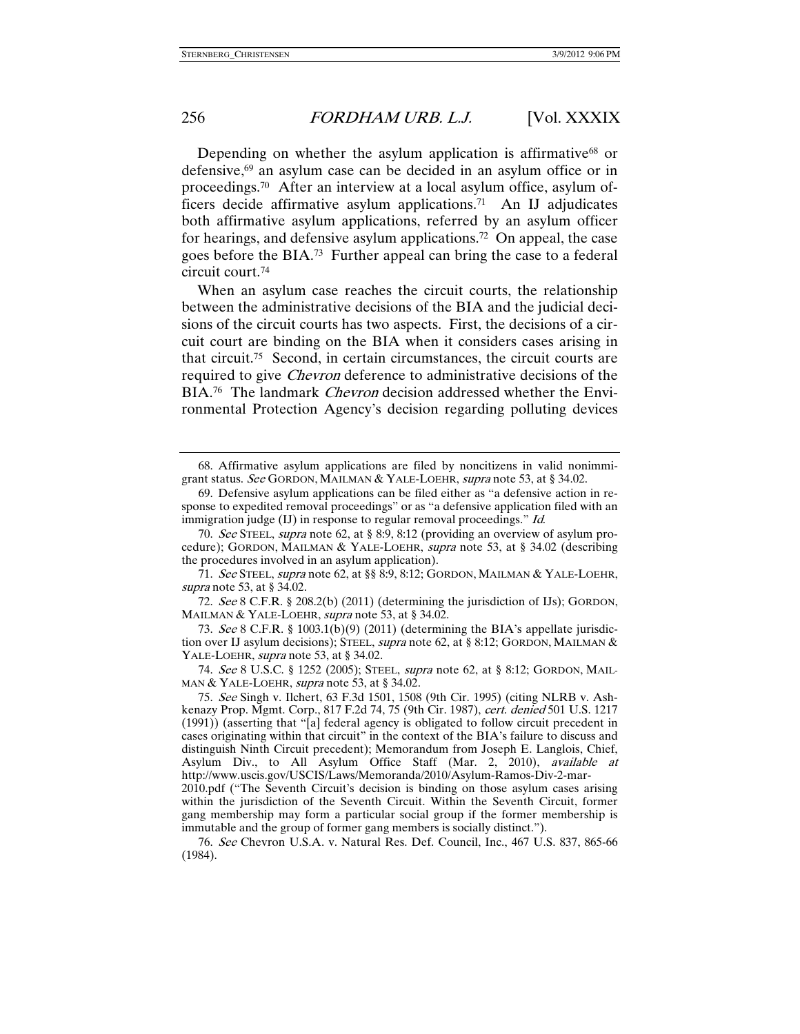Depending on whether the asylum application is affirmative[68] or defensive,[69] an asylum case can be decided in an asylum office or in proceedings.[70] After an interview at a local asylum office, asylum officers decide affirmative asylum applications.[71] An IJ adjudicates both affirmative asylum applications, referred by an asylum officer for hearings, and defensive asylum applications.[72] On appeal, the case goes before the BIA.[73] Further appeal can bring the case to a federal circuit court.[74]

When an asylum case reaches the circuit courts, the relationship between the administrative decisions of the BIA and the judicial decisions of the circuit courts has two aspects. First, the decisions of a circuit court are binding on the BIA when it considers cases arising in that circuit.[75] Second, in certain circumstances, the circuit courts are required to give *Chevron* deference to administrative decisions of the BIA.[76] The landmark *Chevron* decision addressed whether the Environmental Protection Agency's decision regarding polluting devices

---

68. Affirmative asylum applications are filed by noncitizens in valid nonimmigrant status. *See* GORDON, MAILMAN & YALE-LOEHR, *supra* note 53, at § 34.02.

69. Defensive asylum applications can be filed either as "a defensive action in response to expedited removal proceedings" or as "a defensive application filed with an immigration judge (IJ) in response to regular removal proceedings." *Id.*

70. *See* STEEL, *supra* note 62, at § 8:9, 8:12 (providing an overview of asylum procedure); GORDON, MAILMAN & YALE-LOEHR, *supra* note 53, at § 34.02 (describing the procedures involved in an asylum application).

71. *See* STEEL, *supra* note 62, at §§ 8:9, 8:12; GORDON, MAILMAN & YALE-LOEHR, *supra* note 53, at § 34.02.

72. *See* 8 C.F.R. § 208.2(b) (2011) (determining the jurisdiction of IJs); GORDON, MAILMAN & YALE-LOEHR, *supra* note 53, at § 34.02.

73. *See* 8 C.F.R. § 1003.1(b)(9) (2011) (determining the BIA's appellate jurisdiction over IJ asylum decisions); STEEL, *supra* note 62, at § 8:12; GORDON, MAILMAN & YALE-LOEHR, *supra* note 53, at § 34.02.

74. *See* 8 U.S.C. § 1252 (2005); STEEL, *supra* note 62, at § 8:12; GORDON, MAILMAN & YALE-LOEHR, *supra* note 53, at § 34.02.

75. *See* Singh v. Ilchert, 63 F.3d 1501, 1508 (9th Cir. 1995) (citing NLRB v. Ashkenazy Prop. Mgmt. Corp., 817 F.2d 74, 75 (9th Cir. 1987), *cert. denied* 501 U.S. 1217 (1991)) (asserting that "[a] federal agency is obligated to follow circuit precedent in cases originating within that circuit" in the context of the BIA's failure to discuss and distinguish Ninth Circuit precedent); Memorandum from Joseph E. Langlois, Chief, Asylum Div., to All Asylum Office Staff (Mar. 2, 2010), *available at* http://www.uscis.gov/USCIS/Laws/Memoranda/2010/Asylum-Ramos-Div-2-mar-2010.pdf ("The Seventh Circuit's decision is binding on those asylum cases arising within the jurisdiction of the Seventh Circuit. Within the Seventh Circuit, former gang membership may form a particular social group if the former membership is immutable and the group of former gang members is socially distinct.").

76. *See* Chevron U.S.A. v. Natural Res. Def. Council, Inc., 467 U.S. 837, 865-66 (1984).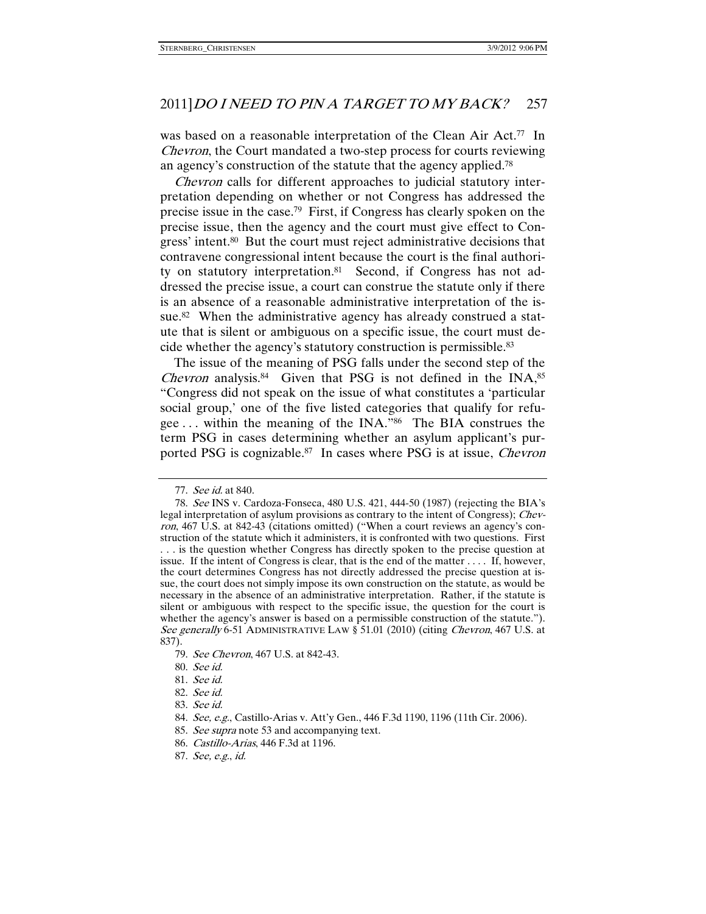was based on a reasonable interpretation of the Clean Air Act.[77] In *Chevron*, the Court mandated a two-step process for courts reviewing an agency's construction of the statute that the agency applied.[78]

*Chevron* calls for different approaches to judicial statutory interpretation depending on whether or not Congress has addressed the precise issue in the case.[79] First, if Congress has clearly spoken on the precise issue, then the agency and the court must give effect to Congress' intent.[80] But the court must reject administrative decisions that contravene congressional intent because the court is the final authority on statutory interpretation.[81] Second, if Congress has not addressed the precise issue, a court can construe the statute only if there is an absence of a reasonable administrative interpretation of the issue.[82] When the administrative agency has already construed a statute that is silent or ambiguous on a specific issue, the court must decide whether the agency's statutory construction is permissible.[83]

The issue of the meaning of PSG falls under the second step of the *Chevron* analysis.[84] Given that PSG is not defined in the INA,[85] "Congress did not speak on the issue of what constitutes a 'particular social group,' one of the five listed categories that qualify for refugee . . . within the meaning of the INA."[86] The BIA construes the term PSG in cases determining whether an asylum applicant's purported PSG is cognizable.[87] In cases where PSG is at issue, *Chevron*

---

77. *See id.* at 840.

78. *See* INS v. Cardoza-Fonseca, 480 U.S. 421, 444-50 (1987) (rejecting the BIA's legal interpretation of asylum provisions as contrary to the intent of Congress); *Chevron*, 467 U.S. at 842-43 (citations omitted) ("When a court reviews an agency's construction of the statute which it administers, it is confronted with two questions. First . . . is the question whether Congress has directly spoken to the precise question at issue. If the intent of Congress is clear, that is the end of the matter . . . . If, however, the court determines Congress has not directly addressed the precise question at issue, the court does not simply impose its own construction on the statute, as would be necessary in the absence of an administrative interpretation. Rather, if the statute is silent or ambiguous with respect to the specific issue, the question for the court is whether the agency's answer is based on a permissible construction of the statute."). *See generally* 6-51 ADMINISTRATIVE LAW § 51.01 (2010) (citing *Chevron*, 467 U.S. at 837).

79. *See Chevron*, 467 U.S. at 842-43.

80. *See id.*

81. *See id.*

82. *See id.*

83. *See id.*

84. *See, e.g.*, Castillo-Arias v. Att'y Gen., 446 F.3d 1190, 1196 (11th Cir. 2006).

85. *See supra* note 53 and accompanying text.

86. *Castillo-Arias*, 446 F.3d at 1196.

87. *See, e.g.*, *id.*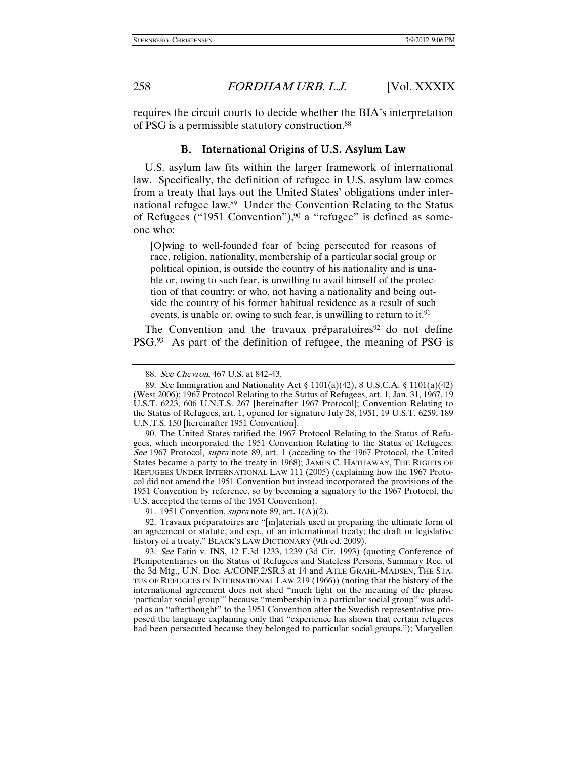requires the circuit courts to decide whether the BIA's interpretation of PSG is a permissible statutory construction.[88]

### B. International Origins of U.S. Asylum Law

U.S. asylum law fits within the larger framework of international law. Specifically, the definition of refugee in U.S. asylum law comes from a treaty that lays out the United States' obligations under international refugee law.[89] Under the Convention Relating to the Status of Refugees ("1951 Convention"),[90] a "refugee" is defined as someone who:

> [O]wing to well-founded fear of being persecuted for reasons of race, religion, nationality, membership of a particular social group or political opinion, is outside the country of his nationality and is unable or, owing to such fear, is unwilling to avail himself of the protection of that country; or who, not having a nationality and being outside the country of his former habitual residence as a result of such events, is unable or, owing to such fear, is unwilling to return to it.[91]

The Convention and the travaux préparatoires[92] do not define PSG.[93] As part of the definition of refugee, the meaning of PSG is

---

88. *See Chevron*, 467 U.S. at 842-43.

89. *See* Immigration and Nationality Act § 1101(a)(42), 8 U.S.C.A. § 1101(a)(42) (West 2006); 1967 Protocol Relating to the Status of Refugees, art. 1, Jan. 31, 1967, 19 U.S.T. 6223, 606 U.N.T.S. 267 [hereinafter 1967 Protocol]; Convention Relating to the Status of Refugees, art. 1, opened for signature July 28, 1951, 19 U.S.T. 6259, 189 U.N.T.S. 150 [hereinafter 1951 Convention].

90. The United States ratified the 1967 Protocol Relating to the Status of Refugees, which incorporated the 1951 Convention Relating to the Status of Refugees. *See* 1967 Protocol, *supra* note 89, art. 1 (acceding to the 1967 Protocol, the United States became a party to the treaty in 1968); JAMES C. HATHAWAY, THE RIGHTS OF REFUGEES UNDER INTERNATIONAL LAW 111 (2005) (explaining how the 1967 Protocol did not amend the 1951 Convention but instead incorporated the provisions of the 1951 Convention by reference, so by becoming a signatory to the 1967 Protocol, the U.S. accepted the terms of the 1951 Convention).

91. 1951 Convention, *supra* note 89, art. 1(A)(2).

92. Travaux préparatoires are "[m]aterials used in preparing the ultimate form of an agreement or statute, and esp., of an international treaty; the draft or legislative history of a treaty." BLACK'S LAW DICTIONARY (9th ed. 2009).

93. *See* Fatin v. INS, 12 F.3d 1233, 1239 (3d Cir. 1993) (quoting Conference of Plenipotentiaries on the Status of Refugees and Stateless Persons, Summary Rec. of the 3d Mtg., U.N. Doc. A/CONF.2/SR.3 at 14 and ATLE GRAHL-MADSEN, THE STATUS OF REFUGEES IN INTERNATIONAL LAW 219 (1966)) (noting that the history of the international agreement does not shed "much light on the meaning of the phrase 'particular social group'" because "membership in a particular social group" was added as an "afterthought" to the 1951 Convention after the Swedish representative proposed the language explaining only that "experience has shown that certain refugees had been persecuted because they belonged to particular social groups."); Maryellen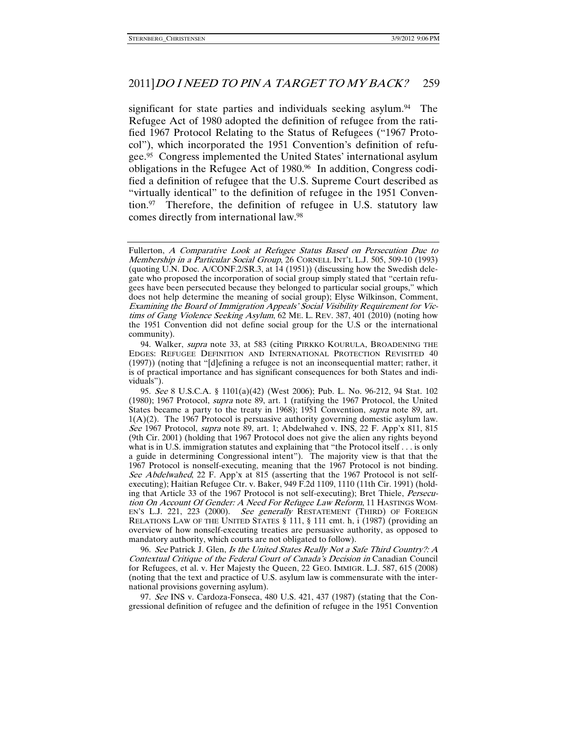significant for state parties and individuals seeking asylum.[94] The Refugee Act of 1980 adopted the definition of refugee from the ratified 1967 Protocol Relating to the Status of Refugees ("1967 Protocol"), which incorporated the 1951 Convention's definition of refugee.[95] Congress implemented the United States' international asylum obligations in the Refugee Act of 1980.[96] In addition, Congress codified a definition of refugee that the U.S. Supreme Court described as "virtually identical" to the definition of refugee in the 1951 Convention.[97] Therefore, the definition of refugee in U.S. statutory law comes directly from international law.[98]

---

Fullerton, *A Comparative Look at Refugee Status Based on Persecution Due to Membership in a Particular Social Group*, 26 CORNELL INT'L L.J. 505, 509-10 (1993) (quoting U.N. Doc. A/CONF.2/SR.3, at 14 (1951)) (discussing how the Swedish delegate who proposed the incorporation of social group simply stated that "certain refugees have been persecuted because they belonged to particular social groups," which does not help determine the meaning of social group); Elyse Wilkinson, Comment, *Examining the Board of Immigration Appeals' Social Visibility Requirement for Victims of Gang Violence Seeking Asylum*, 62 ME. L. REV. 387, 401 (2010) (noting how the 1951 Convention did not define social group for the U.S or the international community).

94. Walker, *supra* note 33, at 583 (citing PIRKKO KOURULA, BROADENING THE EDGES: REFUGEE DEFINITION AND INTERNATIONAL PROTECTION REVISITED 40 (1997)) (noting that "[d]efining a refugee is not an inconsequential matter; rather, it is of practical importance and has significant consequences for both States and individuals").

95. *See* 8 U.S.C.A. § 1101(a)(42) (West 2006); Pub. L. No. 96-212, 94 Stat. 102 (1980); 1967 Protocol, *supra* note 89, art. 1 (ratifying the 1967 Protocol, the United States became a party to the treaty in 1968); 1951 Convention, *supra* note 89, art. 1(A)(2). The 1967 Protocol is persuasive authority governing domestic asylum law. *See* 1967 Protocol, *supra* note 89, art. 1; Abdelwahed v. INS, 22 F. App'x 811, 815 (9th Cir. 2001) (holding that 1967 Protocol does not give the alien any rights beyond what is in U.S. immigration statutes and explaining that "the Protocol itself . . . is only a guide in determining Congressional intent"). The majority view is that that the 1967 Protocol is nonself-executing, meaning that the 1967 Protocol is not binding. *See Abdelwahed*, 22 F. App'x at 815 (asserting that the 1967 Protocol is not self-executing); Haitian Refugee Ctr. v. Baker, 949 F.2d 1109, 1110 (11th Cir. 1991) (holding that Article 33 of the 1967 Protocol is not self-executing); Bret Thiele, *Persecution On Account Of Gender: A Need For Refugee Law Reform*, 11 HASTINGS WOMEN'S L.J. 221, 223 (2000). *See generally* RESTATEMENT (THIRD) OF FOREIGN RELATIONS LAW OF THE UNITED STATES § 111, § 111 cmt. h, i (1987) (providing an overview of how nonself-executing treaties are persuasive authority, as opposed to mandatory authority, which courts are not obligated to follow).

96. *See* Patrick J. Glen, *Is the United States Really Not a Safe Third Country?: A Contextual Critique of the Federal Court of Canada's Decision in* Canadian Council for Refugees, et al. v. Her Majesty the Queen, 22 GEO. IMMIGR. L.J. 587, 615 (2008) (noting that the text and practice of U.S. asylum law is commensurate with the international provisions governing asylum).

97. *See* INS v. Cardoza-Fonseca, 480 U.S. 421, 437 (1987) (stating that the Congressional definition of refugee and the definition of refugee in the 1951 Convention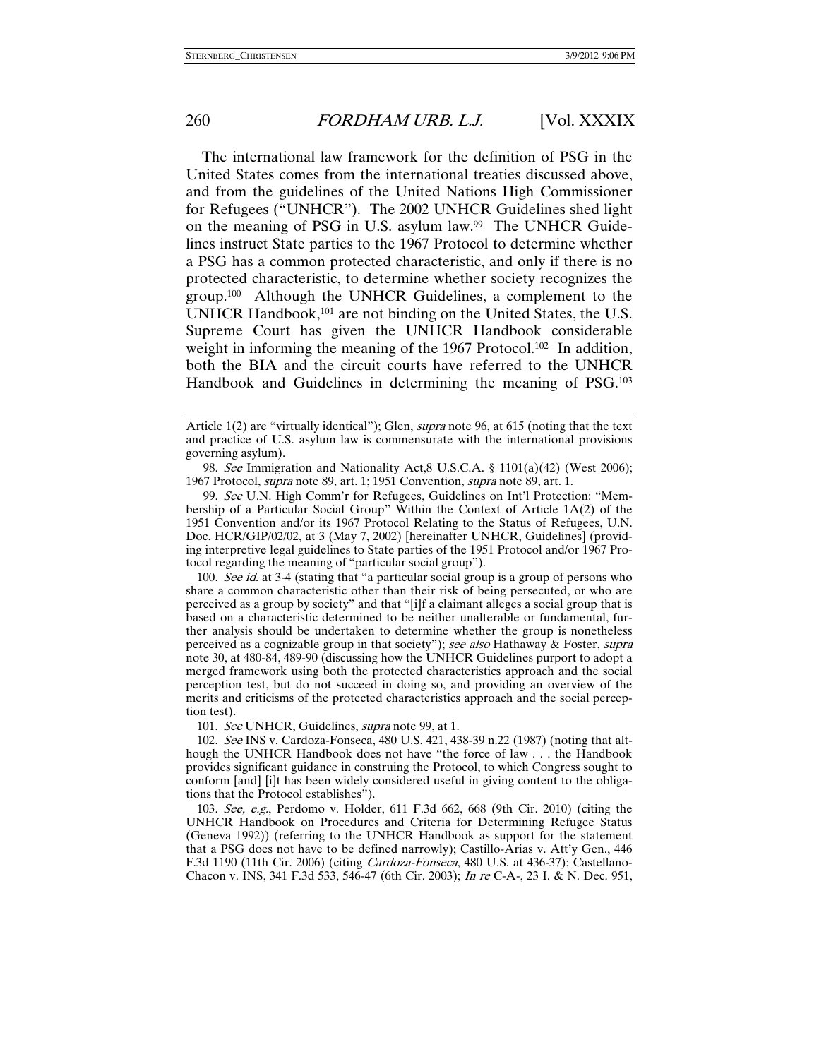The international law framework for the definition of PSG in the United States comes from the international treaties discussed above, and from the guidelines of the United Nations High Commissioner for Refugees ("UNHCR"). The 2002 UNHCR Guidelines shed light on the meaning of PSG in U.S. asylum law.[99] The UNHCR Guidelines instruct State parties to the 1967 Protocol to determine whether a PSG has a common protected characteristic, and only if there is no protected characteristic, to determine whether society recognizes the group.[100] Although the UNHCR Guidelines, a complement to the UNHCR Handbook,[101] are not binding on the United States, the U.S. Supreme Court has given the UNHCR Handbook considerable weight in informing the meaning of the 1967 Protocol.[102] In addition, both the BIA and the circuit courts have referred to the UNHCR Handbook and Guidelines in determining the meaning of PSG.[103]

---

Article 1(2) are "virtually identical"); Glen, *supra* note 96, at 615 (noting that the text and practice of U.S. asylum law is commensurate with the international provisions governing asylum).

98. *See* Immigration and Nationality Act,8 U.S.C.A. § 1101(a)(42) (West 2006); 1967 Protocol, *supra* note 89, art. 1; 1951 Convention, *supra* note 89, art. 1.

99. *See* U.N. High Comm'r for Refugees, Guidelines on Int'l Protection: "Membership of a Particular Social Group" Within the Context of Article 1A(2) of the 1951 Convention and/or its 1967 Protocol Relating to the Status of Refugees, U.N. Doc. HCR/GIP/02/02, at 3 (May 7, 2002) [hereinafter UNHCR, Guidelines] (providing interpretive legal guidelines to State parties of the 1951 Protocol and/or 1967 Protocol regarding the meaning of "particular social group").

100. *See id.* at 3-4 (stating that "a particular social group is a group of persons who share a common characteristic other than their risk of being persecuted, or who are perceived as a group by society" and that "[i]f a claimant alleges a social group that is based on a characteristic determined to be neither unalterable or fundamental, further analysis should be undertaken to determine whether the group is nonetheless perceived as a cognizable group in that society"); *see also* Hathaway & Foster, *supra* note 30, at 480-84, 489-90 (discussing how the UNHCR Guidelines purport to adopt a merged framework using both the protected characteristics approach and the social perception test, but do not succeed in doing so, and providing an overview of the merits and criticisms of the protected characteristics approach and the social perception test).

101. *See* UNHCR, Guidelines, *supra* note 99, at 1.

102. *See* INS v. Cardoza-Fonseca, 480 U.S. 421, 438-39 n.22 (1987) (noting that although the UNHCR Handbook does not have "the force of law . . . the Handbook provides significant guidance in construing the Protocol, to which Congress sought to conform [and] [i]t has been widely considered useful in giving content to the obligations that the Protocol establishes").

103. *See, e.g.*, Perdomo v. Holder, 611 F.3d 662, 668 (9th Cir. 2010) (citing the UNHCR Handbook on Procedures and Criteria for Determining Refugee Status (Geneva 1992)) (referring to the UNHCR Handbook as support for the statement that a PSG does not have to be defined narrowly); Castillo-Arias v. Att'y Gen., 446 F.3d 1190 (11th Cir. 2006) (citing *Cardoza-Fonseca*, 480 U.S. at 436-37); Castellano-Chacon v. INS, 341 F.3d 533, 546-47 (6th Cir. 2003); *In re* C-A-, 23 I. & N. Dec. 951,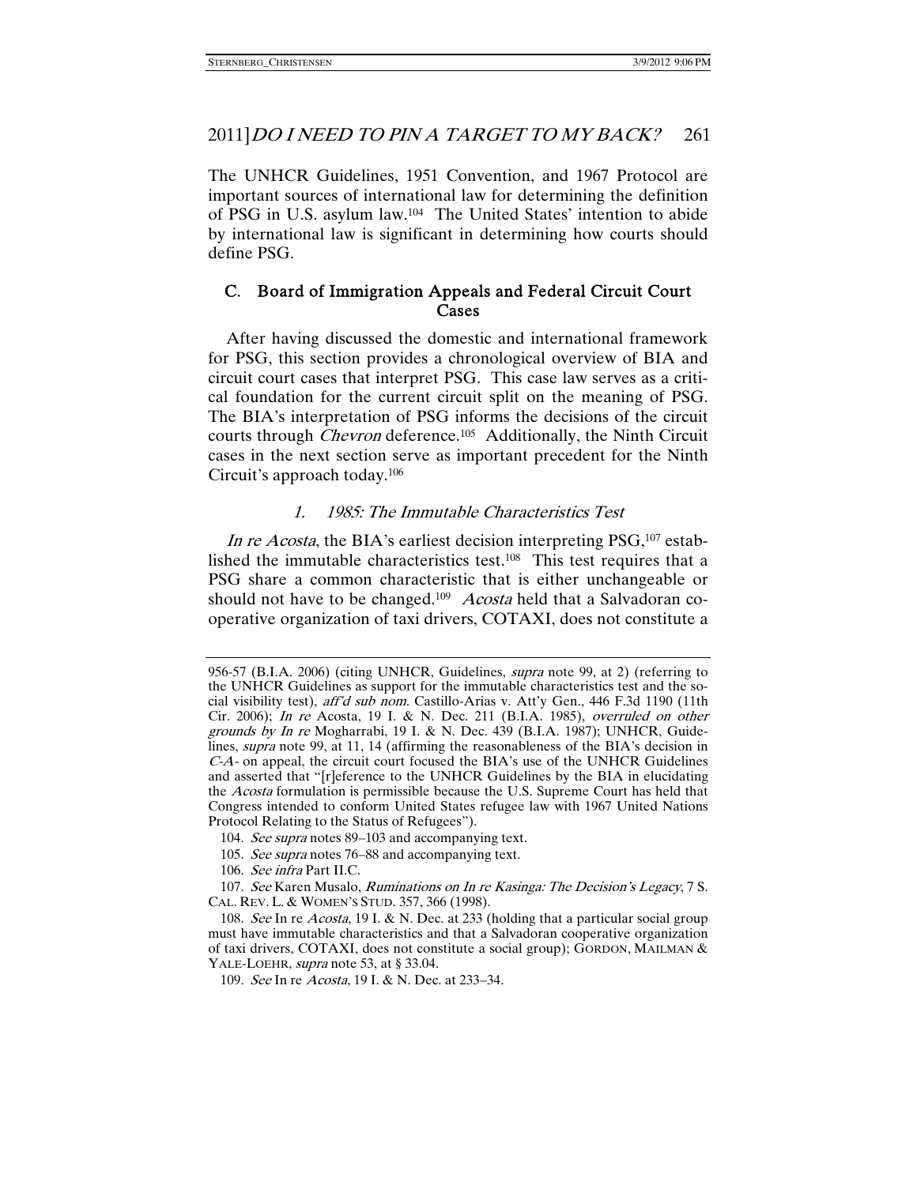The UNHCR Guidelines, 1951 Convention, and 1967 Protocol are important sources of international law for determining the definition of PSG in U.S. asylum law.[104] The United States' intention to abide by international law is significant in determining how courts should define PSG.

## C. Board of Immigration Appeals and Federal Circuit Court Cases

After having discussed the domestic and international framework for PSG, this section provides a chronological overview of BIA and circuit court cases that interpret PSG. This case law serves as a critical foundation for the current circuit split on the meaning of PSG. The BIA's interpretation of PSG informs the decisions of the circuit courts through *Chevron* deference.[105] Additionally, the Ninth Circuit cases in the next section serve as important precedent for the Ninth Circuit's approach today.[106]

### *1. 1985: The Immutable Characteristics Test*

*In re Acosta*, the BIA's earliest decision interpreting PSG,[107] established the immutable characteristics test.[108] This test requires that a PSG share a common characteristic that is either unchangeable or should not have to be changed.[109] *Acosta* held that a Salvadoran cooperative organization of taxi drivers, COTAXI, does not constitute a

---

956-57 (B.I.A. 2006) (citing UNHCR, Guidelines, *supra* note 99, at 2) (referring to the UNHCR Guidelines as support for the immutable characteristics test and the social visibility test), *aff'd sub nom.* Castillo-Arias v. Att'y Gen., 446 F.3d 1190 (11th Cir. 2006); *In re* Acosta, 19 I. & N. Dec. 211 (B.I.A. 1985), *overruled on other grounds by In re* Mogharrabi, 19 I. & N. Dec. 439 (B.I.A. 1987); UNHCR, Guidelines, *supra* note 99, at 11, 14 (affirming the reasonableness of the BIA's decision in *C-A-* on appeal, the circuit court focused the BIA's use of the UNHCR Guidelines and asserted that "[r]eference to the UNHCR Guidelines by the BIA in elucidating the *Acosta* formulation is permissible because the U.S. Supreme Court has held that Congress intended to conform United States refugee law with 1967 United Nations Protocol Relating to the Status of Refugees").

104. *See supra* notes 89–103 and accompanying text.

105. *See supra* notes 76–88 and accompanying text.

106. *See infra* Part II.C.

107. *See* Karen Musalo, *Ruminations on In re Kasinga: The Decision's Legacy*, 7 S. CAL. REV. L. & WOMEN'S STUD. 357, 366 (1998).

108. *See* In re *Acosta*, 19 I. & N. Dec. at 233 (holding that a particular social group must have immutable characteristics and that a Salvadoran cooperative organization of taxi drivers, COTAXI, does not constitute a social group); GORDON, MAILMAN & YALE-LOEHR, *supra* note 53, at § 33.04.

109. *See* In re *Acosta*, 19 I. & N. Dec. at 233–34.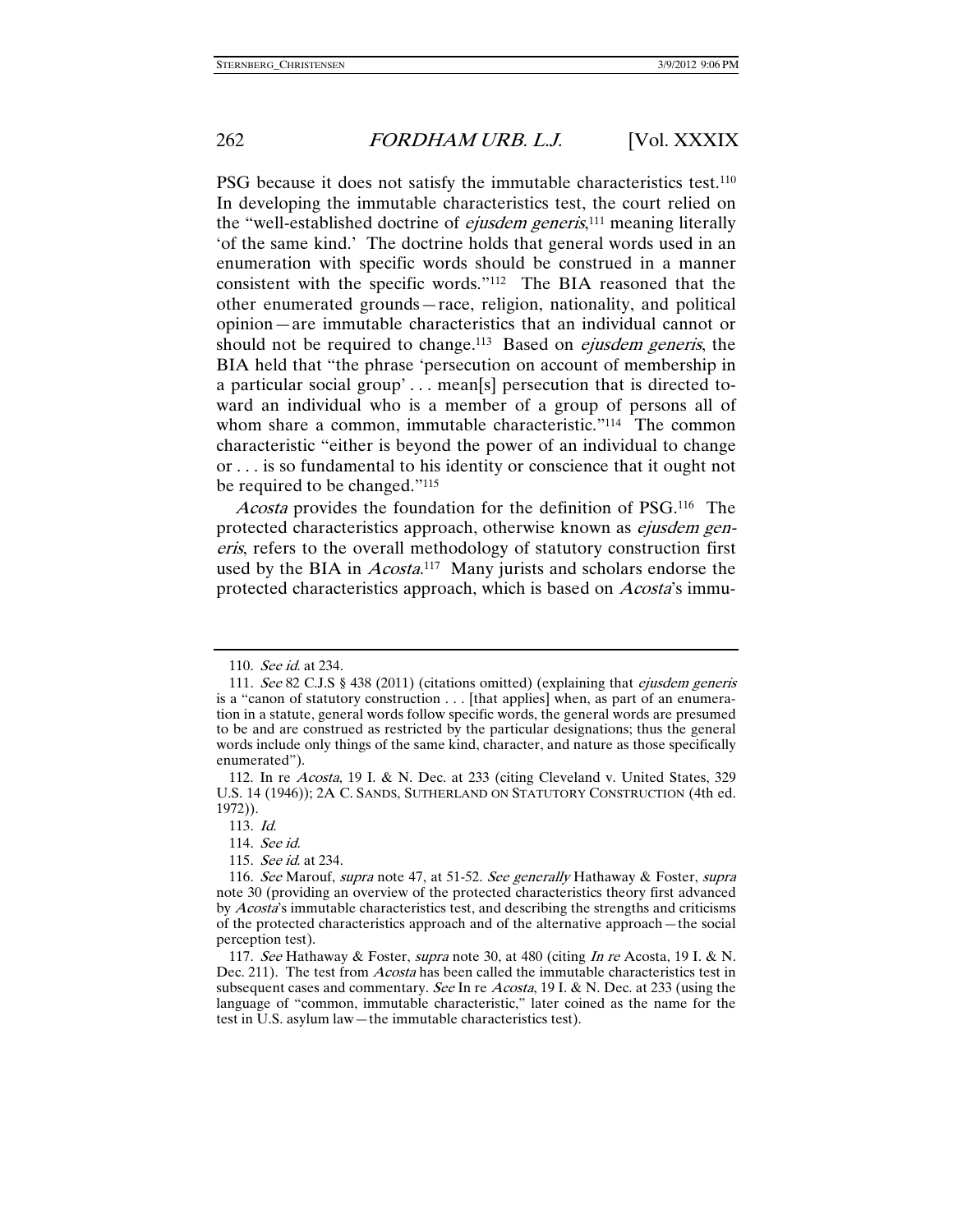PSG because it does not satisfy the immutable characteristics test.[110] In developing the immutable characteristics test, the court relied on the "well-established doctrine of *ejusdem generis*,[111] meaning literally 'of the same kind.' The doctrine holds that general words used in an enumeration with specific words should be construed in a manner consistent with the specific words."[112] The BIA reasoned that the other enumerated grounds—race, religion, nationality, and political opinion—are immutable characteristics that an individual cannot or should not be required to change.[113] Based on *ejusdem generis*, the BIA held that "the phrase 'persecution on account of membership in a particular social group' . . . mean[s] persecution that is directed toward an individual who is a member of a group of persons all of whom share a common, immutable characteristic."[114] The common characteristic "either is beyond the power of an individual to change or . . . is so fundamental to his identity or conscience that it ought not be required to be changed."[115]

*Acosta* provides the foundation for the definition of PSG.[116] The protected characteristics approach, otherwise known as *ejusdem generis*, refers to the overall methodology of statutory construction first used by the BIA in *Acosta*.[117] Many jurists and scholars endorse the protected characteristics approach, which is based on *Acosta*'s immu-

---

110. *See id.* at 234.

111. *See* 82 C.J.S § 438 (2011) (citations omitted) (explaining that *ejusdem generis* is a "canon of statutory construction . . . [that applies] when, as part of an enumeration in a statute, general words follow specific words, the general words are presumed to be and are construed as restricted by the particular designations; thus the general words include only things of the same kind, character, and nature as those specifically enumerated").

112. In re *Acosta*, 19 I. & N. Dec. at 233 (citing Cleveland v. United States, 329 U.S. 14 (1946)); 2A C. SANDS, SUTHERLAND ON STATUTORY CONSTRUCTION (4th ed. 1972)).

113. *Id.*

114. *See id.*

115. *See id.* at 234.

116. *See* Marouf, *supra* note 47, at 51-52. *See generally* Hathaway & Foster, *supra* note 30 (providing an overview of the protected characteristics theory first advanced by *Acosta*'s immutable characteristics test, and describing the strengths and criticisms of the protected characteristics approach and of the alternative approach—the social perception test).

117. *See* Hathaway & Foster, *supra* note 30, at 480 (citing *In re* Acosta, 19 I. & N. Dec. 211). The test from *Acosta* has been called the immutable characteristics test in subsequent cases and commentary. *See* In re *Acosta*, 19 I. & N. Dec. at 233 (using the language of "common, immutable characteristic," later coined as the name for the test in U.S. asylum law—the immutable characteristics test).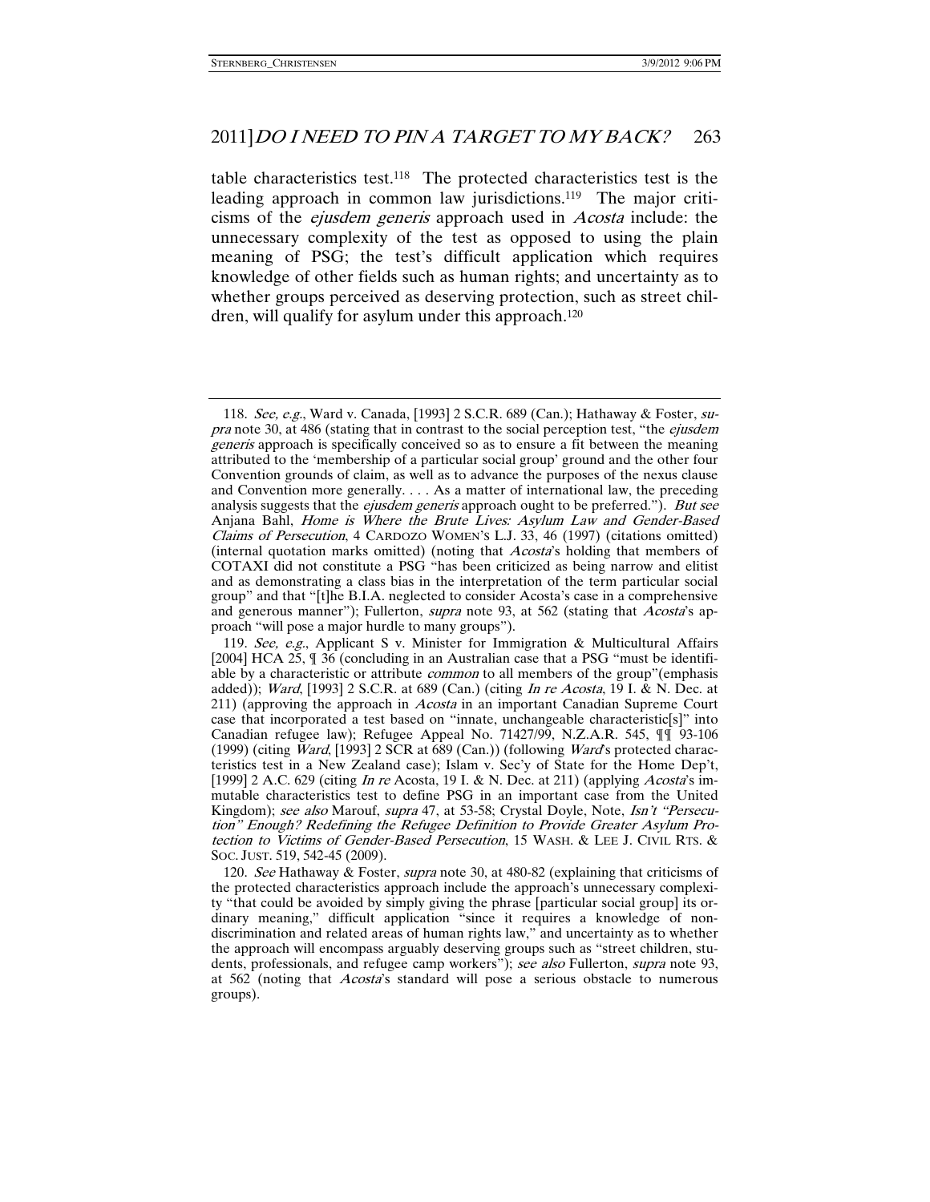table characteristics test.[118] The protected characteristics test is the leading approach in common law jurisdictions.[119] The major criticisms of the *ejusdem generis* approach used in *Acosta* include: the unnecessary complexity of the test as opposed to using the plain meaning of PSG; the test's difficult application which requires knowledge of other fields such as human rights; and uncertainty as to whether groups perceived as deserving protection, such as street children, will qualify for asylum under this approach.[120]

---

118. *See, e.g.*, Ward v. Canada, [1993] 2 S.C.R. 689 (Can.); Hathaway & Foster, *supra* note 30, at 486 (stating that in contrast to the social perception test, "the *ejusdem generis* approach is specifically conceived so as to ensure a fit between the meaning attributed to the 'membership of a particular social group' ground and the other four Convention grounds of claim, as well as to advance the purposes of the nexus clause and Convention more generally. . . . As a matter of international law, the preceding analysis suggests that the *ejusdem generis* approach ought to be preferred."). *But see* Anjana Bahl, *Home is Where the Brute Lives: Asylum Law and Gender-Based Claims of Persecution*, 4 CARDOZO WOMEN'S L.J. 33, 46 (1997) (citations omitted) (internal quotation marks omitted) (noting that *Acosta*'s holding that members of COTAXI did not constitute a PSG "has been criticized as being narrow and elitist and as demonstrating a class bias in the interpretation of the term particular social group" and that "[t]he B.I.A. neglected to consider Acosta's case in a comprehensive and generous manner"); Fullerton, *supra* note 93, at 562 (stating that *Acosta*'s approach "will pose a major hurdle to many groups").

119. *See, e.g.*, Applicant S v. Minister for Immigration & Multicultural Affairs [2004] HCA 25, ¶ 36 (concluding in an Australian case that a PSG "must be identifiable by a characteristic or attribute *common* to all members of the group"(emphasis added)); *Ward*, [1993] 2 S.C.R. at 689 (Can.) (citing *In re Acosta*, 19 I. & N. Dec. at 211) (approving the approach in *Acosta* in an important Canadian Supreme Court case that incorporated a test based on "innate, unchangeable characteristic[s]" into Canadian refugee law); Refugee Appeal No. 71427/99, N.Z.A.R. 545, ¶¶ 93-106 (1999) (citing *Ward*, [1993] 2 SCR at 689 (Can.)) (following *Ward*'s protected characteristics test in a New Zealand case); Islam v. Sec'y of State for the Home Dep't, [1999] 2 A.C. 629 (citing *In re* Acosta, 19 I. & N. Dec. at 211) (applying *Acosta*'s immutable characteristics test to define PSG in an important case from the United Kingdom); *see also* Marouf, *supra* 47, at 53-58; Crystal Doyle, Note, *Isn't "Persecution" Enough? Redefining the Refugee Definition to Provide Greater Asylum Protection to Victims of Gender-Based Persecution*, 15 WASH. & LEE J. CIVIL RTS. & SOC. JUST. 519, 542-45 (2009).

120. *See* Hathaway & Foster, *supra* note 30, at 480-82 (explaining that criticisms of the protected characteristics approach include the approach's unnecessary complexity "that could be avoided by simply giving the phrase [particular social group] its ordinary meaning," difficult application "since it requires a knowledge of non-discrimination and related areas of human rights law," and uncertainty as to whether the approach will encompass arguably deserving groups such as "street children, students, professionals, and refugee camp workers"); *see also* Fullerton, *supra* note 93, at 562 (noting that *Acosta*'s standard will pose a serious obstacle to numerous groups).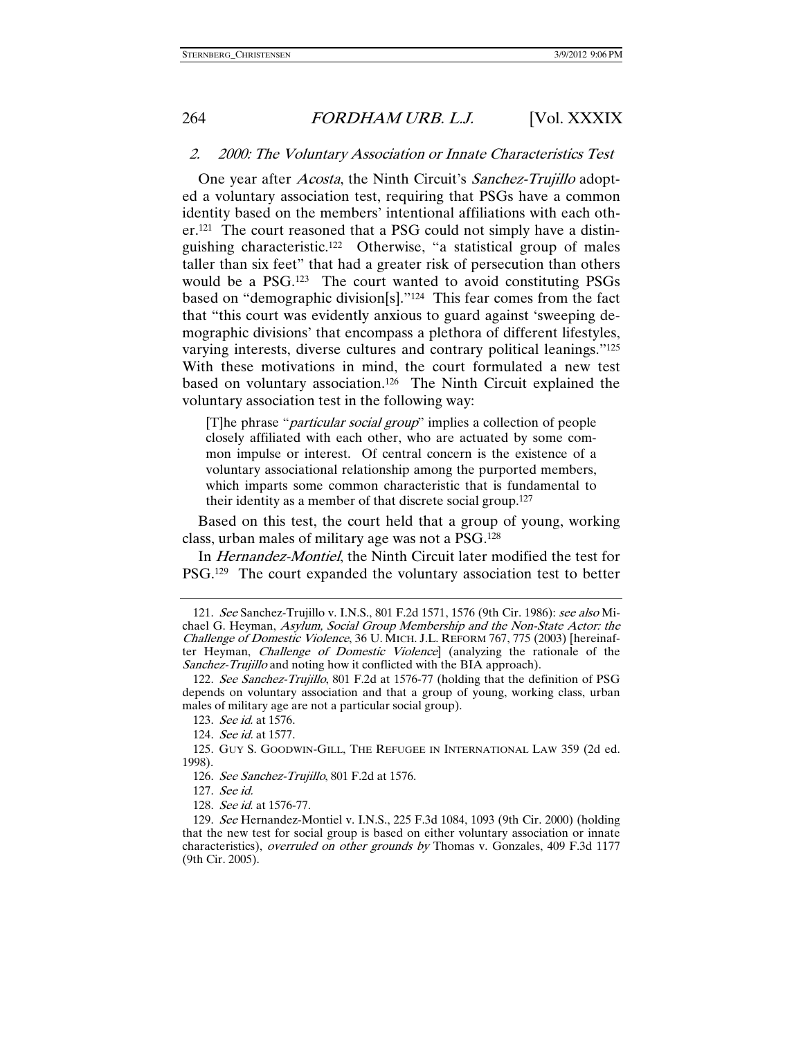### 2. *2000: The Voluntary Association or Innate Characteristics Test*

One year after *Acosta*, the Ninth Circuit's *Sanchez-Trujillo* adopted a voluntary association test, requiring that PSGs have a common identity based on the members' intentional affiliations with each other.[121] The court reasoned that a PSG could not simply have a distinguishing characteristic.[122] Otherwise, "a statistical group of males taller than six feet" that had a greater risk of persecution than others would be a PSG.[123] The court wanted to avoid constituting PSGs based on "demographic division[s]."[124] This fear comes from the fact that "this court was evidently anxious to guard against 'sweeping demographic divisions' that encompass a plethora of different lifestyles, varying interests, diverse cultures and contrary political leanings."[125] With these motivations in mind, the court formulated a new test based on voluntary association.[126] The Ninth Circuit explained the voluntary association test in the following way:

> [T]he phrase "*particular social group*" implies a collection of people closely affiliated with each other, who are actuated by some common impulse or interest. Of central concern is the existence of a voluntary associational relationship among the purported members, which imparts some common characteristic that is fundamental to their identity as a member of that discrete social group.[127]

Based on this test, the court held that a group of young, working class, urban males of military age was not a PSG.[128]

In *Hernandez-Montiel*, the Ninth Circuit later modified the test for PSG.[129] The court expanded the voluntary association test to better

---

121. *See* Sanchez-Trujillo v. I.N.S., 801 F.2d 1571, 1576 (9th Cir. 1986): *see also* Michael G. Heyman, *Asylum, Social Group Membership and the Non-State Actor: the Challenge of Domestic Violence*, 36 U. MICH. J.L. REFORM 767, 775 (2003) [hereinafter Heyman, *Challenge of Domestic Violence*] (analyzing the rationale of the *Sanchez-Trujillo* and noting how it conflicted with the BIA approach).

122. *See Sanchez-Trujillo*, 801 F.2d at 1576-77 (holding that the definition of PSG depends on voluntary association and that a group of young, working class, urban males of military age are not a particular social group).

123. *See id.* at 1576.

124. *See id.* at 1577.

125. GUY S. GOODWIN-GILL, THE REFUGEE IN INTERNATIONAL LAW 359 (2d ed. 1998).

126. *See Sanchez-Trujillo*, 801 F.2d at 1576.

127. *See id.*

128. *See id.* at 1576-77.

129. *See* Hernandez-Montiel v. I.N.S., 225 F.3d 1084, 1093 (9th Cir. 2000) (holding that the new test for social group is based on either voluntary association or innate characteristics), *overruled on other grounds by* Thomas v. Gonzales, 409 F.3d 1177 (9th Cir. 2005).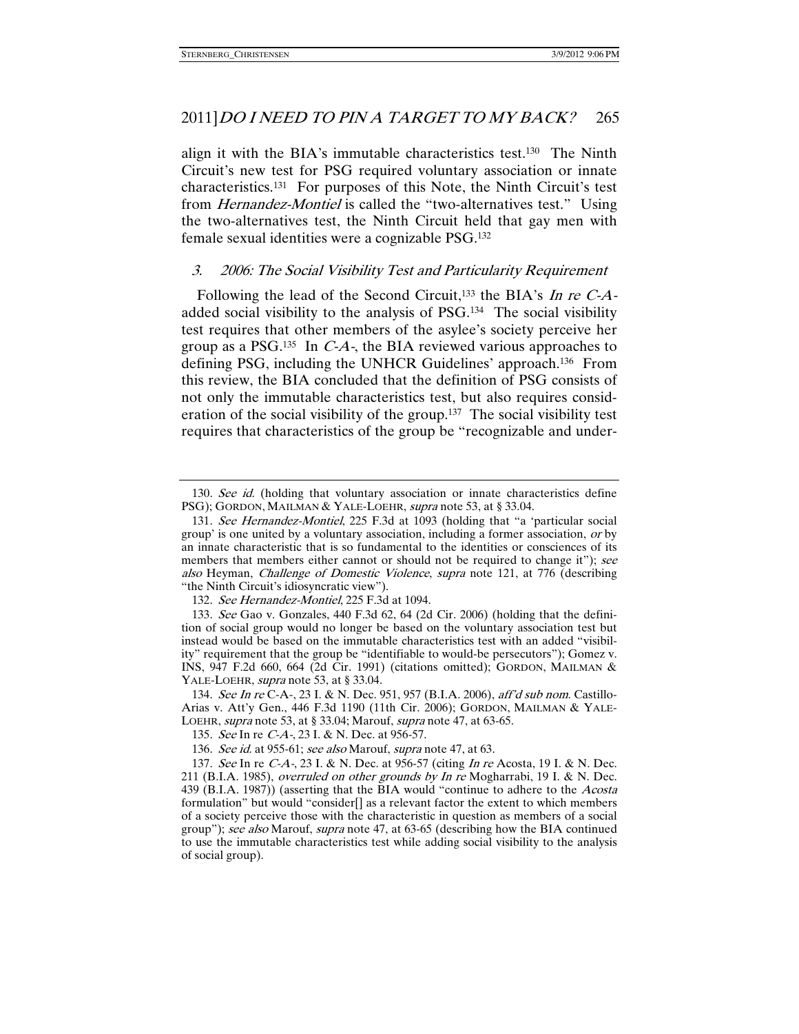align it with the BIA's immutable characteristics test.[130] The Ninth Circuit's new test for PSG required voluntary association or innate characteristics.[131] For purposes of this Note, the Ninth Circuit's test from *Hernandez-Montiel* is called the "two-alternatives test." Using the two-alternatives test, the Ninth Circuit held that gay men with female sexual identities were a cognizable PSG.[132]

### *3. 2006: The Social Visibility Test and Particularity Requirement*

Following the lead of the Second Circuit,[133] the BIA's *In re C-A-* added social visibility to the analysis of PSG.[134] The social visibility test requires that other members of the asylee's society perceive her group as a PSG.[135] In *C-A-*, the BIA reviewed various approaches to defining PSG, including the UNHCR Guidelines' approach.[136] From this review, the BIA concluded that the definition of PSG consists of not only the immutable characteristics test, but also requires consideration of the social visibility of the group.[137] The social visibility test requires that characteristics of the group be "recognizable and under-

---

130. *See id.* (holding that voluntary association or innate characteristics define PSG); GORDON, MAILMAN & YALE-LOEHR, *supra* note 53, at § 33.04.

131. *See Hernandez-Montiel*, 225 F.3d at 1093 (holding that "a 'particular social group' is one united by a voluntary association, including a former association, *or* by an innate characteristic that is so fundamental to the identities or consciences of its members that members either cannot or should not be required to change it"); *see also* Heyman, *Challenge of Domestic Violence*, *supra* note 121, at 776 (describing "the Ninth Circuit's idiosyncratic view").

132. *See Hernandez-Montiel*, 225 F.3d at 1094.

133. *See* Gao v. Gonzales, 440 F.3d 62, 64 (2d Cir. 2006) (holding that the definition of social group would no longer be based on the voluntary association test but instead would be based on the immutable characteristics test with an added "visibility" requirement that the group be "identifiable to would-be persecutors"); Gomez v. INS, 947 F.2d 660, 664 (2d Cir. 1991) (citations omitted); GORDON, MAILMAN & YALE-LOEHR, *supra* note 53, at § 33.04.

134. *See In re* C-A-, 23 I. & N. Dec. 951, 957 (B.I.A. 2006), *aff'd sub nom.* Castillo-Arias v. Att'y Gen., 446 F.3d 1190 (11th Cir. 2006); GORDON, MAILMAN & YALE-LOEHR, *supra* note 53, at § 33.04; Marouf, *supra* note 47, at 63-65.

135. *See* In re *C-A-*, 23 I. & N. Dec. at 956-57.

136. *See id.* at 955-61; *see also* Marouf, *supra* note 47, at 63.

137. *See* In re *C-A-*, 23 I. & N. Dec. at 956-57 (citing *In re* Acosta, 19 I. & N. Dec. 211 (B.I.A. 1985), *overruled on other grounds by In re* Mogharrabi, 19 I. & N. Dec. 439 (B.I.A. 1987)) (asserting that the BIA would "continue to adhere to the *Acosta* formulation" but would "consider[] as a relevant factor the extent to which members of a society perceive those with the characteristic in question as members of a social group"); *see also* Marouf, *supra* note 47, at 63-65 (describing how the BIA continued to use the immutable characteristics test while adding social visibility to the analysis of social group).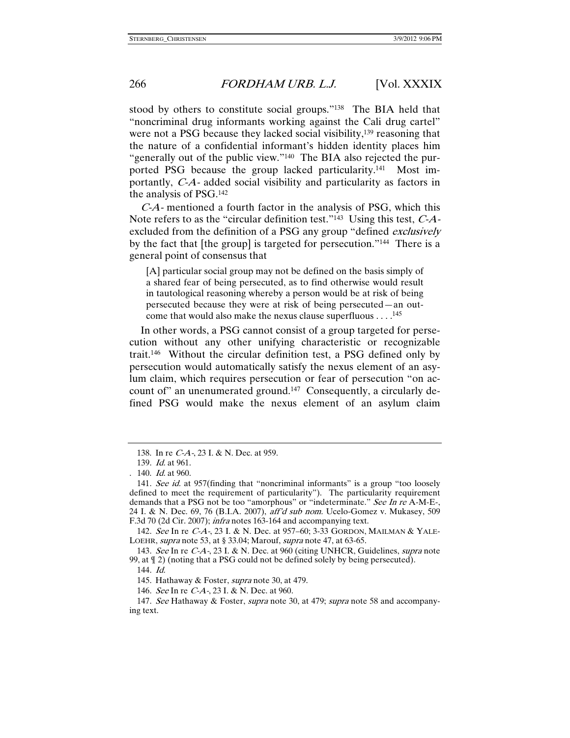stood by others to constitute social groups."[138] The BIA held that "noncriminal drug informants working against the Cali drug cartel" were not a PSG because they lacked social visibility,[139] reasoning that the nature of a confidential informant's hidden identity places him "generally out of the public view."[140] The BIA also rejected the purported PSG because the group lacked particularity.[141] Most importantly, *C-A-* added social visibility and particularity as factors in the analysis of PSG.[142]

*C-A-* mentioned a fourth factor in the analysis of PSG, which this Note refers to as the "circular definition test."[143] Using this test, *C-A-* excluded from the definition of a PSG any group "defined *exclusively* by the fact that [the group] is targeted for persecution."[144] There is a general point of consensus that

> [A] particular social group may not be defined on the basis simply of a shared fear of being persecuted, as to find otherwise would result in tautological reasoning whereby a person would be at risk of being persecuted because they were at risk of being persecuted—an outcome that would also make the nexus clause superfluous . . . .[145]

In other words, a PSG cannot consist of a group targeted for persecution without any other unifying characteristic or recognizable trait.[146] Without the circular definition test, a PSG defined only by persecution would automatically satisfy the nexus element of an asylum claim, which requires persecution or fear of persecution "on account of" an unenumerated ground.[147] Consequently, a circularly defined PSG would make the nexus element of an asylum claim

---

138. In re *C-A-*, 23 I. & N. Dec. at 959.

139. *Id.* at 961.

140. *Id.* at 960.

141. *See id.* at 957(finding that "noncriminal informants" is a group "too loosely defined to meet the requirement of particularity"). The particularity requirement demands that a PSG not be too "amorphous" or "indeterminate." *See In re* A-M-E-, 24 I. & N. Dec. 69, 76 (B.I.A. 2007), *aff'd sub nom.* Ucelo-Gomez v. Mukasey, 509 F.3d 70 (2d Cir. 2007); *infra* notes 163-164 and accompanying text.

142. *See* In re *C-A-*, 23 I. & N. Dec. at 957–60; 3-33 GORDON, MAILMAN & YALE-LOEHR, *supra* note 53, at § 33.04; Marouf, *supra* note 47, at 63-65.

143. *See* In re *C-A-*, 23 I. & N. Dec. at 960 (citing UNHCR, Guidelines, *supra* note 99, at ¶ 2) (noting that a PSG could not be defined solely by being persecuted).

144. *Id.*

145. Hathaway & Foster, *supra* note 30, at 479.

146. *See* In re *C-A-*, 23 I. & N. Dec. at 960.

147. *See* Hathaway & Foster, *supra* note 30, at 479; *supra* note 58 and accompanying text.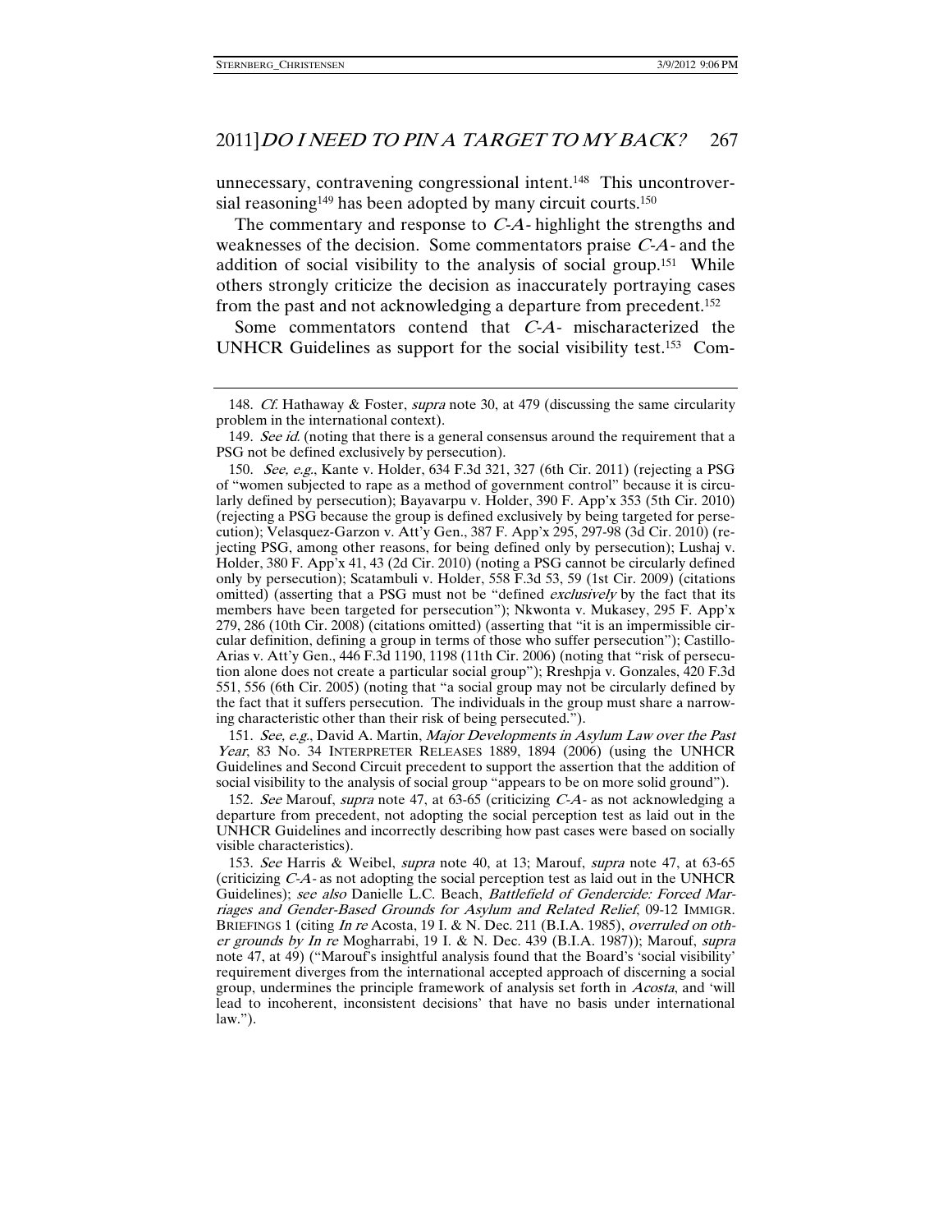unnecessary, contravening congressional intent.[148] This uncontroversial reasoning[149] has been adopted by many circuit courts.[150]

The commentary and response to *C-A-* highlight the strengths and weaknesses of the decision. Some commentators praise *C-A-* and the addition of social visibility to the analysis of social group.[151] While others strongly criticize the decision as inaccurately portraying cases from the past and not acknowledging a departure from precedent.[152]

Some commentators contend that *C-A-* mischaracterized the UNHCR Guidelines as support for the social visibility test.[153] Com-

---

148. *Cf.* Hathaway & Foster, *supra* note 30, at 479 (discussing the same circularity problem in the international context).

149. *See id.* (noting that there is a general consensus around the requirement that a PSG not be defined exclusively by persecution).

150. *See, e.g.*, Kante v. Holder, 634 F.3d 321, 327 (6th Cir. 2011) (rejecting a PSG of "women subjected to rape as a method of government control" because it is circularly defined by persecution); Bayavarpu v. Holder, 390 F. App'x 353 (5th Cir. 2010) (rejecting a PSG because the group is defined exclusively by being targeted for persecution); Velasquez-Garzon v. Att'y Gen., 387 F. App'x 295, 297-98 (3d Cir. 2010) (rejecting PSG, among other reasons, for being defined only by persecution); Lushaj v. Holder, 380 F. App'x 41, 43 (2d Cir. 2010) (noting a PSG cannot be circularly defined only by persecution); Scatambuli v. Holder, 558 F.3d 53, 59 (1st Cir. 2009) (citations omitted) (asserting that a PSG must not be "defined *exclusively* by the fact that its members have been targeted for persecution"); Nkwonta v. Mukasey, 295 F. App'x 279, 286 (10th Cir. 2008) (citations omitted) (asserting that "it is an impermissible circular definition, defining a group in terms of those who suffer persecution"); Castillo-Arias v. Att'y Gen., 446 F.3d 1190, 1198 (11th Cir. 2006) (noting that "risk of persecution alone does not create a particular social group"); Rreshpja v. Gonzales, 420 F.3d 551, 556 (6th Cir. 2005) (noting that "a social group may not be circularly defined by the fact that it suffers persecution. The individuals in the group must share a narrowing characteristic other than their risk of being persecuted.").

151. *See, e.g.*, David A. Martin, *Major Developments in Asylum Law over the Past Year*, 83 No. 34 INTERPRETER RELEASES 1889, 1894 (2006) (using the UNHCR Guidelines and Second Circuit precedent to support the assertion that the addition of social visibility to the analysis of social group "appears to be on more solid ground").

152. *See* Marouf, *supra* note 47, at 63-65 (criticizing *C-A-* as not acknowledging a departure from precedent, not adopting the social perception test as laid out in the UNHCR Guidelines and incorrectly describing how past cases were based on socially visible characteristics).

153. *See* Harris & Weibel, *supra* note 40, at 13; Marouf, *supra* note 47, at 63-65 (criticizing *C-A-* as not adopting the social perception test as laid out in the UNHCR Guidelines); *see also* Danielle L.C. Beach, *Battlefield of Gendercide: Forced Marriages and Gender-Based Grounds for Asylum and Related Relief*, 09-12 IMMIGR. BRIEFINGS 1 (citing *In re* Acosta, 19 I. & N. Dec. 211 (B.I.A. 1985), *overruled on other grounds by In re* Mogharrabi, 19 I. & N. Dec. 439 (B.I.A. 1987)); Marouf, *supra* note 47, at 49) ("Marouf's insightful analysis found that the Board's 'social visibility' requirement diverges from the international accepted approach of discerning a social group, undermines the principle framework of analysis set forth in *Acosta*, and 'will lead to incoherent, inconsistent decisions' that have no basis under international law.").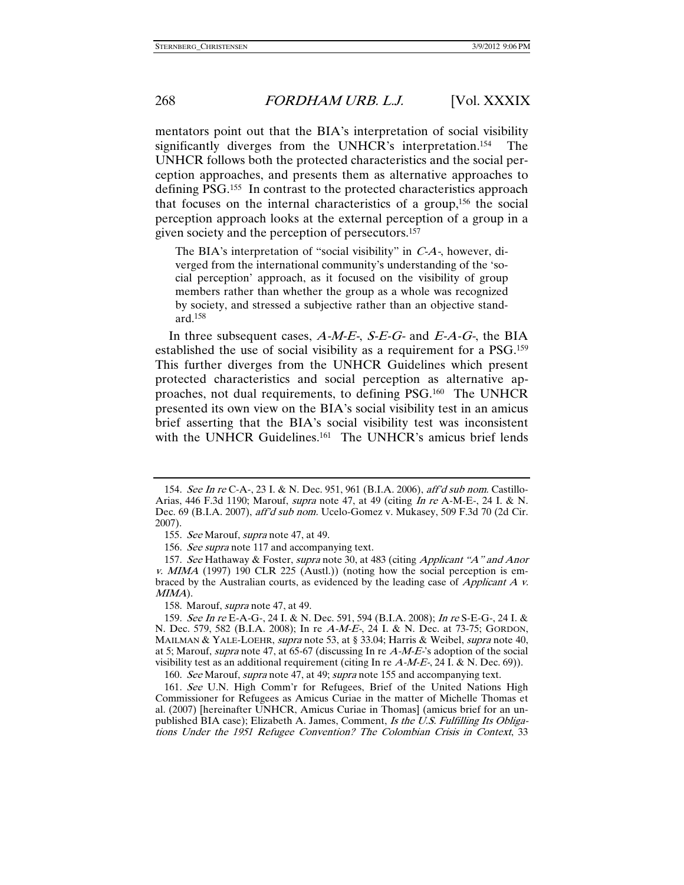mentators point out that the BIA's interpretation of social visibility significantly diverges from the UNHCR's interpretation.[154] The UNHCR follows both the protected characteristics and the social perception approaches, and presents them as alternative approaches to defining PSG.[155] In contrast to the protected characteristics approach that focuses on the internal characteristics of a group,[156] the social perception approach looks at the external perception of a group in a given society and the perception of persecutors.[157]

> The BIA's interpretation of "social visibility" in *C-A-*, however, diverged from the international community's understanding of the 'social perception' approach, as it focused on the visibility of group members rather than whether the group as a whole was recognized by society, and stressed a subjective rather than an objective standard.[158]

In three subsequent cases, *A-M-E-*, *S-E-G-* and *E-A-G-*, the BIA established the use of social visibility as a requirement for a PSG.[159] This further diverges from the UNHCR Guidelines which present protected characteristics and social perception as alternative approaches, not dual requirements, to defining PSG.[160] The UNHCR presented its own view on the BIA's social visibility test in an amicus brief asserting that the BIA's social visibility test was inconsistent with the UNHCR Guidelines.[161] The UNHCR's amicus brief lends

---

154. *See In re* C-A-, 23 I. & N. Dec. 951, 961 (B.I.A. 2006), *aff'd sub nom.* Castillo-Arias, 446 F.3d 1190; Marouf, *supra* note 47, at 49 (citing *In re* A-M-E-, 24 I. & N. Dec. 69 (B.I.A. 2007), *aff'd sub nom.* Ucelo-Gomez v. Mukasey, 509 F.3d 70 (2d Cir. 2007).

155. *See* Marouf, *supra* note 47, at 49.

156. *See supra* note 117 and accompanying text.

157. *See* Hathaway & Foster, *supra* note 30, at 483 (citing *Applicant "A" and Anor v. MIMA* (1997) 190 CLR 225 (Austl.)) (noting how the social perception is embraced by the Australian courts, as evidenced by the leading case of *Applicant A v. MIMA*).

158. Marouf, *supra* note 47, at 49.

159. *See In re* E-A-G-, 24 I. & N. Dec. 591, 594 (B.I.A. 2008); *In re* S-E-G-, 24 I. & N. Dec. 579, 582 (B.I.A. 2008); In re *A-M-E-*, 24 I. & N. Dec. at 73-75; GORDON, MAILMAN & YALE-LOEHR, *supra* note 53, at § 33.04; Harris & Weibel, *supra* note 40, at 5; Marouf, *supra* note 47, at 65-67 (discussing In re *A-M-E-*'s adoption of the social visibility test as an additional requirement (citing In re *A-M-E-*, 24 I. & N. Dec. 69)).

160. *See* Marouf, *supra* note 47, at 49; *supra* note 155 and accompanying text.

161. *See* U.N. High Comm'r for Refugees, Brief of the United Nations High Commissioner for Refugees as Amicus Curiae in the matter of Michelle Thomas et al. (2007) [hereinafter UNHCR, Amicus Curiae in Thomas] (amicus brief for an unpublished BIA case); Elizabeth A. James, Comment, *Is the U.S. Fulfilling Its Obligations Under the 1951 Refugee Convention? The Colombian Crisis in Context*, 33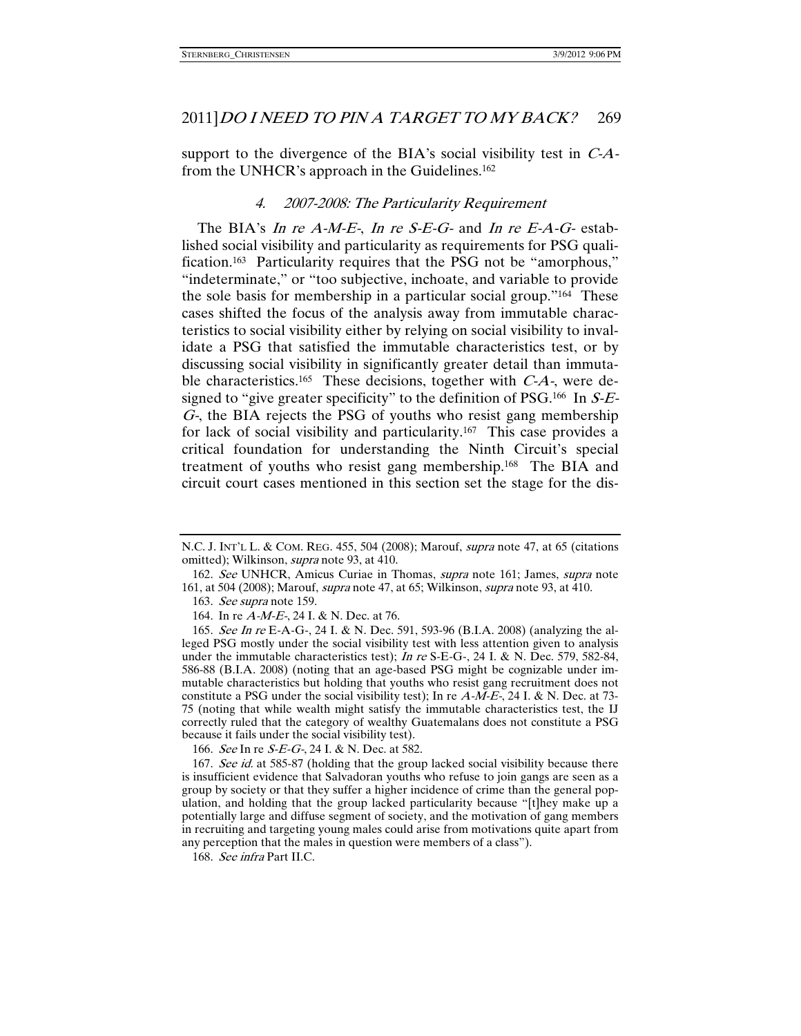support to the divergence of the BIA's social visibility test in *C-A-* from the UNHCR's approach in the Guidelines.[162]

#### *4. 2007-2008: The Particularity Requirement*

The BIA's *In re A-M-E-*, *In re S-E-G-* and *In re E-A-G-* established social visibility and particularity as requirements for PSG qualification.[163] Particularity requires that the PSG not be "amorphous," "indeterminate," or "too subjective, inchoate, and variable to provide the sole basis for membership in a particular social group."[164] These cases shifted the focus of the analysis away from immutable characteristics to social visibility either by relying on social visibility to invalidate a PSG that satisfied the immutable characteristics test, or by discussing social visibility in significantly greater detail than immutable characteristics.[165] These decisions, together with *C-A-*, were designed to "give greater specificity" to the definition of PSG.[166] In *S-E-G-*, the BIA rejects the PSG of youths who resist gang membership for lack of social visibility and particularity.[167] This case provides a critical foundation for understanding the Ninth Circuit's special treatment of youths who resist gang membership.[168] The BIA and circuit court cases mentioned in this section set the stage for the dis-

---

N.C. J. INT'L L. & COM. REG. 455, 504 (2008); Marouf, *supra* note 47, at 65 (citations omitted); Wilkinson, *supra* note 93, at 410.

162. *See* UNHCR, Amicus Curiae in Thomas, *supra* note 161; James, *supra* note 161, at 504 (2008); Marouf, *supra* note 47, at 65; Wilkinson, *supra* note 93, at 410.

163. *See supra* note 159.

164. In re *A-M-E-*, 24 I. & N. Dec. at 76.

165. *See In re* E-A-G-, 24 I. & N. Dec. 591, 593-96 (B.I.A. 2008) (analyzing the alleged PSG mostly under the social visibility test with less attention given to analysis under the immutable characteristics test); *In re* S-E-G-, 24 I. & N. Dec. 579, 582-84, 586-88 (B.I.A. 2008) (noting that an age-based PSG might be cognizable under immutable characteristics but holding that youths who resist gang recruitment does not constitute a PSG under the social visibility test); In re *A-M-E-*, 24 I. & N. Dec. at 73-75 (noting that while wealth might satisfy the immutable characteristics test, the IJ correctly ruled that the category of wealthy Guatemalans does not constitute a PSG because it fails under the social visibility test).

166. *See* In re *S-E-G-*, 24 I. & N. Dec. at 582.

167. *See id.* at 585-87 (holding that the group lacked social visibility because there is insufficient evidence that Salvadoran youths who refuse to join gangs are seen as a group by society or that they suffer a higher incidence of crime than the general population, and holding that the group lacked particularity because "[t]hey make up a potentially large and diffuse segment of society, and the motivation of gang members in recruiting and targeting young males could arise from motivations quite apart from any perception that the males in question were members of a class").

168. *See infra* Part II.C.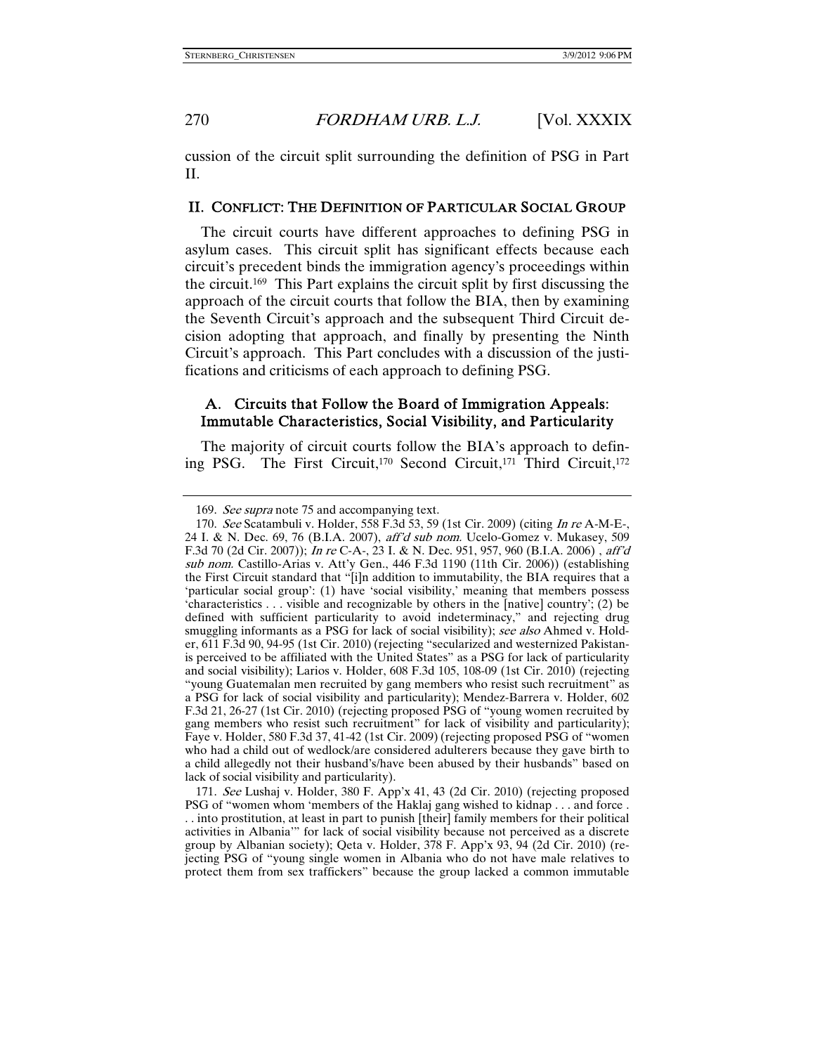cussion of the circuit split surrounding the definition of PSG in Part II.

## II. CONFLICT: THE DEFINITION OF PARTICULAR SOCIAL GROUP

The circuit courts have different approaches to defining PSG in asylum cases. This circuit split has significant effects because each circuit's precedent binds the immigration agency's proceedings within the circuit.[169] This Part explains the circuit split by first discussing the approach of the circuit courts that follow the BIA, then by examining the Seventh Circuit's approach and the subsequent Third Circuit decision adopting that approach, and finally by presenting the Ninth Circuit's approach. This Part concludes with a discussion of the justifications and criticisms of each approach to defining PSG.

### A. Circuits that Follow the Board of Immigration Appeals: Immutable Characteristics, Social Visibility, and Particularity

The majority of circuit courts follow the BIA's approach to defining PSG. The First Circuit,[170] Second Circuit,[171] Third Circuit,[172]

---

169. *See supra* note 75 and accompanying text.

170. *See* Scatambuli v. Holder, 558 F.3d 53, 59 (1st Cir. 2009) (citing *In re* A-M-E-, 24 I. & N. Dec. 69, 76 (B.I.A. 2007), *aff'd sub nom.* Ucelo-Gomez v. Mukasey, 509 F.3d 70 (2d Cir. 2007)); *In re* C-A-, 23 I. & N. Dec. 951, 957, 960 (B.I.A. 2006) , *aff'd sub nom.* Castillo-Arias v. Att'y Gen., 446 F.3d 1190 (11th Cir. 2006)) (establishing the First Circuit standard that "[i]n addition to immutability, the BIA requires that a 'particular social group': (1) have 'social visibility,' meaning that members possess 'characteristics . . . visible and recognizable by others in the [native] country'; (2) be defined with sufficient particularity to avoid indeterminacy," and rejecting drug smuggling informants as a PSG for lack of social visibility); *see also* Ahmed v. Holder, 611 F.3d 90, 94-95 (1st Cir. 2010) (rejecting "secularized and westernized Pakistanis perceived to be affiliated with the United States" as a PSG for lack of particularity and social visibility); Larios v. Holder, 608 F.3d 105, 108-09 (1st Cir. 2010) (rejecting "young Guatemalan men recruited by gang members who resist such recruitment" as a PSG for lack of social visibility and particularity); Mendez-Barrera v. Holder, 602 F.3d 21, 26-27 (1st Cir. 2010) (rejecting proposed PSG of "young women recruited by gang members who resist such recruitment" for lack of visibility and particularity); Faye v. Holder, 580 F.3d 37, 41-42 (1st Cir. 2009) (rejecting proposed PSG of "women who had a child out of wedlock/are considered adulterers because they gave birth to a child allegedly not their husband's/have been abused by their husbands" based on lack of social visibility and particularity).

171. *See* Lushaj v. Holder, 380 F. App'x 41, 43 (2d Cir. 2010) (rejecting proposed PSG of "women whom 'members of the Haklaj gang wished to kidnap . . . and force . . . into prostitution, at least in part to punish [their] family members for their political activities in Albania'" for lack of social visibility because not perceived as a discrete group by Albanian society); Qeta v. Holder, 378 F. App'x 93, 94 (2d Cir. 2010) (rejecting PSG of "young single women in Albania who do not have male relatives to protect them from sex traffickers" because the group lacked a common immutable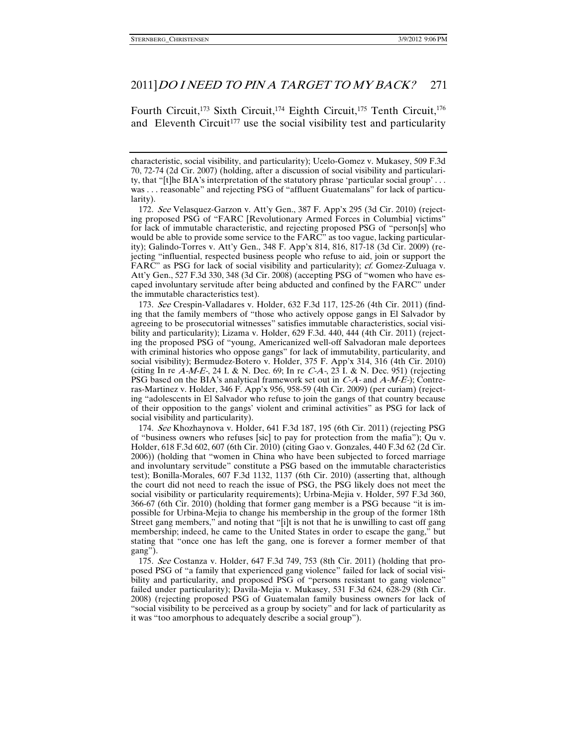Fourth Circuit,[173] Sixth Circuit,[174] Eighth Circuit,[175] Tenth Circuit,[176] and Eleventh Circuit[177] use the social visibility test and particularity

---

characteristic, social visibility, and particularity); Ucelo-Gomez v. Mukasey, 509 F.3d 70, 72-74 (2d Cir. 2007) (holding, after a discussion of social visibility and particularity, that "[t]he BIA's interpretation of the statutory phrase 'particular social group' . . . was . . . reasonable" and rejecting PSG of "affluent Guatemalans" for lack of particularity).

172. *See* Velasquez-Garzon v. Att'y Gen., 387 F. App'x 295 (3d Cir. 2010) (rejecting proposed PSG of "FARC [Revolutionary Armed Forces in Columbia] victims" for lack of immutable characteristic, and rejecting proposed PSG of "person[s] who would be able to provide some service to the FARC" as too vague, lacking particularity); Galindo-Torres v. Att'y Gen., 348 F. App'x 814, 816, 817-18 (3d Cir. 2009) (rejecting "influential, respected business people who refuse to aid, join or support the FARC" as PSG for lack of social visibility and particularity); *cf.* Gomez-Zuluaga v. Att'y Gen., 527 F.3d 330, 348 (3d Cir. 2008) (accepting PSG of "women who have escaped involuntary servitude after being abducted and confined by the FARC" under the immutable characteristics test).

173. *See* Crespin-Valladares v. Holder, 632 F.3d 117, 125-26 (4th Cir. 2011) (finding that the family members of "those who actively oppose gangs in El Salvador by agreeing to be prosecutorial witnesses" satisfies immutable characteristics, social visibility and particularity); Lizama v. Holder, 629 F.3d. 440, 444 (4th Cir. 2011) (rejecting the proposed PSG of "young, Americanized well-off Salvadoran male deportees with criminal histories who oppose gangs" for lack of immutability, particularity, and social visibility); Bermudez-Botero v. Holder, 375 F. App'x 314, 316 (4th Cir. 2010) (citing In re *A-M-E-*, 24 I. & N. Dec. 69; In re *C-A-*, 23 I. & N. Dec. 951) (rejecting PSG based on the BIA's analytical framework set out in *C-A-* and *A-M-E-*); Contreras-Martinez v. Holder, 346 F. App'x 956, 958-59 (4th Cir. 2009) (per curiam) (rejecting "adolescents in El Salvador who refuse to join the gangs of that country because of their opposition to the gangs' violent and criminal activities" as PSG for lack of social visibility and particularity).

174. *See* Khozhaynova v. Holder, 641 F.3d 187, 195 (6th Cir. 2011) (rejecting PSG of "business owners who refuses [sic] to pay for protection from the mafia"); Qu v. Holder, 618 F.3d 602, 607 (6th Cir. 2010) (citing Gao v. Gonzales, 440 F.3d 62 (2d Cir. 2006)) (holding that "women in China who have been subjected to forced marriage and involuntary servitude" constitute a PSG based on the immutable characteristics test); Bonilla-Morales, 607 F.3d 1132, 1137 (6th Cir. 2010) (asserting that, although the court did not need to reach the issue of PSG, the PSG likely does not meet the social visibility or particularity requirements); Urbina-Mejia v. Holder, 597 F.3d 360, 366-67 (6th Cir. 2010) (holding that former gang member is a PSG because "it is impossible for Urbina-Mejia to change his membership in the group of the former 18th Street gang members," and noting that "[i]t is not that he is unwilling to cast off gang membership; indeed, he came to the United States in order to escape the gang," but stating that "once one has left the gang, one is forever a former member of that gang").

175. *See* Costanza v. Holder, 647 F.3d 749, 753 (8th Cir. 2011) (holding that proposed PSG of "a family that experienced gang violence" failed for lack of social visibility and particularity, and proposed PSG of "persons resistant to gang violence" failed under particularity); Davila-Mejia v. Mukasey, 531 F.3d 624, 628-29 (8th Cir. 2008) (rejecting proposed PSG of Guatemalan family business owners for lack of "social visibility to be perceived as a group by society" and for lack of particularity as it was "too amorphous to adequately describe a social group").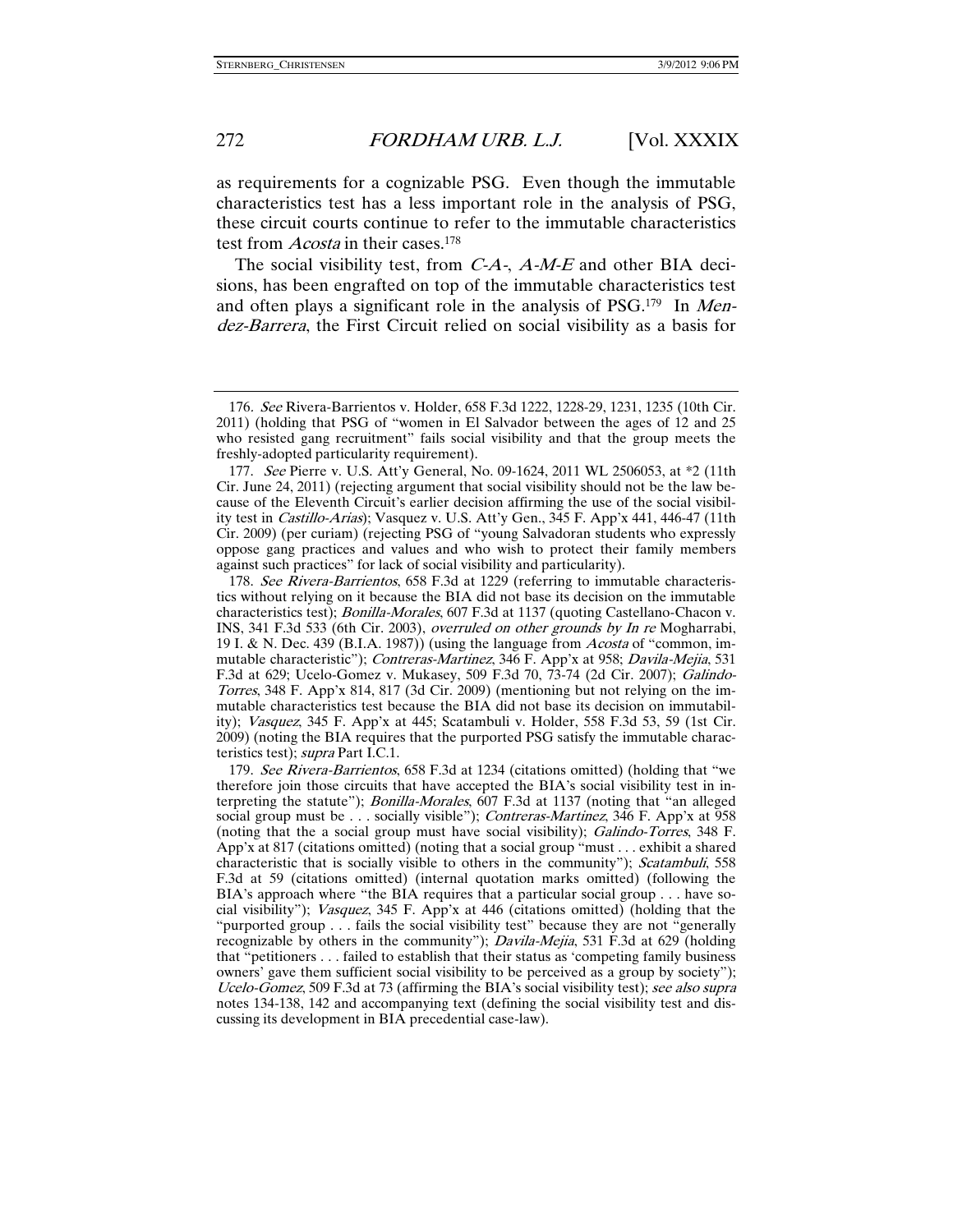as requirements for a cognizable PSG. Even though the immutable characteristics test has a less important role in the analysis of PSG, these circuit courts continue to refer to the immutable characteristics test from *Acosta* in their cases.[178]

The social visibility test, from *C-A-*, *A-M-E* and other BIA decisions, has been engrafted on top of the immutable characteristics test and often plays a significant role in the analysis of PSG.[179] In *Mendez-Barrera*, the First Circuit relied on social visibility as a basis for

---

176. *See* Rivera-Barrientos v. Holder, 658 F.3d 1222, 1228-29, 1231, 1235 (10th Cir. 2011) (holding that PSG of "women in El Salvador between the ages of 12 and 25 who resisted gang recruitment" fails social visibility and that the group meets the freshly-adopted particularity requirement).

177. *See* Pierre v. U.S. Att'y General, No. 09-1624, 2011 WL 2506053, at *2 (11th Cir. June 24, 2011) (rejecting argument that social visibility should not be the law because of the Eleventh Circuit's earlier decision affirming the use of the social visibility test in *Castillo-Arias*); Vasquez v. U.S. Att'y Gen., 345 F. App'x 441, 446-47 (11th Cir. 2009) (per curiam) (rejecting PSG of "young Salvadoran students who expressly oppose gang practices and values and who wish to protect their family members against such practices" for lack of social visibility and particularity).

178. *See Rivera-Barrientos*, 658 F.3d at 1229 (referring to immutable characteristics without relying on it because the BIA did not base its decision on the immutable characteristics test); *Bonilla-Morales*, 607 F.3d at 1137 (quoting Castellano-Chacon v. INS, 341 F.3d 533 (6th Cir. 2003), *overruled on other grounds by In re* Mogharrabi, 19 I. & N. Dec. 439 (B.I.A. 1987)) (using the language from *Acosta* of "common, immutable characteristic"); *Contreras-Martinez*, 346 F. App'x at 958; *Davila-Mejia*, 531 F.3d at 629; Ucelo-Gomez v. Mukasey, 509 F.3d 70, 73-74 (2d Cir. 2007); *Galindo-Torres*, 348 F. App'x 814, 817 (3d Cir. 2009) (mentioning but not relying on the immutable characteristics test because the BIA did not base its decision on immutability); *Vasquez*, 345 F. App'x at 445; Scatambuli v. Holder, 558 F.3d 53, 59 (1st Cir. 2009) (noting the BIA requires that the purported PSG satisfy the immutable characteristics test); *supra* Part I.C.1.

179. *See Rivera-Barrientos*, 658 F.3d at 1234 (citations omitted) (holding that "we therefore join those circuits that have accepted the BIA's social visibility test in interpreting the statute"); *Bonilla-Morales*, 607 F.3d at 1137 (noting that "an alleged social group must be . . . socially visible"); *Contreras-Martinez*, 346 F. App'x at 958 (noting that the a social group must have social visibility); *Galindo-Torres*, 348 F. App'x at 817 (citations omitted) (noting that a social group "must . . . exhibit a shared characteristic that is socially visible to others in the community"); *Scatambuli*, 558 F.3d at 59 (citations omitted) (internal quotation marks omitted) (following the BIA's approach where "the BIA requires that a particular social group . . . have social visibility"); *Vasquez*, 345 F. App'x at 446 (citations omitted) (holding that the "purported group . . . fails the social visibility test" because they are not "generally recognizable by others in the community"); *Davila-Mejia*, 531 F.3d at 629 (holding that "petitioners . . . failed to establish that their status as 'competing family business owners' gave them sufficient social visibility to be perceived as a group by society"); *Ucelo-Gomez*, 509 F.3d at 73 (affirming the BIA's social visibility test); *see also supra* notes 134-138, 142 and accompanying text (defining the social visibility test and discussing its development in BIA precedential case-law).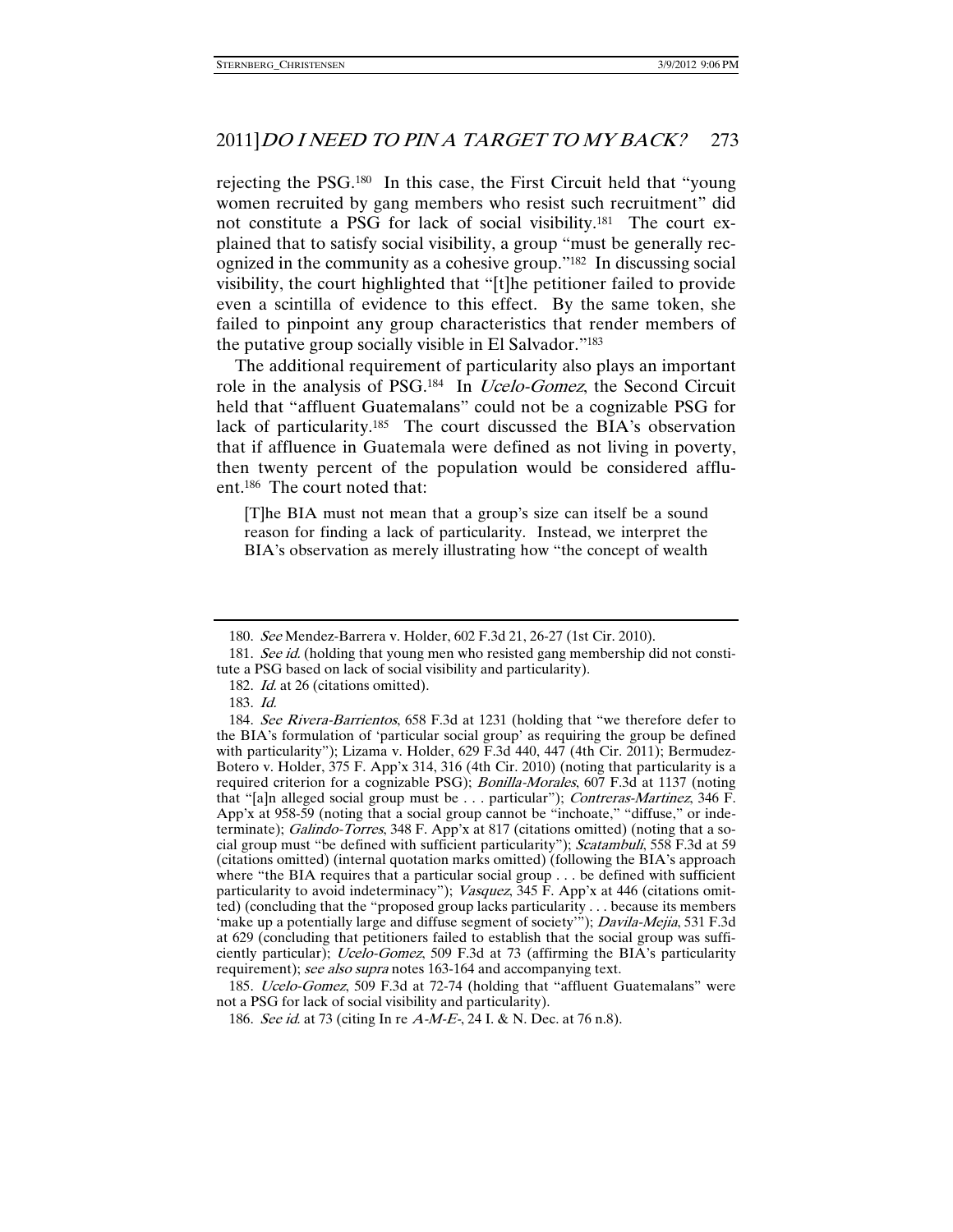rejecting the PSG.[180] In this case, the First Circuit held that "young women recruited by gang members who resist such recruitment" did not constitute a PSG for lack of social visibility.[181] The court explained that to satisfy social visibility, a group "must be generally recognized in the community as a cohesive group."[182] In discussing social visibility, the court highlighted that "[t]he petitioner failed to provide even a scintilla of evidence to this effect. By the same token, she failed to pinpoint any group characteristics that render members of the putative group socially visible in El Salvador."[183]

The additional requirement of particularity also plays an important role in the analysis of PSG.[184] In *Ucelo-Gomez*, the Second Circuit held that "affluent Guatemalans" could not be a cognizable PSG for lack of particularity.[185] The court discussed the BIA's observation that if affluence in Guatemala were defined as not living in poverty, then twenty percent of the population would be considered affluent.[186] The court noted that:

> [T]he BIA must not mean that a group's size can itself be a sound reason for finding a lack of particularity. Instead, we interpret the BIA's observation as merely illustrating how "the concept of wealth

---

180. *See* Mendez-Barrera v. Holder, 602 F.3d 21, 26-27 (1st Cir. 2010).

181. *See id.* (holding that young men who resisted gang membership did not constitute a PSG based on lack of social visibility and particularity).

182. *Id.* at 26 (citations omitted).

183. *Id.*

184. *See Rivera-Barrientos*, 658 F.3d at 1231 (holding that "we therefore defer to the BIA's formulation of 'particular social group' as requiring the group be defined with particularity"); Lizama v. Holder, 629 F.3d 440, 447 (4th Cir. 2011); Bermudez-Botero v. Holder, 375 F. App'x 314, 316 (4th Cir. 2010) (noting that particularity is a required criterion for a cognizable PSG); *Bonilla-Morales*, 607 F.3d at 1137 (noting that "[a]n alleged social group must be . . . particular"); *Contreras-Martinez*, 346 F. App'x at 958-59 (noting that a social group cannot be "inchoate," "diffuse," or indeterminate); *Galindo-Torres*, 348 F. App'x at 817 (citations omitted) (noting that a social group must "be defined with sufficient particularity"); *Scatambuli*, 558 F.3d at 59 (citations omitted) (internal quotation marks omitted) (following the BIA's approach where "the BIA requires that a particular social group . . . be defined with sufficient particularity to avoid indeterminacy"); *Vasquez*, 345 F. App'x at 446 (citations omitted) (concluding that the "proposed group lacks particularity . . . because its members 'make up a potentially large and diffuse segment of society'"); *Davila-Mejia*, 531 F.3d at 629 (concluding that petitioners failed to establish that the social group was sufficiently particular); *Ucelo-Gomez*, 509 F.3d at 73 (affirming the BIA's particularity requirement); *see also supra* notes 163-164 and accompanying text.

185. *Ucelo-Gomez*, 509 F.3d at 72-74 (holding that "affluent Guatemalans" were not a PSG for lack of social visibility and particularity).

186. *See id.* at 73 (citing In re *A-M-E-*, 24 I. & N. Dec. at 76 n.8).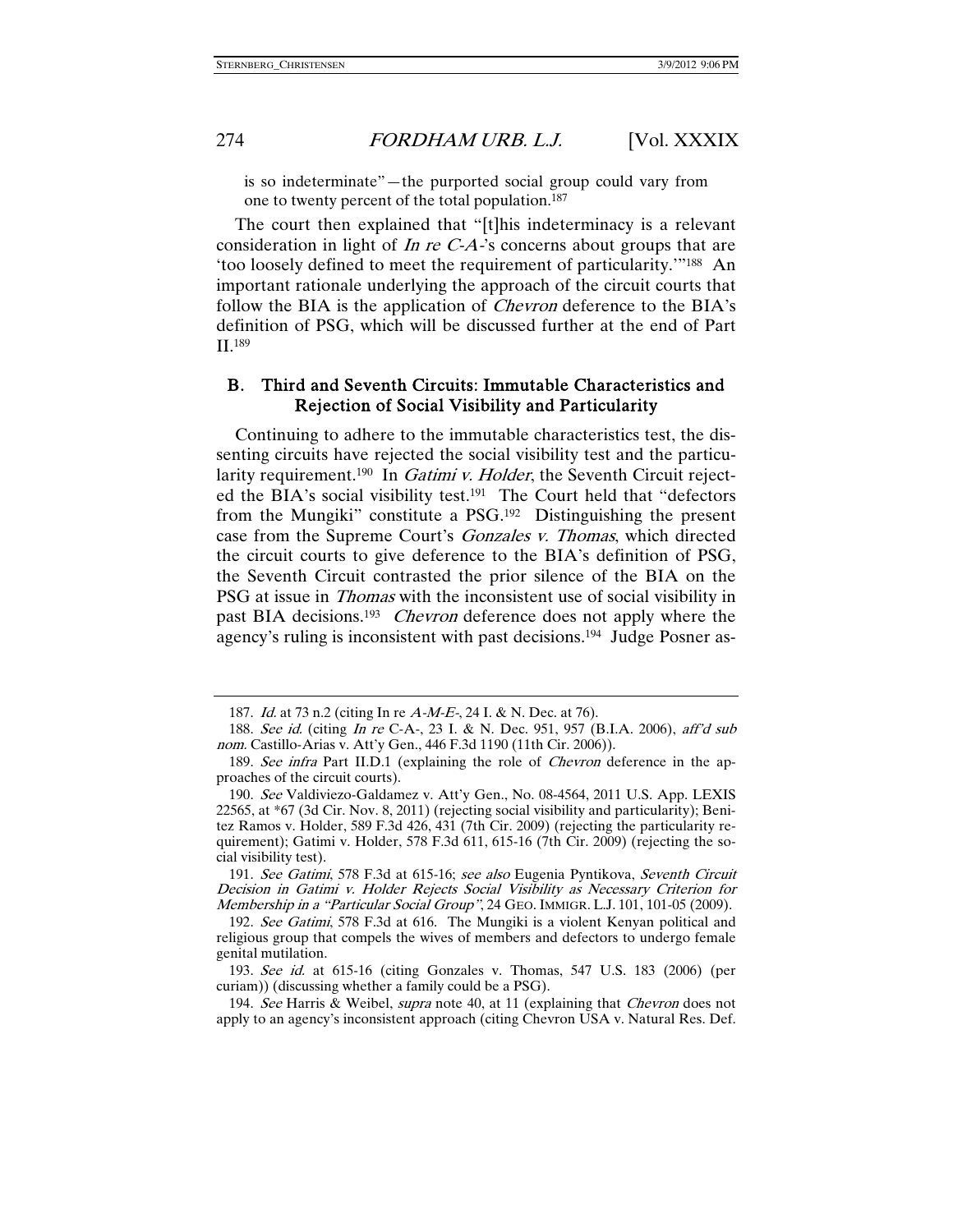is so indeterminate"—the purported social group could vary from one to twenty percent of the total population.[187]

The court then explained that "[t]his indeterminacy is a relevant consideration in light of *In re C-A-*'s concerns about groups that are 'too loosely defined to meet the requirement of particularity.'"[188] An important rationale underlying the approach of the circuit courts that follow the BIA is the application of *Chevron* deference to the BIA's definition of PSG, which will be discussed further at the end of Part II.[189]

## B. Third and Seventh Circuits: Immutable Characteristics and Rejection of Social Visibility and Particularity

Continuing to adhere to the immutable characteristics test, the dissenting circuits have rejected the social visibility test and the particularity requirement.[190] In *Gatimi v. Holder*, the Seventh Circuit rejected the BIA's social visibility test.[191] The Court held that "defectors from the Mungiki" constitute a PSG.[192] Distinguishing the present case from the Supreme Court's *Gonzales v. Thomas*, which directed the circuit courts to give deference to the BIA's definition of PSG, the Seventh Circuit contrasted the prior silence of the BIA on the PSG at issue in *Thomas* with the inconsistent use of social visibility in past BIA decisions.[193] *Chevron* deference does not apply where the agency's ruling is inconsistent with past decisions.[194] Judge Posner as-

---

187. *Id.* at 73 n.2 (citing In re *A-M-E-*, 24 I. & N. Dec. at 76).

188. *See id.* (citing *In re* C-A-, 23 I. & N. Dec. 951, 957 (B.I.A. 2006), *aff'd sub nom.* Castillo-Arias v. Att'y Gen., 446 F.3d 1190 (11th Cir. 2006)).

189. *See infra* Part II.D.1 (explaining the role of *Chevron* deference in the approaches of the circuit courts).

190. *See* Valdiviezo-Galdamez v. Att'y Gen., No. 08-4564, 2011 U.S. App. LEXIS 22565, at *67 (3d Cir. Nov. 8, 2011) (rejecting social visibility and particularity); Benitez Ramos v. Holder, 589 F.3d 426, 431 (7th Cir. 2009) (rejecting the particularity requirement); Gatimi v. Holder, 578 F.3d 611, 615-16 (7th Cir. 2009) (rejecting the social visibility test).

191. *See Gatimi*, 578 F.3d at 615-16; *see also* Eugenia Pyntikova, *Seventh Circuit Decision in Gatimi v. Holder Rejects Social Visibility as Necessary Criterion for Membership in a "Particular Social Group"*, 24 GEO. IMMIGR. L.J. 101, 101-05 (2009).

192. *See Gatimi*, 578 F.3d at 616. The Mungiki is a violent Kenyan political and religious group that compels the wives of members and defectors to undergo female genital mutilation.

193. *See id.* at 615-16 (citing Gonzales v. Thomas, 547 U.S. 183 (2006) (per curiam)) (discussing whether a family could be a PSG).

194. *See* Harris & Weibel, *supra* note 40, at 11 (explaining that *Chevron* does not apply to an agency's inconsistent approach (citing Chevron USA v. Natural Res. Def.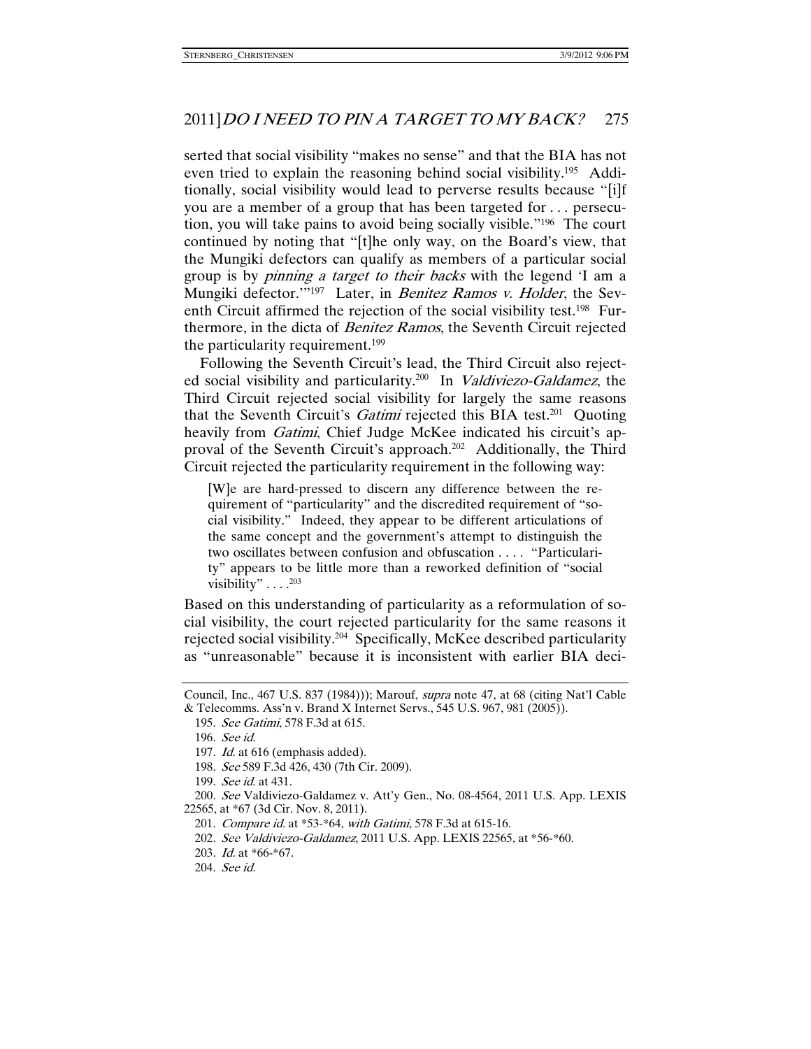serted that social visibility "makes no sense" and that the BIA has not even tried to explain the reasoning behind social visibility.[195] Additionally, social visibility would lead to perverse results because "[i]f you are a member of a group that has been targeted for . . . persecution, you will take pains to avoid being socially visible."[196] The court continued by noting that "[t]he only way, on the Board's view, that the Mungiki defectors can qualify as members of a particular social group is by *pinning a target to their backs* with the legend 'I am a Mungiki defector.'"[197] Later, in *Benitez Ramos v. Holder*, the Seventh Circuit affirmed the rejection of the social visibility test.[198] Furthermore, in the dicta of *Benitez Ramos*, the Seventh Circuit rejected the particularity requirement.[199]

Following the Seventh Circuit's lead, the Third Circuit also rejected social visibility and particularity.[200] In *Valdiviezo-Galdamez*, the Third Circuit rejected social visibility for largely the same reasons that the Seventh Circuit's *Gatimi* rejected this BIA test.[201] Quoting heavily from *Gatimi*, Chief Judge McKee indicated his circuit's approval of the Seventh Circuit's approach.[202] Additionally, the Third Circuit rejected the particularity requirement in the following way:

> [W]e are hard-pressed to discern any difference between the requirement of "particularity" and the discredited requirement of "social visibility." Indeed, they appear to be different articulations of the same concept and the government's attempt to distinguish the two oscillates between confusion and obfuscation . . . . "Particularity" appears to be little more than a reworked definition of "social visibility" . . . .[203]

Based on this understanding of particularity as a reformulation of social visibility, the court rejected particularity for the same reasons it rejected social visibility.[204] Specifically, McKee described particularity as "unreasonable" because it is inconsistent with earlier BIA deci-

---

Council, Inc., 467 U.S. 837 (1984))); Marouf, *supra* note 47, at 68 (citing Nat'l Cable & Telecomms. Ass'n v. Brand X Internet Servs., 545 U.S. 967, 981 (2005)).

195. *See Gatimi*, 578 F.3d at 615.

196. *See id.*

197. *Id.* at 616 (emphasis added).

198. *See* 589 F.3d 426, 430 (7th Cir. 2009).

199. *See id.* at 431.

200. *See* Valdiviezo-Galdamez v. Att'y Gen., No. 08-4564, 2011 U.S. App. LEXIS 22565, at *67 (3d Cir. Nov. 8, 2011).

201. *Compare id.* at *53-*64, *with Gatimi*, 578 F.3d at 615-16.

202. *See Valdiviezo-Galdamez*, 2011 U.S. App. LEXIS 22565, at *56-*60.

203. *Id.* at *66-*67.

204. *See id.*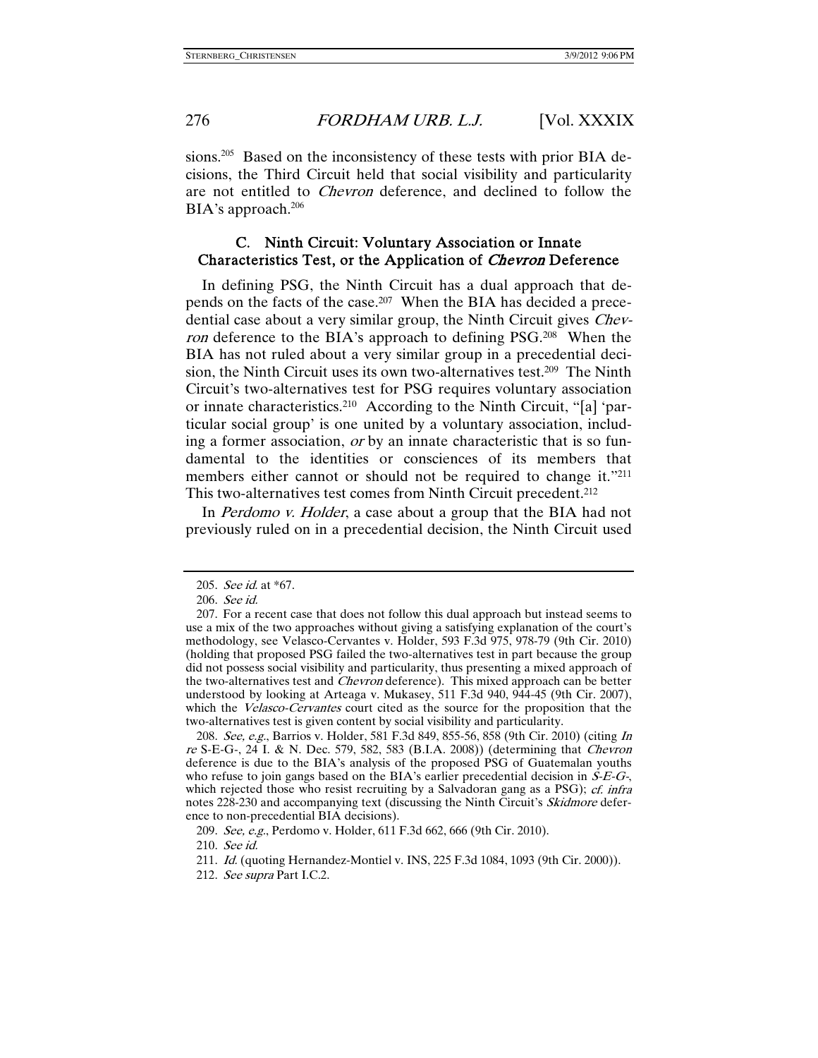sions.[205] Based on the inconsistency of these tests with prior BIA decisions, the Third Circuit held that social visibility and particularity are not entitled to *Chevron* deference, and declined to follow the BIA's approach.[206]

### C. Ninth Circuit: Voluntary Association or Innate Characteristics Test, or the Application of *Chevron* Deference

In defining PSG, the Ninth Circuit has a dual approach that depends on the facts of the case.[207] When the BIA has decided a precedential case about a very similar group, the Ninth Circuit gives *Chevron* deference to the BIA's approach to defining PSG.[208] When the BIA has not ruled about a very similar group in a precedential decision, the Ninth Circuit uses its own two-alternatives test.[209] The Ninth Circuit's two-alternatives test for PSG requires voluntary association or innate characteristics.[210] According to the Ninth Circuit, "[a] 'particular social group' is one united by a voluntary association, including a former association, *or* by an innate characteristic that is so fundamental to the identities or consciences of its members that members either cannot or should not be required to change it."[211] This two-alternatives test comes from Ninth Circuit precedent.[212]

In *Perdomo v. Holder*, a case about a group that the BIA had not previously ruled on in a precedential decision, the Ninth Circuit used

---

205. *See id.* at *67.

206. *See id.*

207. For a recent case that does not follow this dual approach but instead seems to use a mix of the two approaches without giving a satisfying explanation of the court's methodology, see Velasco-Cervantes v. Holder, 593 F.3d 975, 978-79 (9th Cir. 2010) (holding that proposed PSG failed the two-alternatives test in part because the group did not possess social visibility and particularity, thus presenting a mixed approach of the two-alternatives test and *Chevron* deference). This mixed approach can be better understood by looking at Arteaga v. Mukasey, 511 F.3d 940, 944-45 (9th Cir. 2007), which the *Velasco-Cervantes* court cited as the source for the proposition that the two-alternatives test is given content by social visibility and particularity.

208. *See, e.g.*, Barrios v. Holder, 581 F.3d 849, 855-56, 858 (9th Cir. 2010) (citing *In re* S-E-G-, 24 I. & N. Dec. 579, 582, 583 (B.I.A. 2008)) (determining that *Chevron* deference is due to the BIA's analysis of the proposed PSG of Guatemalan youths who refuse to join gangs based on the BIA's earlier precedential decision in *S-E-G-*, which rejected those who resist recruiting by a Salvadoran gang as a PSG); *cf. infra* notes 228-230 and accompanying text (discussing the Ninth Circuit's *Skidmore* deference to non-precedential BIA decisions).

209. *See, e.g.*, Perdomo v. Holder, 611 F.3d 662, 666 (9th Cir. 2010).

210. *See id.*

211. *Id.* (quoting Hernandez-Montiel v. INS, 225 F.3d 1084, 1093 (9th Cir. 2000)).

212. *See supra* Part I.C.2.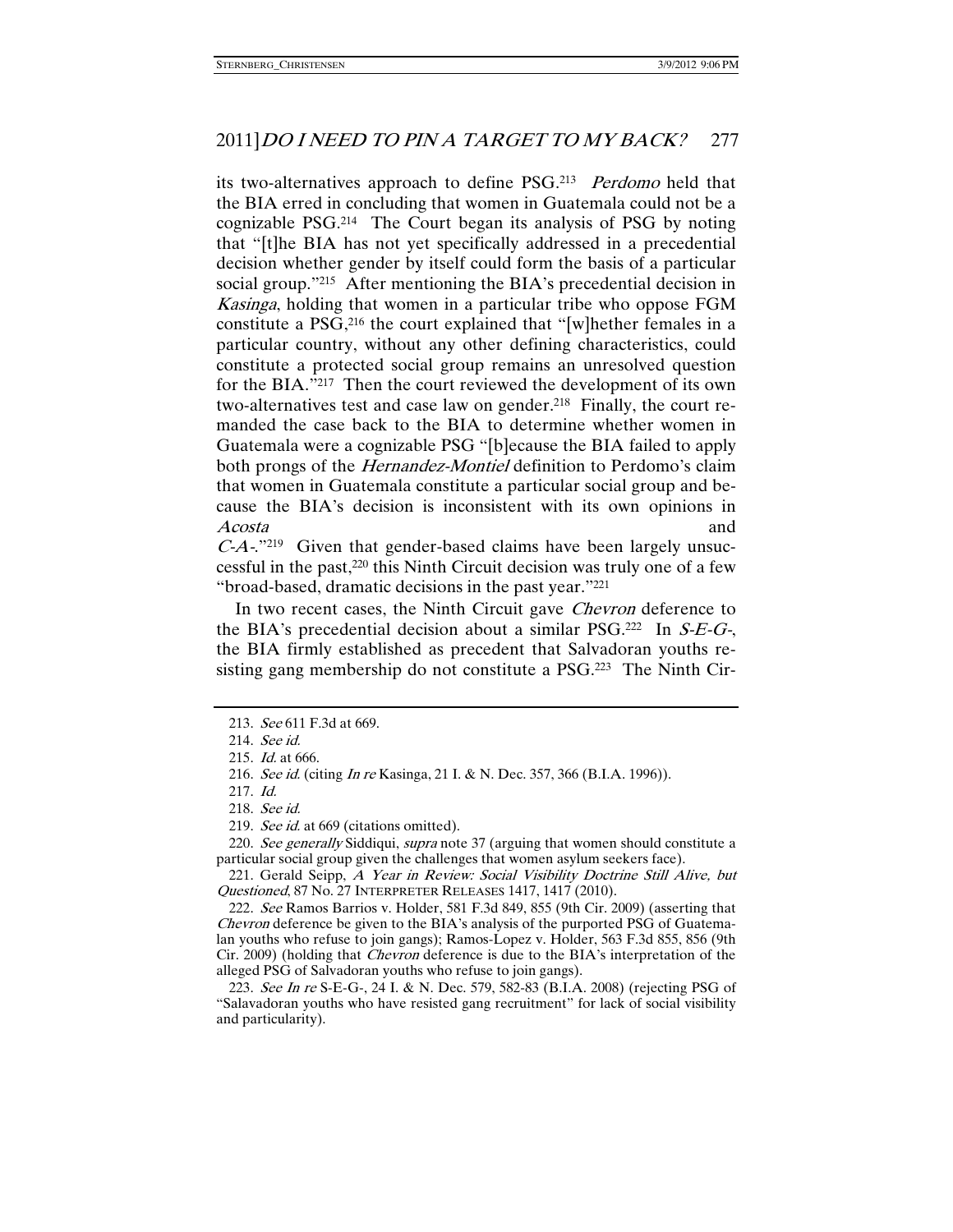its two-alternatives approach to define PSG.[213] *Perdomo* held that the BIA erred in concluding that women in Guatemala could not be a cognizable PSG.[214] The Court began its analysis of PSG by noting that "[t]he BIA has not yet specifically addressed in a precedential decision whether gender by itself could form the basis of a particular social group."[215] After mentioning the BIA's precedential decision in *Kasinga*, holding that women in a particular tribe who oppose FGM constitute a PSG,[216] the court explained that "[w]hether females in a particular country, without any other defining characteristics, could constitute a protected social group remains an unresolved question for the BIA."[217] Then the court reviewed the development of its own two-alternatives test and case law on gender.[218] Finally, the court remanded the case back to the BIA to determine whether women in Guatemala were a cognizable PSG "[b]ecause the BIA failed to apply both prongs of the *Hernandez-Montiel* definition to Perdomo's claim that women in Guatemala constitute a particular social group and because the BIA's decision is inconsistent with its own opinions in *Acosta* and *C-A-*."[219] Given that gender-based claims have been largely unsuccessful in the past,[220] this Ninth Circuit decision was truly one of a few "broad-based, dramatic decisions in the past year."[221]

In two recent cases, the Ninth Circuit gave *Chevron* deference to the BIA's precedential decision about a similar PSG.[222] In *S-E-G-*, the BIA firmly established as precedent that Salvadoran youths resisting gang membership do not constitute a PSG.[223] The Ninth Cir-

---

213. *See* 611 F.3d at 669.

214. *See id.*

215. *Id.* at 666.

216. *See id.* (citing *In re* Kasinga, 21 I. & N. Dec. 357, 366 (B.I.A. 1996)).

217. *Id.*

218. *See id.*

219. *See id.* at 669 (citations omitted).

220. *See generally* Siddiqui, *supra* note 37 (arguing that women should constitute a particular social group given the challenges that women asylum seekers face).

221. Gerald Seipp, *A Year in Review: Social Visibility Doctrine Still Alive, but Questioned*, 87 No. 27 INTERPRETER RELEASES 1417, 1417 (2010).

222. *See* Ramos Barrios v. Holder, 581 F.3d 849, 855 (9th Cir. 2009) (asserting that *Chevron* deference be given to the BIA's analysis of the purported PSG of Guatemalan youths who refuse to join gangs); Ramos-Lopez v. Holder, 563 F.3d 855, 856 (9th Cir. 2009) (holding that *Chevron* deference is due to the BIA's interpretation of the alleged PSG of Salvadoran youths who refuse to join gangs).

223. *See In re* S-E-G-, 24 I. & N. Dec. 579, 582-83 (B.I.A. 2008) (rejecting PSG of "Salavadoran youths who have resisted gang recruitment" for lack of social visibility and particularity).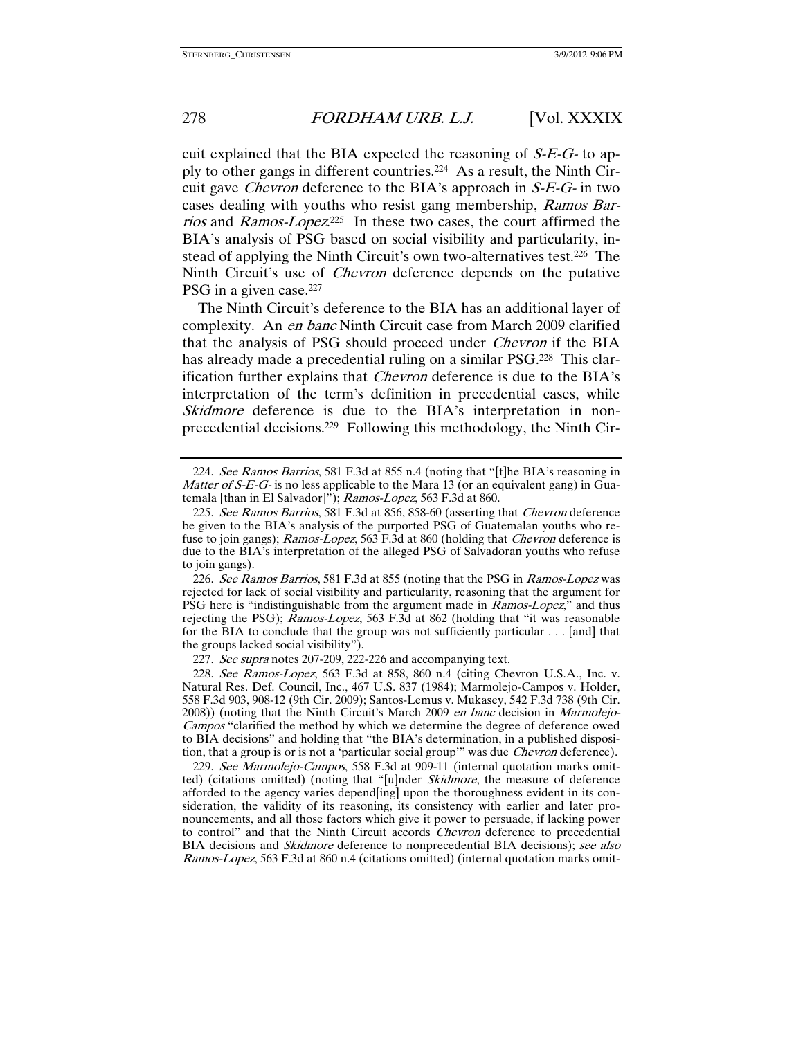cuit explained that the BIA expected the reasoning of *S-E-G-* to apply to other gangs in different countries.[224] As a result, the Ninth Circuit gave *Chevron* deference to the BIA's approach in *S-E-G-* in two cases dealing with youths who resist gang membership, *Ramos Barrios* and *Ramos-Lopez*.[225] In these two cases, the court affirmed the BIA's analysis of PSG based on social visibility and particularity, instead of applying the Ninth Circuit's own two-alternatives test.[226] The Ninth Circuit's use of *Chevron* deference depends on the putative PSG in a given case.[227]

The Ninth Circuit's deference to the BIA has an additional layer of complexity. An *en banc* Ninth Circuit case from March 2009 clarified that the analysis of PSG should proceed under *Chevron* if the BIA has already made a precedential ruling on a similar PSG.[228] This clarification further explains that *Chevron* deference is due to the BIA's interpretation of the term's definition in precedential cases, while *Skidmore* deference is due to the BIA's interpretation in nonprecedential decisions.[229] Following this methodology, the Ninth Cir-

---

224. *See Ramos Barrios*, 581 F.3d at 855 n.4 (noting that "[t]he BIA's reasoning in *Matter of S-E-G-* is no less applicable to the Mara 13 (or an equivalent gang) in Guatemala [than in El Salvador]"); *Ramos-Lopez*, 563 F.3d at 860.

225. *See Ramos Barrios*, 581 F.3d at 856, 858-60 (asserting that *Chevron* deference be given to the BIA's analysis of the purported PSG of Guatemalan youths who refuse to join gangs); *Ramos-Lopez*, 563 F.3d at 860 (holding that *Chevron* deference is due to the BIA's interpretation of the alleged PSG of Salvadoran youths who refuse to join gangs).

226. *See Ramos Barrios*, 581 F.3d at 855 (noting that the PSG in *Ramos-Lopez* was rejected for lack of social visibility and particularity, reasoning that the argument for PSG here is "indistinguishable from the argument made in *Ramos-Lopez*," and thus rejecting the PSG); *Ramos-Lopez*, 563 F.3d at 862 (holding that "it was reasonable for the BIA to conclude that the group was not sufficiently particular . . . [and] that the groups lacked social visibility").

227. *See supra* notes 207-209, 222-226 and accompanying text.

228. *See Ramos-Lopez*, 563 F.3d at 858, 860 n.4 (citing Chevron U.S.A., Inc. v. Natural Res. Def. Council, Inc., 467 U.S. 837 (1984); Marmolejo-Campos v. Holder, 558 F.3d 903, 908-12 (9th Cir. 2009); Santos-Lemus v. Mukasey, 542 F.3d 738 (9th Cir. 2008)) (noting that the Ninth Circuit's March 2009 *en banc* decision in *Marmolejo-Campos* "clarified the method by which we determine the degree of deference owed to BIA decisions" and holding that "the BIA's determination, in a published disposition, that a group is or is not a 'particular social group'" was due *Chevron* deference).

229. *See Marmolejo-Campos*, 558 F.3d at 909-11 (internal quotation marks omitted) (citations omitted) (noting that "[u]nder *Skidmore*, the measure of deference afforded to the agency varies depend[ing] upon the thoroughness evident in its consideration, the validity of its reasoning, its consistency with earlier and later pronouncements, and all those factors which give it power to persuade, if lacking power to control" and that the Ninth Circuit accords *Chevron* deference to precedential BIA decisions and *Skidmore* deference to nonprecedential BIA decisions); *see also Ramos-Lopez*, 563 F.3d at 860 n.4 (citations omitted) (internal quotation marks omit-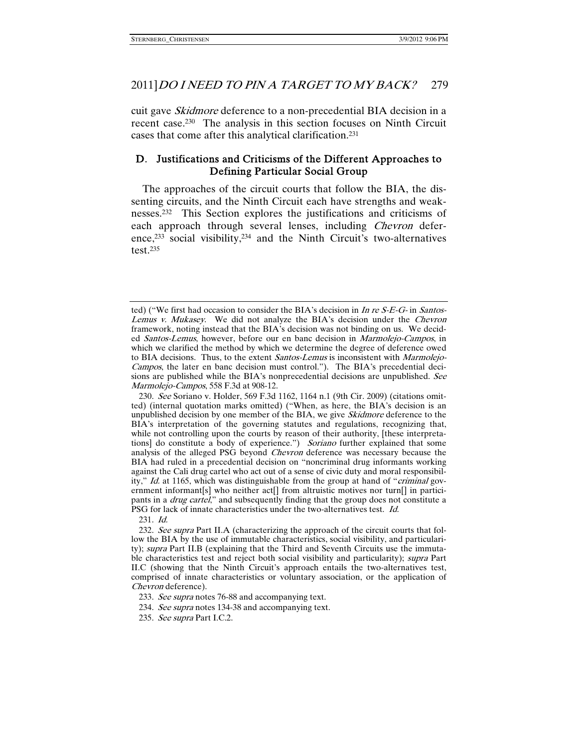cuit gave *Skidmore* deference to a non-precedential BIA decision in a recent case.[230] The analysis in this section focuses on Ninth Circuit cases that come after this analytical clarification.[231]

## D. Justifications and Criticisms of the Different Approaches to Defining Particular Social Group

The approaches of the circuit courts that follow the BIA, the dissenting circuits, and the Ninth Circuit each have strengths and weaknesses.[232] This Section explores the justifications and criticisms of each approach through several lenses, including *Chevron* deference,[233] social visibility,[234] and the Ninth Circuit's two-alternatives test.[235]

---

ted) ("We first had occasion to consider the BIA's decision in *In re S-E-G-* in *Santos-Lemus v. Mukasey*. We did not analyze the BIA's decision under the *Chevron* framework, noting instead that the BIA's decision was not binding on us. We decided *Santos-Lemus*, however, before our en banc decision in *Marmolejo-Campos*, in which we clarified the method by which we determine the degree of deference owed to BIA decisions. Thus, to the extent *Santos-Lemus* is inconsistent with *Marmolejo-Campos*, the later en banc decision must control."). The BIA's precedential decisions are published while the BIA's nonprecedential decisions are unpublished. *See Marmolejo-Campos*, 558 F.3d at 908-12.

230. *See* Soriano v. Holder, 569 F.3d 1162, 1164 n.1 (9th Cir. 2009) (citations omitted) (internal quotation marks omitted) ("When, as here, the BIA's decision is an unpublished decision by one member of the BIA, we give *Skidmore* deference to the BIA's interpretation of the governing statutes and regulations, recognizing that, while not controlling upon the courts by reason of their authority, [these interpretations] do constitute a body of experience.") *Soriano* further explained that some analysis of the alleged PSG beyond *Chevron* deference was necessary because the BIA had ruled in a precedential decision on "noncriminal drug informants working against the Cali drug cartel who act out of a sense of civic duty and moral responsibility," *Id.* at 1165, which was distinguishable from the group at hand of "*criminal* government informant[s] who neither act[] from altruistic motives nor turn[] in participants in a *drug cartel*," and subsequently finding that the group does not constitute a PSG for lack of innate characteristics under the two-alternatives test. *Id.*

231. *Id.*

232. *See supra* Part II.A (characterizing the approach of the circuit courts that follow the BIA by the use of immutable characteristics, social visibility, and particularity); *supra* Part II.B (explaining that the Third and Seventh Circuits use the immutable characteristics test and reject both social visibility and particularity); *supra* Part II.C (showing that the Ninth Circuit's approach entails the two-alternatives test, comprised of innate characteristics or voluntary association, or the application of *Chevron* deference).

233. *See supra* notes 76-88 and accompanying text.

234. *See supra* notes 134-38 and accompanying text.

235. *See supra* Part I.C.2.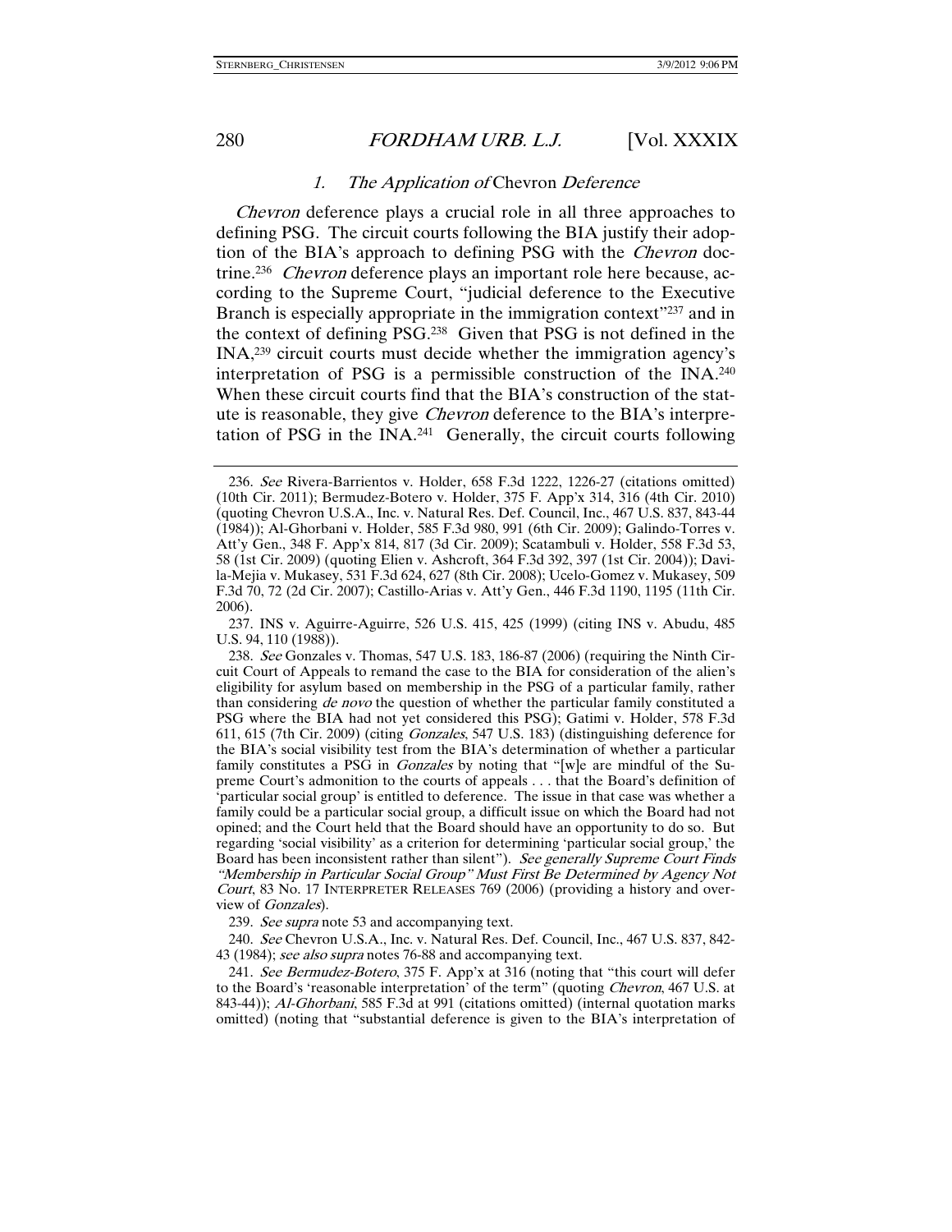### *1. The Application of* Chevron *Deference*

*Chevron* deference plays a crucial role in all three approaches to defining PSG. The circuit courts following the BIA justify their adoption of the BIA's approach to defining PSG with the *Chevron* doctrine.[236] *Chevron* deference plays an important role here because, according to the Supreme Court, "judicial deference to the Executive Branch is especially appropriate in the immigration context"[237] and in the context of defining PSG.[238] Given that PSG is not defined in the INA,[239] circuit courts must decide whether the immigration agency's interpretation of PSG is a permissible construction of the INA.[240] When these circuit courts find that the BIA's construction of the statute is reasonable, they give *Chevron* deference to the BIA's interpretation of PSG in the INA.[241] Generally, the circuit courts following

---

236. *See* Rivera-Barrientos v. Holder, 658 F.3d 1222, 1226-27 (citations omitted) (10th Cir. 2011); Bermudez-Botero v. Holder, 375 F. App'x 314, 316 (4th Cir. 2010) (quoting Chevron U.S.A., Inc. v. Natural Res. Def. Council, Inc., 467 U.S. 837, 843-44 (1984)); Al-Ghorbani v. Holder, 585 F.3d 980, 991 (6th Cir. 2009); Galindo-Torres v. Att'y Gen., 348 F. App'x 814, 817 (3d Cir. 2009); Scatambuli v. Holder, 558 F.3d 53, 58 (1st Cir. 2009) (quoting Elien v. Ashcroft, 364 F.3d 392, 397 (1st Cir. 2004)); Davila-Mejia v. Mukasey, 531 F.3d 624, 627 (8th Cir. 2008); Ucelo-Gomez v. Mukasey, 509 F.3d 70, 72 (2d Cir. 2007); Castillo-Arias v. Att'y Gen., 446 F.3d 1190, 1195 (11th Cir. 2006).

237. INS v. Aguirre-Aguirre, 526 U.S. 415, 425 (1999) (citing INS v. Abudu, 485 U.S. 94, 110 (1988)).

238. *See* Gonzales v. Thomas, 547 U.S. 183, 186-87 (2006) (requiring the Ninth Circuit Court of Appeals to remand the case to the BIA for consideration of the alien's eligibility for asylum based on membership in the PSG of a particular family, rather than considering *de novo* the question of whether the particular family constituted a PSG where the BIA had not yet considered this PSG); Gatimi v. Holder, 578 F.3d 611, 615 (7th Cir. 2009) (citing *Gonzales*, 547 U.S. 183) (distinguishing deference for the BIA's social visibility test from the BIA's determination of whether a particular family constitutes a PSG in *Gonzales* by noting that "[w]e are mindful of the Supreme Court's admonition to the courts of appeals . . . that the Board's definition of 'particular social group' is entitled to deference. The issue in that case was whether a family could be a particular social group, a difficult issue on which the Board had not opined; and the Court held that the Board should have an opportunity to do so. But regarding 'social visibility' as a criterion for determining 'particular social group,' the Board has been inconsistent rather than silent"). *See generally Supreme Court Finds "Membership in Particular Social Group" Must First Be Determined by Agency Not Court*, 83 No. 17 INTERPRETER RELEASES 769 (2006) (providing a history and overview of *Gonzales*).

239. *See supra* note 53 and accompanying text.

240. *See* Chevron U.S.A., Inc. v. Natural Res. Def. Council, Inc., 467 U.S. 837, 842-43 (1984); *see also supra* notes 76-88 and accompanying text.

241. *See Bermudez-Botero*, 375 F. App'x at 316 (noting that "this court will defer to the Board's 'reasonable interpretation' of the term" (quoting *Chevron*, 467 U.S. at 843-44)); *Al-Ghorbani*, 585 F.3d at 991 (citations omitted) (internal quotation marks omitted) (noting that "substantial deference is given to the BIA's interpretation of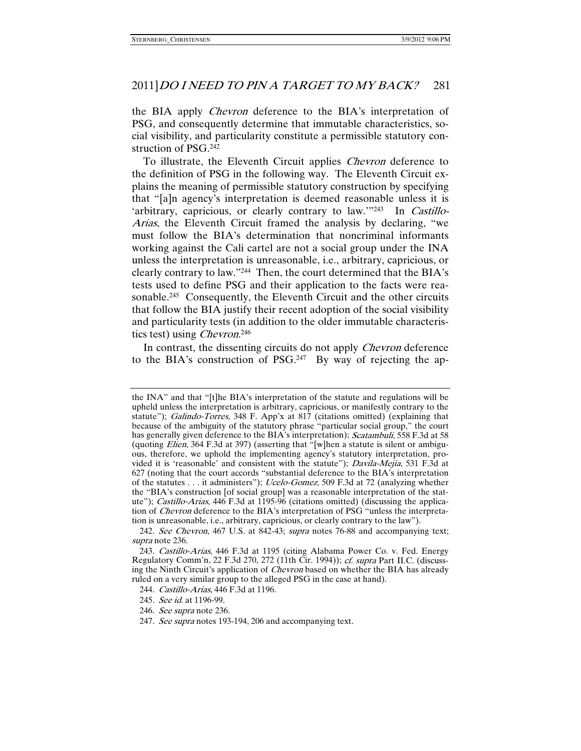the BIA apply *Chevron* deference to the BIA's interpretation of PSG, and consequently determine that immutable characteristics, social visibility, and particularity constitute a permissible statutory construction of PSG.[242]

To illustrate, the Eleventh Circuit applies *Chevron* deference to the definition of PSG in the following way. The Eleventh Circuit explains the meaning of permissible statutory construction by specifying that "[a]n agency's interpretation is deemed reasonable unless it is 'arbitrary, capricious, or clearly contrary to law.'"[243] In *Castillo-Arias*, the Eleventh Circuit framed the analysis by declaring, "we must follow the BIA's determination that noncriminal informants working against the Cali cartel are not a social group under the INA unless the interpretation is unreasonable, i.e., arbitrary, capricious, or clearly contrary to law."[244] Then, the court determined that the BIA's tests used to define PSG and their application to the facts were reasonable.[245] Consequently, the Eleventh Circuit and the other circuits that follow the BIA justify their recent adoption of the social visibility and particularity tests (in addition to the older immutable characteristics test) using *Chevron*.[246]

In contrast, the dissenting circuits do not apply *Chevron* deference to the BIA's construction of PSG.[247] By way of rejecting the ap-

---

the INA" and that "[t]he BIA's interpretation of the statute and regulations will be upheld unless the interpretation is arbitrary, capricious, or manifestly contrary to the statute"); *Galindo-Torres*, 348 F. App'x at 817 (citations omitted) (explaining that because of the ambiguity of the statutory phrase "particular social group," the court has generally given deference to the BIA's interpretation); *Scatambuli*, 558 F.3d at 58 (quoting *Elien*, 364 F.3d at 397) (asserting that "[w]hen a statute is silent or ambiguous, therefore, we uphold the implementing agency's statutory interpretation, provided it is 'reasonable' and consistent with the statute"); *Davila-Mejia*, 531 F.3d at 627 (noting that the court accords "substantial deference to the BIA's interpretation of the statutes . . . it administers"); *Ucelo-Gomez*, 509 F.3d at 72 (analyzing whether the "BIA's construction [of social group] was a reasonable interpretation of the statute"); *Castillo-Arias*, 446 F.3d at 1195-96 (citations omitted) (discussing the application of *Chevron* deference to the BIA's interpretation of PSG "unless the interpretation is unreasonable, i.e., arbitrary, capricious, or clearly contrary to the law").

242. *See Chevron*, 467 U.S. at 842-43; *supra* notes 76-88 and accompanying text; *supra* note 236.

243. *Castillo-Arias*, 446 F.3d at 1195 (citing Alabama Power Co. v. Fed. Energy Regulatory Comm'n, 22 F.3d 270, 272 (11th Cir. 1994)); *cf. supra* Part II.C. (discussing the Ninth Circuit's application of *Chevron* based on whether the BIA has already ruled on a very similar group to the alleged PSG in the case at hand).

244. *Castillo-Arias*, 446 F.3d at 1196.

245. *See id.* at 1196-99.

246. *See supra* note 236.

247. *See supra* notes 193-194, 206 and accompanying text.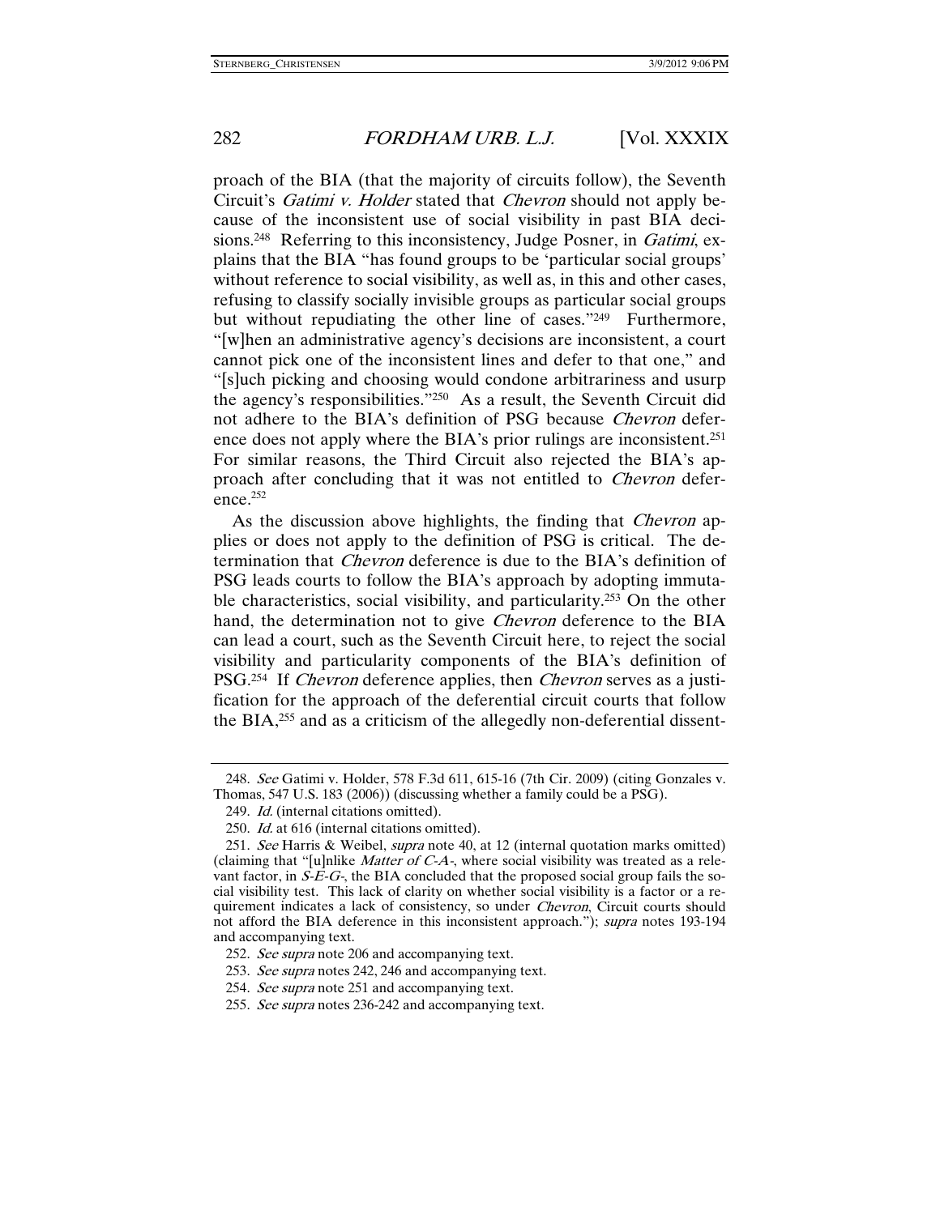proach of the BIA (that the majority of circuits follow), the Seventh Circuit's *Gatimi v. Holder* stated that *Chevron* should not apply because of the inconsistent use of social visibility in past BIA decisions.[248] Referring to this inconsistency, Judge Posner, in *Gatimi*, explains that the BIA "has found groups to be 'particular social groups' without reference to social visibility, as well as, in this and other cases, refusing to classify socially invisible groups as particular social groups but without repudiating the other line of cases."[249] Furthermore, "[w]hen an administrative agency's decisions are inconsistent, a court cannot pick one of the inconsistent lines and defer to that one," and "[s]uch picking and choosing would condone arbitrariness and usurp the agency's responsibilities."[250] As a result, the Seventh Circuit did not adhere to the BIA's definition of PSG because *Chevron* deference does not apply where the BIA's prior rulings are inconsistent.[251] For similar reasons, the Third Circuit also rejected the BIA's approach after concluding that it was not entitled to *Chevron* deference.[252]

As the discussion above highlights, the finding that *Chevron* applies or does not apply to the definition of PSG is critical. The determination that *Chevron* deference is due to the BIA's definition of PSG leads courts to follow the BIA's approach by adopting immutable characteristics, social visibility, and particularity.[253] On the other hand, the determination not to give *Chevron* deference to the BIA can lead a court, such as the Seventh Circuit here, to reject the social visibility and particularity components of the BIA's definition of PSG.[254] If *Chevron* deference applies, then *Chevron* serves as a justification for the approach of the deferential circuit courts that follow the BIA,[255] and as a criticism of the allegedly non-deferential dissent-

---

248. *See* Gatimi v. Holder, 578 F.3d 611, 615-16 (7th Cir. 2009) (citing Gonzales v. Thomas, 547 U.S. 183 (2006)) (discussing whether a family could be a PSG).

249. *Id.* (internal citations omitted).

250. *Id.* at 616 (internal citations omitted).

251. *See* Harris & Weibel, *supra* note 40, at 12 (internal quotation marks omitted) (claiming that "[u]nlike *Matter of C-A-*, where social visibility was treated as a relevant factor, in *S-E-G-*, the BIA concluded that the proposed social group fails the social visibility test. This lack of clarity on whether social visibility is a factor or a requirement indicates a lack of consistency, so under *Chevron*, Circuit courts should not afford the BIA deference in this inconsistent approach."); *supra* notes 193-194 and accompanying text.

252. *See supra* note 206 and accompanying text.

253. *See supra* notes 242, 246 and accompanying text.

254. *See supra* note 251 and accompanying text.

255. *See supra* notes 236-242 and accompanying text.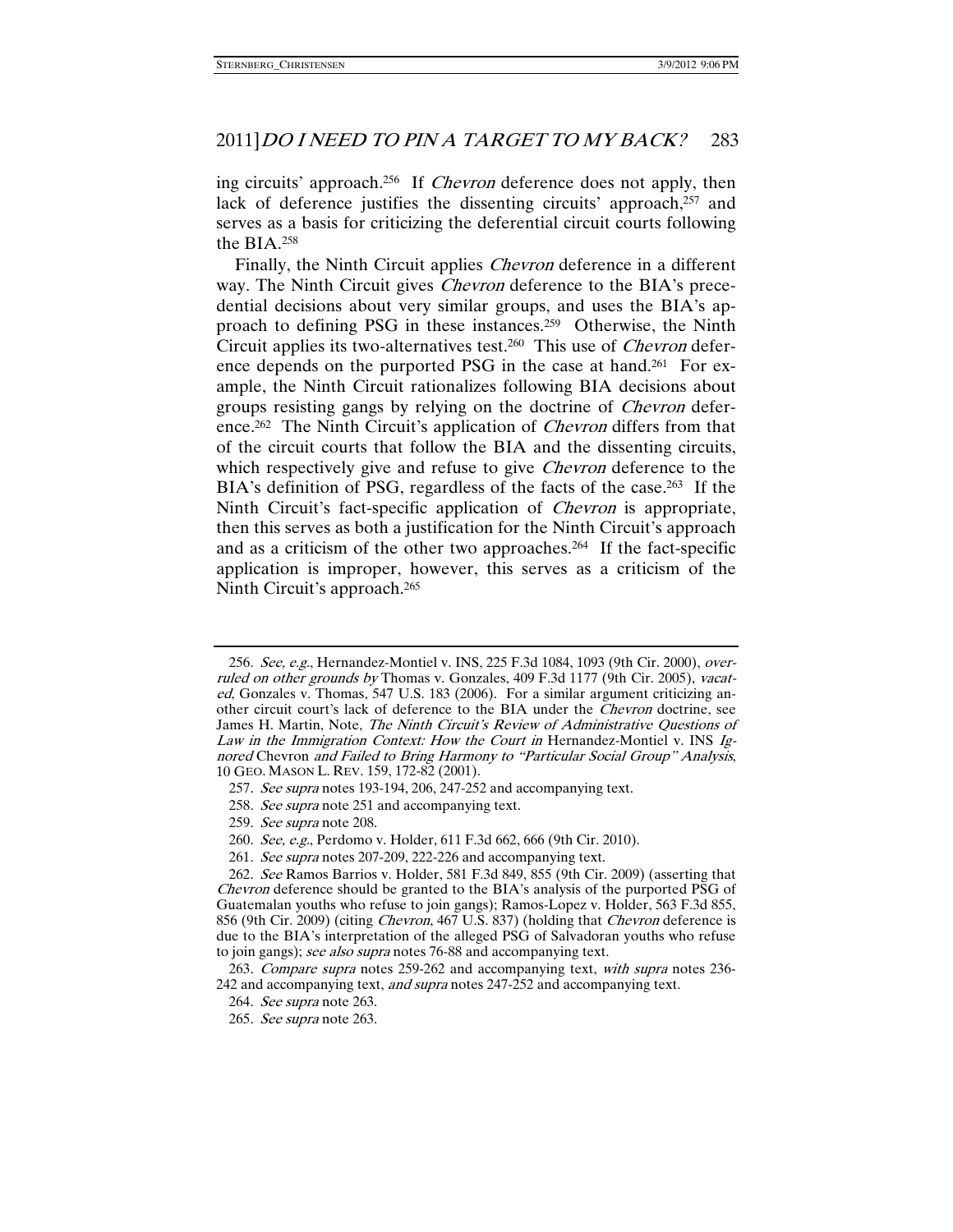ing circuits' approach.[256] If *Chevron* deference does not apply, then lack of deference justifies the dissenting circuits' approach,[257] and serves as a basis for criticizing the deferential circuit courts following the BIA.[258]

Finally, the Ninth Circuit applies *Chevron* deference in a different way. The Ninth Circuit gives *Chevron* deference to the BIA's precedential decisions about very similar groups, and uses the BIA's approach to defining PSG in these instances.[259] Otherwise, the Ninth Circuit applies its two-alternatives test.[260] This use of *Chevron* deference depends on the purported PSG in the case at hand.[261] For example, the Ninth Circuit rationalizes following BIA decisions about groups resisting gangs by relying on the doctrine of *Chevron* deference.[262] The Ninth Circuit's application of *Chevron* differs from that of the circuit courts that follow the BIA and the dissenting circuits, which respectively give and refuse to give *Chevron* deference to the BIA's definition of PSG, regardless of the facts of the case.[263] If the Ninth Circuit's fact-specific application of *Chevron* is appropriate, then this serves as both a justification for the Ninth Circuit's approach and as a criticism of the other two approaches.[264] If the fact-specific application is improper, however, this serves as a criticism of the Ninth Circuit's approach.[265]

---

256. *See, e.g.*, Hernandez-Montiel v. INS, 225 F.3d 1084, 1093 (9th Cir. 2000), *overruled on other grounds by* Thomas v. Gonzales, 409 F.3d 1177 (9th Cir. 2005), *vacated*, Gonzales v. Thomas, 547 U.S. 183 (2006). For a similar argument criticizing another circuit court's lack of deference to the BIA under the *Chevron* doctrine, see James H. Martin, Note, *The Ninth Circuit's Review of Administrative Questions of Law in the Immigration Context: How the Court in* Hernandez-Montiel v. INS *Ignored* Chevron *and Failed to Bring Harmony to "Particular Social Group" Analysis*, 10 GEO. MASON L. REV. 159, 172-82 (2001).

257. *See supra* notes 193-194, 206, 247-252 and accompanying text.

258. *See supra* note 251 and accompanying text.

259. *See supra* note 208.

260. *See, e.g.*, Perdomo v. Holder, 611 F.3d 662, 666 (9th Cir. 2010).

261. *See supra* notes 207-209, 222-226 and accompanying text.

262. *See* Ramos Barrios v. Holder, 581 F.3d 849, 855 (9th Cir. 2009) (asserting that *Chevron* deference should be granted to the BIA's analysis of the purported PSG of Guatemalan youths who refuse to join gangs); Ramos-Lopez v. Holder, 563 F.3d 855, 856 (9th Cir. 2009) (citing *Chevron*, 467 U.S. 837) (holding that *Chevron* deference is due to the BIA's interpretation of the alleged PSG of Salvadoran youths who refuse to join gangs); *see also supra* notes 76-88 and accompanying text.

263. *Compare supra* notes 259-262 and accompanying text, *with supra* notes 236-242 and accompanying text, *and supra* notes 247-252 and accompanying text.

264. *See supra* note 263.

265. *See supra* note 263.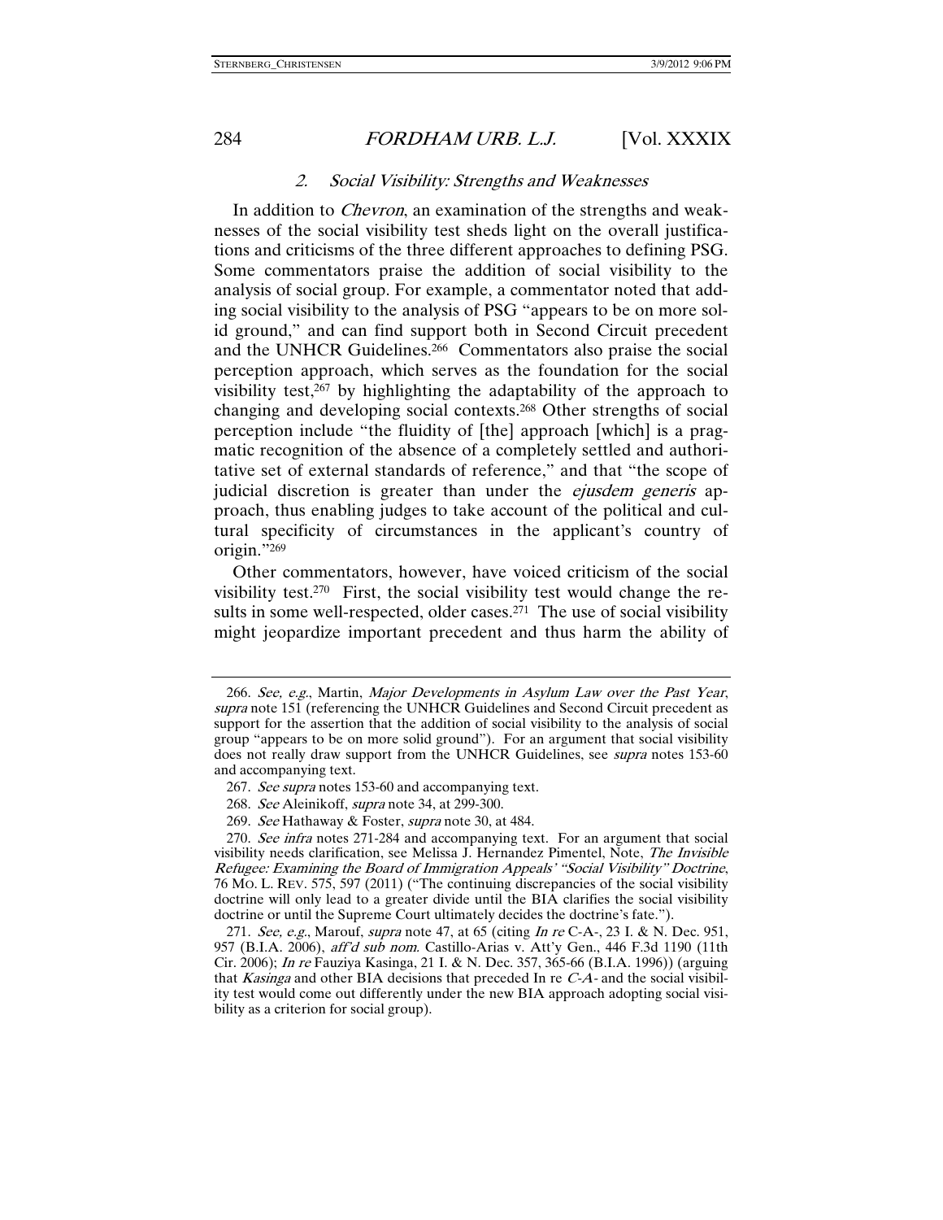### 2. *Social Visibility: Strengths and Weaknesses*

In addition to *Chevron*, an examination of the strengths and weaknesses of the social visibility test sheds light on the overall justifications and criticisms of the three different approaches to defining PSG. Some commentators praise the addition of social visibility to the analysis of social group. For example, a commentator noted that adding social visibility to the analysis of PSG "appears to be on more solid ground," and can find support both in Second Circuit precedent and the UNHCR Guidelines.[266] Commentators also praise the social perception approach, which serves as the foundation for the social visibility test,[267] by highlighting the adaptability of the approach to changing and developing social contexts.[268] Other strengths of social perception include "the fluidity of [the] approach [which] is a pragmatic recognition of the absence of a completely settled and authoritative set of external standards of reference," and that "the scope of judicial discretion is greater than under the *ejusdem generis* approach, thus enabling judges to take account of the political and cultural specificity of circumstances in the applicant's country of origin."[269]

Other commentators, however, have voiced criticism of the social visibility test.[270] First, the social visibility test would change the results in some well-respected, older cases.[271] The use of social visibility might jeopardize important precedent and thus harm the ability of

---

266. *See, e.g.*, Martin, *Major Developments in Asylum Law over the Past Year*, *supra* note 151 (referencing the UNHCR Guidelines and Second Circuit precedent as support for the assertion that the addition of social visibility to the analysis of social group "appears to be on more solid ground"). For an argument that social visibility does not really draw support from the UNHCR Guidelines, see *supra* notes 153-60 and accompanying text.

267. *See supra* notes 153-60 and accompanying text.

268. *See* Aleinikoff, *supra* note 34, at 299-300.

269. *See* Hathaway & Foster, *supra* note 30, at 484.

270. *See infra* notes 271-284 and accompanying text. For an argument that social visibility needs clarification, see Melissa J. Hernandez Pimentel, Note, *The Invisible Refugee: Examining the Board of Immigration Appeals' "Social Visibility" Doctrine*, 76 MO. L. REV. 575, 597 (2011) ("The continuing discrepancies of the social visibility doctrine will only lead to a greater divide until the BIA clarifies the social visibility doctrine or until the Supreme Court ultimately decides the doctrine's fate.").

271. *See, e.g.*, Marouf, *supra* note 47, at 65 (citing *In re* C-A-, 23 I. & N. Dec. 951, 957 (B.I.A. 2006), *aff'd sub nom.* Castillo-Arias v. Att'y Gen., 446 F.3d 1190 (11th Cir. 2006); *In re* Fauziya Kasinga, 21 I. & N. Dec. 357, 365-66 (B.I.A. 1996)) (arguing that *Kasinga* and other BIA decisions that preceded In re *C-A-* and the social visibility test would come out differently under the new BIA approach adopting social visibility as a criterion for social group).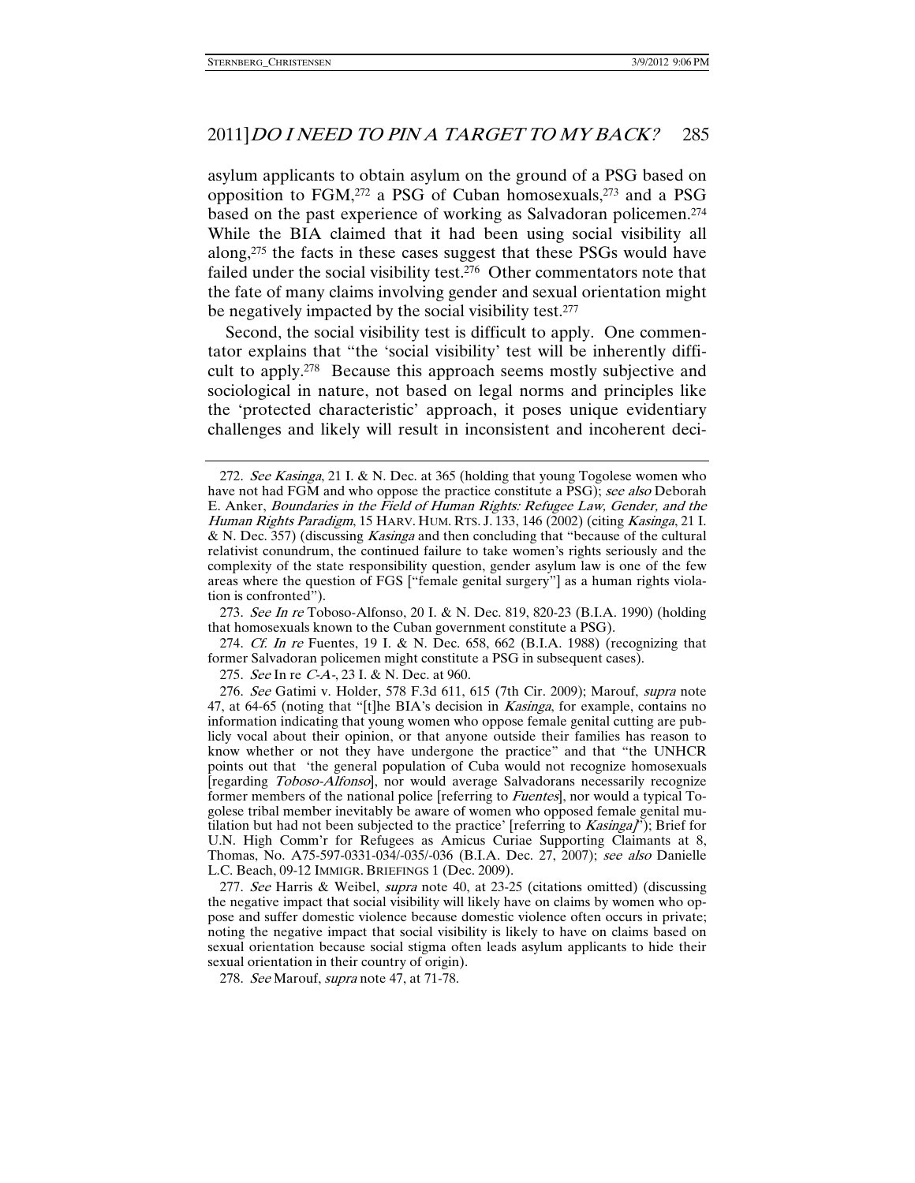asylum applicants to obtain asylum on the ground of a PSG based on opposition to FGM,[272] a PSG of Cuban homosexuals,[273] and a PSG based on the past experience of working as Salvadoran policemen.[274] While the BIA claimed that it had been using social visibility all along,[275] the facts in these cases suggest that these PSGs would have failed under the social visibility test.[276] Other commentators note that the fate of many claims involving gender and sexual orientation might be negatively impacted by the social visibility test.[277]

Second, the social visibility test is difficult to apply. One commentator explains that "the 'social visibility' test will be inherently difficult to apply.[278] Because this approach seems mostly subjective and sociological in nature, not based on legal norms and principles like the 'protected characteristic' approach, it poses unique evidentiary challenges and likely will result in inconsistent and incoherent deci-

---

272. *See Kasinga*, 21 I. & N. Dec. at 365 (holding that young Togolese women who have not had FGM and who oppose the practice constitute a PSG); *see also* Deborah E. Anker, *Boundaries in the Field of Human Rights: Refugee Law, Gender, and the Human Rights Paradigm*, 15 HARV. HUM. RTS. J. 133, 146 (2002) (citing *Kasinga*, 21 I. & N. Dec. 357) (discussing *Kasinga* and then concluding that "because of the cultural relativist conundrum, the continued failure to take women's rights seriously and the complexity of the state responsibility question, gender asylum law is one of the few areas where the question of FGS ["female genital surgery"] as a human rights violation is confronted").

273. *See In re* Toboso-Alfonso, 20 I. & N. Dec. 819, 820-23 (B.I.A. 1990) (holding that homosexuals known to the Cuban government constitute a PSG).

274. *Cf. In re* Fuentes, 19 I. & N. Dec. 658, 662 (B.I.A. 1988) (recognizing that former Salvadoran policemen might constitute a PSG in subsequent cases).

275. *See* In re *C-A-*, 23 I. & N. Dec. at 960.

276. *See* Gatimi v. Holder, 578 F.3d 611, 615 (7th Cir. 2009); Marouf, *supra* note 47, at 64-65 (noting that "[t]he BIA's decision in *Kasinga*, for example, contains no information indicating that young women who oppose female genital cutting are publicly vocal about their opinion, or that anyone outside their families has reason to know whether or not they have undergone the practice" and that "the UNHCR points out that 'the general population of Cuba would not recognize homosexuals [regarding *Toboso-Alfonso*], nor would average Salvadorans necessarily recognize former members of the national police [referring to *Fuentes*], nor would a typical Togolese tribal member inevitably be aware of women who opposed female genital mutilation but had not been subjected to the practice' [referring to *Kasinga*]"); Brief for U.N. High Comm'r for Refugees as Amicus Curiae Supporting Claimants at 8, Thomas, No. A75-597-0331-034/-035/-036 (B.I.A. Dec. 27, 2007); *see also* Danielle L.C. Beach, 09-12 IMMIGR. BRIEFINGS 1 (Dec. 2009).

277. *See* Harris & Weibel, *supra* note 40, at 23-25 (citations omitted) (discussing the negative impact that social visibility will likely have on claims by women who oppose and suffer domestic violence because domestic violence often occurs in private; noting the negative impact that social visibility is likely to have on claims based on sexual orientation because social stigma often leads asylum applicants to hide their sexual orientation in their country of origin).

278. *See* Marouf, *supra* note 47, at 71-78.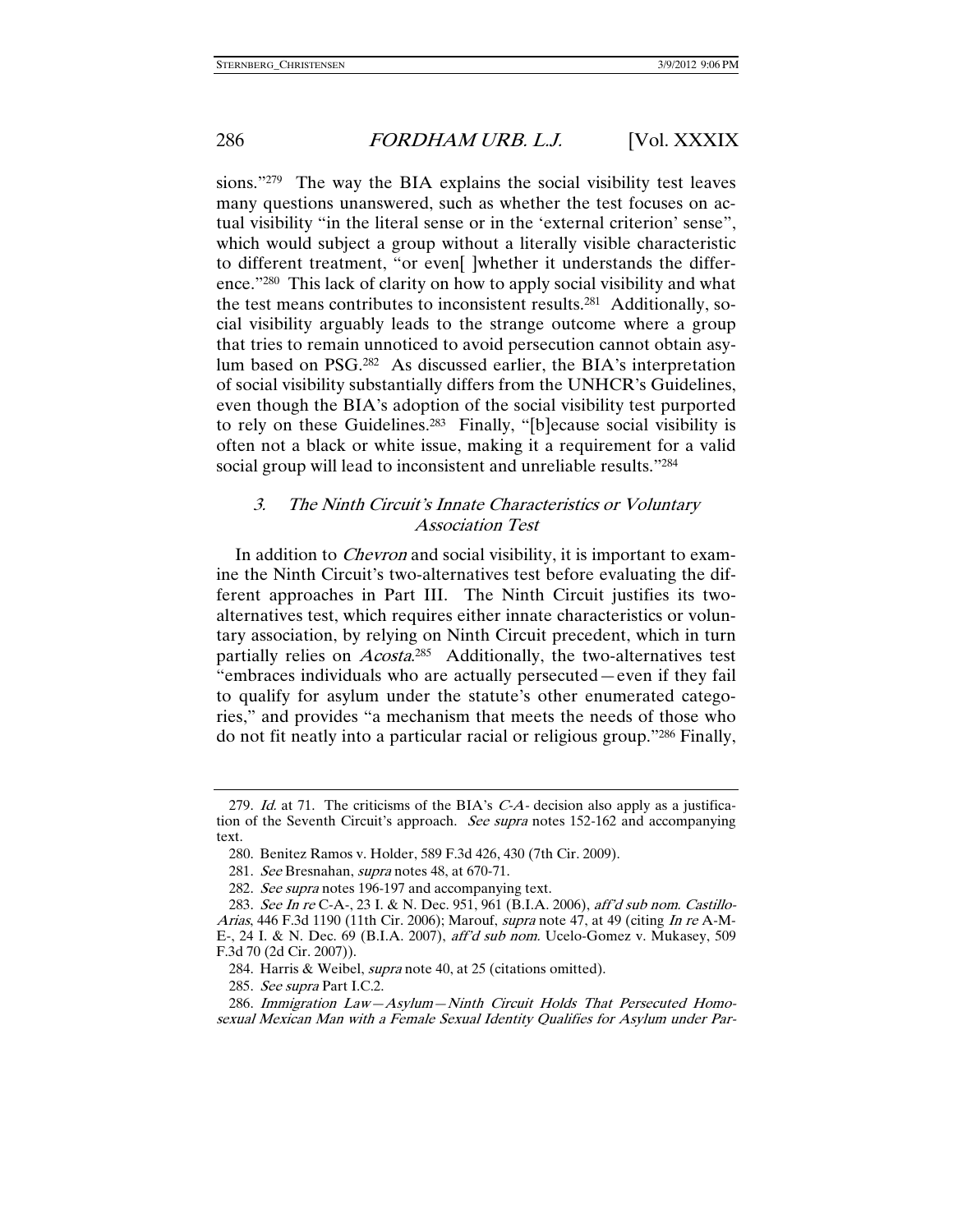sions."[279] The way the BIA explains the social visibility test leaves many questions unanswered, such as whether the test focuses on actual visibility "in the literal sense or in the 'external criterion' sense", which would subject a group without a literally visible characteristic to different treatment, "or even[ ]whether it understands the difference."[280] This lack of clarity on how to apply social visibility and what the test means contributes to inconsistent results.[281] Additionally, social visibility arguably leads to the strange outcome where a group that tries to remain unnoticed to avoid persecution cannot obtain asylum based on PSG.[282] As discussed earlier, the BIA's interpretation of social visibility substantially differs from the UNHCR's Guidelines, even though the BIA's adoption of the social visibility test purported to rely on these Guidelines.[283] Finally, "[b]ecause social visibility is often not a black or white issue, making it a requirement for a valid social group will lead to inconsistent and unreliable results."[284]

### *3. The Ninth Circuit's Innate Characteristics or Voluntary Association Test*

In addition to *Chevron* and social visibility, it is important to examine the Ninth Circuit's two-alternatives test before evaluating the different approaches in Part III. The Ninth Circuit justifies its two-alternatives test, which requires either innate characteristics or voluntary association, by relying on Ninth Circuit precedent, which in turn partially relies on *Acosta*.[285] Additionally, the two-alternatives test "embraces individuals who are actually persecuted—even if they fail to qualify for asylum under the statute's other enumerated categories," and provides "a mechanism that meets the needs of those who do not fit neatly into a particular racial or religious group."[286] Finally,

---

279. *Id.* at 71. The criticisms of the BIA's *C-A-* decision also apply as a justification of the Seventh Circuit's approach. *See supra* notes 152-162 and accompanying text.

280. Benitez Ramos v. Holder, 589 F.3d 426, 430 (7th Cir. 2009).

281. *See* Bresnahan, *supra* notes 48, at 670-71.

282. *See supra* notes 196-197 and accompanying text.

283. *See In re* C-A-, 23 I. & N. Dec. 951, 961 (B.I.A. 2006), *aff'd sub nom. Castillo-Arias*, 446 F.3d 1190 (11th Cir. 2006); Marouf, *supra* note 47, at 49 (citing *In re* A-M-E-, 24 I. & N. Dec. 69 (B.I.A. 2007), *aff'd sub nom.* Ucelo-Gomez v. Mukasey, 509 F.3d 70 (2d Cir. 2007)).

284. Harris & Weibel, *supra* note 40, at 25 (citations omitted).

285. *See supra* Part I.C.2.

286. *Immigration Law—Asylum—Ninth Circuit Holds That Persecuted Homosexual Mexican Man with a Female Sexual Identity Qualifies for Asylum under Par-*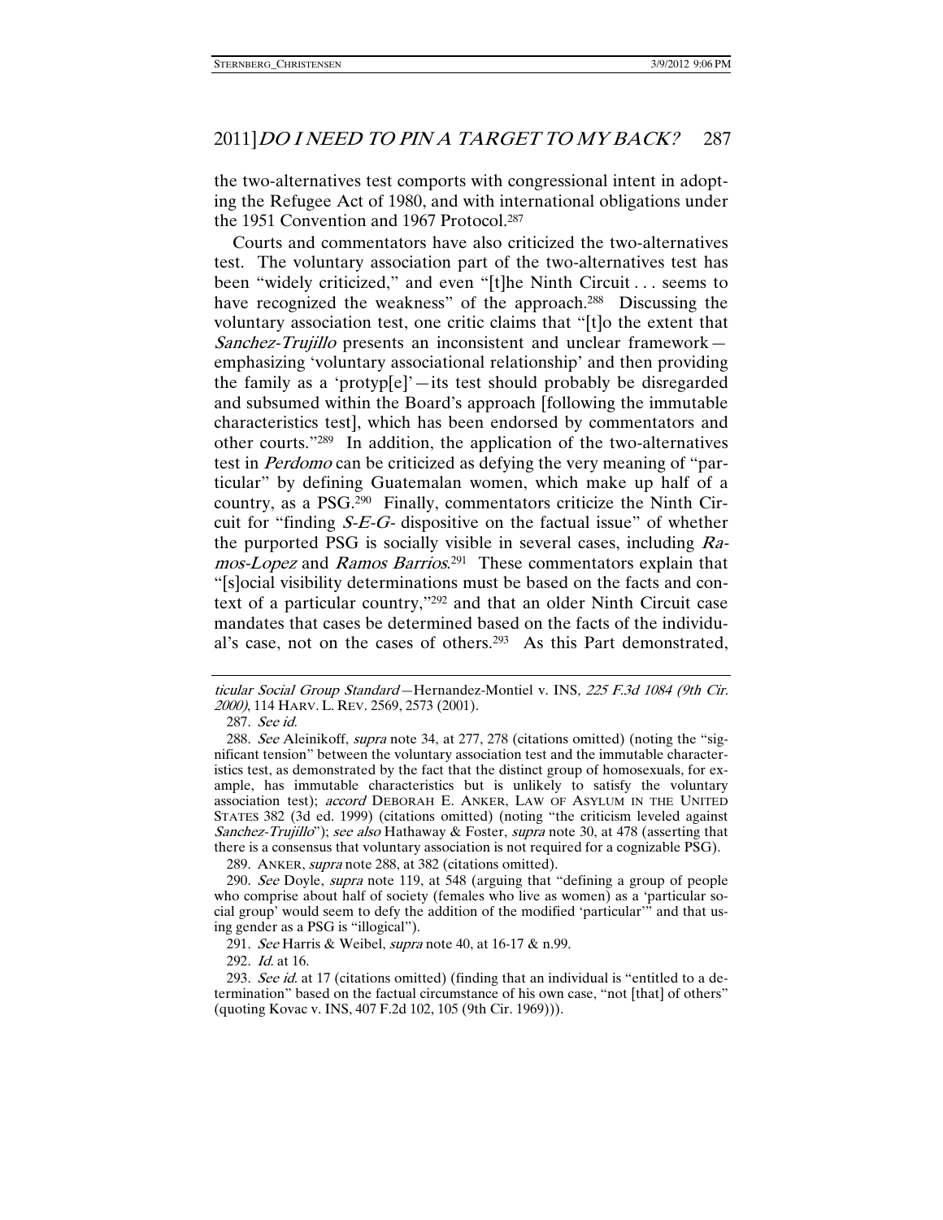the two-alternatives test comports with congressional intent in adopting the Refugee Act of 1980, and with international obligations under the 1951 Convention and 1967 Protocol.[287]

Courts and commentators have also criticized the two-alternatives test. The voluntary association part of the two-alternatives test has been "widely criticized," and even "[t]he Ninth Circuit . . . seems to have recognized the weakness" of the approach.[288] Discussing the voluntary association test, one critic claims that "[t]o the extent that *Sanchez-Trujillo* presents an inconsistent and unclear framework—emphasizing 'voluntary associational relationship' and then providing the family as a 'protyp[e]'—its test should probably be disregarded and subsumed within the Board's approach [following the immutable characteristics test], which has been endorsed by commentators and other courts."[289] In addition, the application of the two-alternatives test in *Perdomo* can be criticized as defying the very meaning of "particular" by defining Guatemalan women, which make up half of a country, as a PSG.[290] Finally, commentators criticize the Ninth Circuit for "finding *S-E-G-* dispositive on the factual issue" of whether the purported PSG is socially visible in several cases, including *Ramos-Lopez* and *Ramos Barrios*.[291] These commentators explain that "[s]ocial visibility determinations must be based on the facts and context of a particular country,"[292] and that an older Ninth Circuit case mandates that cases be determined based on the facts of the individual's case, not on the cases of others.[293] As this Part demonstrated,

---

*ticular Social Group Standard*—Hernandez-Montiel v. INS, *225 F.3d 1084 (9th Cir. 2000)*, 114 HARV. L. REV. 2569, 2573 (2001).

287. *See id.*

288. *See* Aleinikoff, *supra* note 34, at 277, 278 (citations omitted) (noting the "significant tension" between the voluntary association test and the immutable characteristics test, as demonstrated by the fact that the distinct group of homosexuals, for example, has immutable characteristics but is unlikely to satisfy the voluntary association test); *accord* DEBORAH E. ANKER, LAW OF ASYLUM IN THE UNITED STATES 382 (3d ed. 1999) (citations omitted) (noting "the criticism leveled against *Sanchez-Trujillo*"); *see also* Hathaway & Foster, *supra* note 30, at 478 (asserting that there is a consensus that voluntary association is not required for a cognizable PSG).

289. ANKER, *supra* note 288, at 382 (citations omitted).

290. *See* Doyle, *supra* note 119, at 548 (arguing that "defining a group of people who comprise about half of society (females who live as women) as a 'particular social group' would seem to defy the addition of the modified 'particular'" and that using gender as a PSG is "illogical").

291. *See* Harris & Weibel, *supra* note 40, at 16-17 & n.99.

292. *Id.* at 16.

293. *See id.* at 17 (citations omitted) (finding that an individual is "entitled to a determination" based on the factual circumstance of his own case, "not [that] of others" (quoting Kovac v. INS, 407 F.2d 102, 105 (9th Cir. 1969))).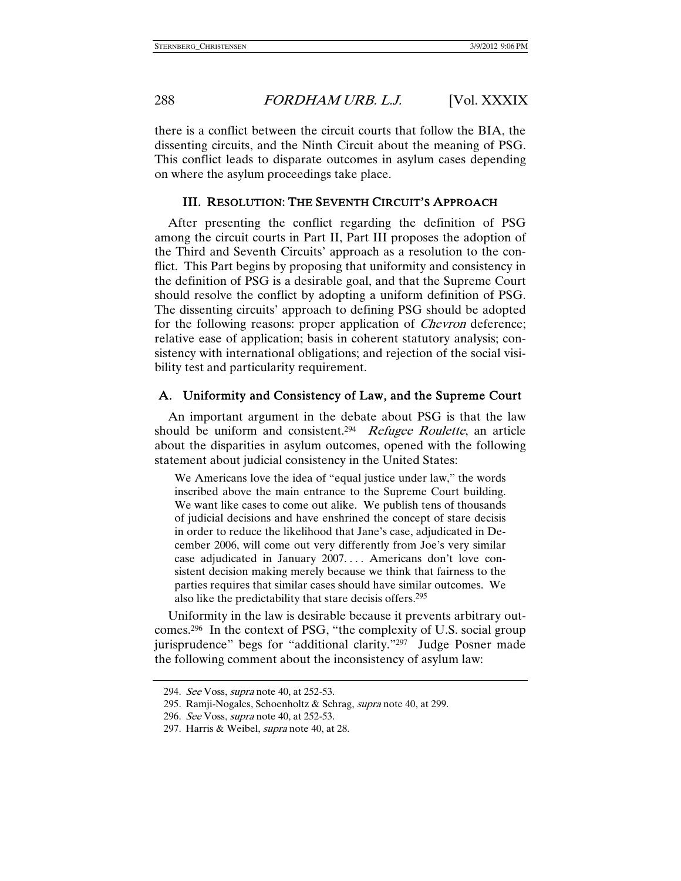there is a conflict between the circuit courts that follow the BIA, the dissenting circuits, and the Ninth Circuit about the meaning of PSG. This conflict leads to disparate outcomes in asylum cases depending on where the asylum proceedings take place.

## III. RESOLUTION: THE SEVENTH CIRCUIT'S APPROACH

After presenting the conflict regarding the definition of PSG among the circuit courts in Part II, Part III proposes the adoption of the Third and Seventh Circuits' approach as a resolution to the conflict. This Part begins by proposing that uniformity and consistency in the definition of PSG is a desirable goal, and that the Supreme Court should resolve the conflict by adopting a uniform definition of PSG. The dissenting circuits' approach to defining PSG should be adopted for the following reasons: proper application of *Chevron* deference; relative ease of application; basis in coherent statutory analysis; consistency with international obligations; and rejection of the social visibility test and particularity requirement.

### A. Uniformity and Consistency of Law, and the Supreme Court

An important argument in the debate about PSG is that the law should be uniform and consistent.[294] *Refugee Roulette*, an article about the disparities in asylum outcomes, opened with the following statement about judicial consistency in the United States:

> We Americans love the idea of "equal justice under law," the words inscribed above the main entrance to the Supreme Court building. We want like cases to come out alike. We publish tens of thousands of judicial decisions and have enshrined the concept of stare decisis in order to reduce the likelihood that Jane's case, adjudicated in December 2006, will come out very differently from Joe's very similar case adjudicated in January 2007. . . . Americans don't love consistent decision making merely because we think that fairness to the parties requires that similar cases should have similar outcomes. We also like the predictability that stare decisis offers.[295]

Uniformity in the law is desirable because it prevents arbitrary outcomes.[296] In the context of PSG, "the complexity of U.S. social group jurisprudence" begs for "additional clarity."[297] Judge Posner made the following comment about the inconsistency of asylum law:

---

294. *See* Voss, *supra* note 40, at 252-53.

295. Ramji-Nogales, Schoenholtz & Schrag, *supra* note 40, at 299.

296. *See* Voss, *supra* note 40, at 252-53.

297. Harris & Weibel, *supra* note 40, at 28.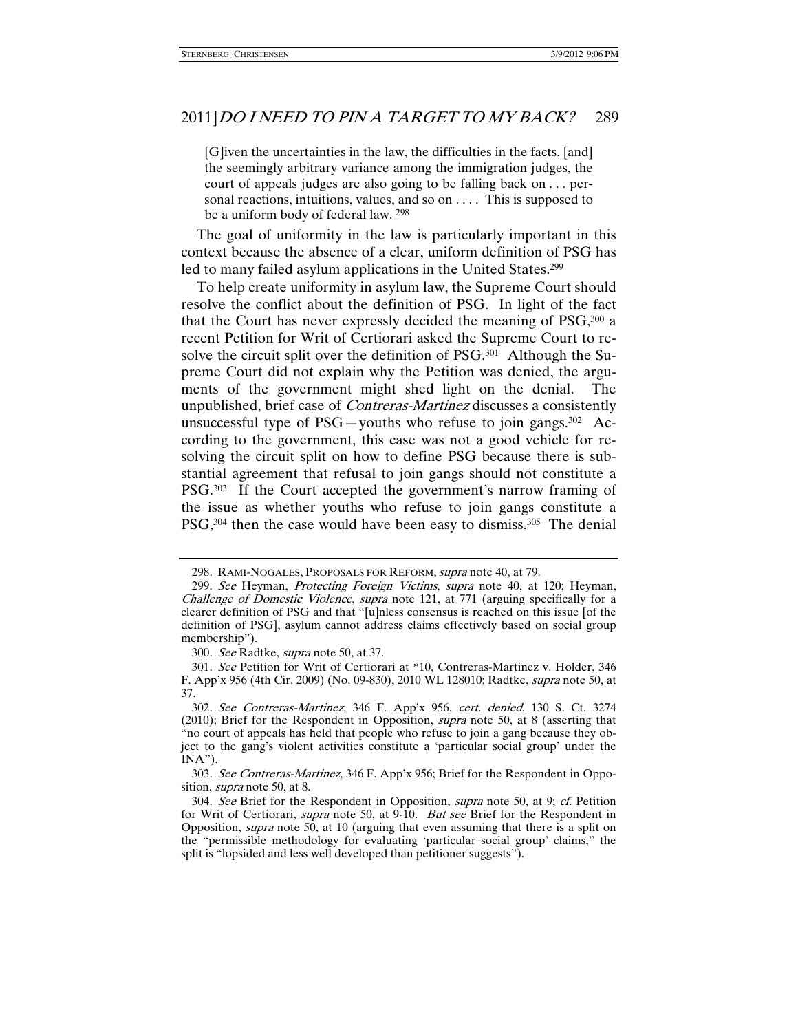> [G]iven the uncertainties in the law, the difficulties in the facts, [and] the seemingly arbitrary variance among the immigration judges, the court of appeals judges are also going to be falling back on . . . personal reactions, intuitions, values, and so on . . . . This is supposed to be a uniform body of federal law. [298]

The goal of uniformity in the law is particularly important in this context because the absence of a clear, uniform definition of PSG has led to many failed asylum applications in the United States.[299]

To help create uniformity in asylum law, the Supreme Court should resolve the conflict about the definition of PSG. In light of the fact that the Court has never expressly decided the meaning of PSG,[300] a recent Petition for Writ of Certiorari asked the Supreme Court to resolve the circuit split over the definition of PSG.[301] Although the Supreme Court did not explain why the Petition was denied, the arguments of the government might shed light on the denial. The unpublished, brief case of *Contreras-Martinez* discusses a consistently unsuccessful type of PSG—youths who refuse to join gangs.[302] According to the government, this case was not a good vehicle for resolving the circuit split on how to define PSG because there is substantial agreement that refusal to join gangs should not constitute a PSG.[303] If the Court accepted the government's narrow framing of the issue as whether youths who refuse to join gangs constitute a PSG,[304] then the case would have been easy to dismiss.[305] The denial

---

298. RAMI-NOGALES, PROPOSALS FOR REFORM, *supra* note 40, at 79.

299. *See* Heyman, *Protecting Foreign Victims*, *supra* note 40, at 120; Heyman, *Challenge of Domestic Violence*, *supra* note 121, at 771 (arguing specifically for a clearer definition of PSG and that "[u]nless consensus is reached on this issue [of the definition of PSG], asylum cannot address claims effectively based on social group membership").

300. *See* Radtke, *supra* note 50, at 37.

301. *See* Petition for Writ of Certiorari at *10, Contreras-Martinez v. Holder, 346 F. App'x 956 (4th Cir. 2009) (No. 09-830), 2010 WL 128010; Radtke, *supra* note 50, at 37.

302. *See Contreras-Martinez*, 346 F. App'x 956, *cert. denied*, 130 S. Ct. 3274 (2010); Brief for the Respondent in Opposition, *supra* note 50, at 8 (asserting that "no court of appeals has held that people who refuse to join a gang because they object to the gang's violent activities constitute a 'particular social group' under the INA").

303. *See Contreras-Martinez*, 346 F. App'x 956; Brief for the Respondent in Opposition, *supra* note 50, at 8.

304. *See* Brief for the Respondent in Opposition, *supra* note 50, at 9; *cf.* Petition for Writ of Certiorari, *supra* note 50, at 9-10. *But see* Brief for the Respondent in Opposition, *supra* note 50, at 10 (arguing that even assuming that there is a split on the "permissible methodology for evaluating 'particular social group' claims," the split is "lopsided and less well developed than petitioner suggests").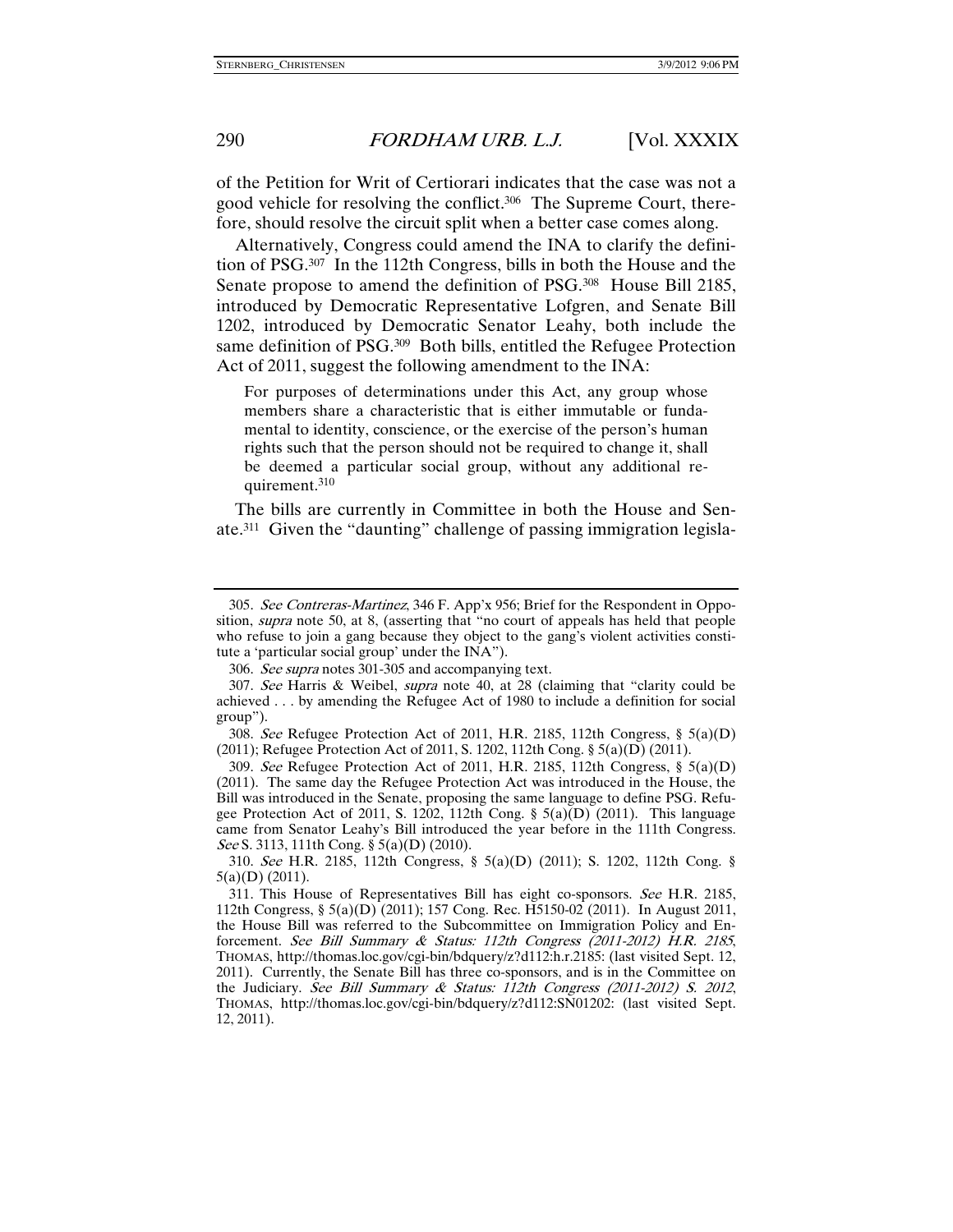of the Petition for Writ of Certiorari indicates that the case was not a good vehicle for resolving the conflict.[306] The Supreme Court, therefore, should resolve the circuit split when a better case comes along.

Alternatively, Congress could amend the INA to clarify the definition of PSG.[307] In the 112th Congress, bills in both the House and the Senate propose to amend the definition of PSG.[308] House Bill 2185, introduced by Democratic Representative Lofgren, and Senate Bill 1202, introduced by Democratic Senator Leahy, both include the same definition of PSG.[309] Both bills, entitled the Refugee Protection Act of 2011, suggest the following amendment to the INA:

> For purposes of determinations under this Act, any group whose members share a characteristic that is either immutable or fundamental to identity, conscience, or the exercise of the person's human rights such that the person should not be required to change it, shall be deemed a particular social group, without any additional requirement.[310]

The bills are currently in Committee in both the House and Senate.[311] Given the "daunting" challenge of passing immigration legisla-

---

305. *See Contreras-Martinez*, 346 F. App'x 956; Brief for the Respondent in Opposition, *supra* note 50, at 8, (asserting that "no court of appeals has held that people who refuse to join a gang because they object to the gang's violent activities constitute a 'particular social group' under the INA").

306. *See supra* notes 301-305 and accompanying text.

307. *See* Harris & Weibel, *supra* note 40, at 28 (claiming that "clarity could be achieved . . . by amending the Refugee Act of 1980 to include a definition for social group").

308. *See* Refugee Protection Act of 2011, H.R. 2185, 112th Congress, § 5(a)(D) (2011); Refugee Protection Act of 2011, S. 1202, 112th Cong. § 5(a)(D) (2011).

309. *See* Refugee Protection Act of 2011, H.R. 2185, 112th Congress, § 5(a)(D) (2011). The same day the Refugee Protection Act was introduced in the House, the Bill was introduced in the Senate, proposing the same language to define PSG. Refugee Protection Act of 2011, S. 1202, 112th Cong. § 5(a)(D) (2011). This language came from Senator Leahy's Bill introduced the year before in the 111th Congress. *See* S. 3113, 111th Cong. § 5(a)(D) (2010).

310. *See* H.R. 2185, 112th Congress, § 5(a)(D) (2011); S. 1202, 112th Cong. § 5(a)(D) (2011).

311. This House of Representatives Bill has eight co-sponsors. *See* H.R. 2185, 112th Congress, § 5(a)(D) (2011); 157 Cong. Rec. H5150-02 (2011). In August 2011, the House Bill was referred to the Subcommittee on Immigration Policy and Enforcement. *See Bill Summary & Status: 112th Congress (2011-2012) H.R. 2185*, THOMAS, http://thomas.loc.gov/cgi-bin/bdquery/z?d112:h.r.2185: (last visited Sept. 12, 2011). Currently, the Senate Bill has three co-sponsors, and is in the Committee on the Judiciary. *See Bill Summary & Status: 112th Congress (2011-2012) S. 2012*, THOMAS, http://thomas.loc.gov/cgi-bin/bdquery/z?d112:SN01202: (last visited Sept. 12, 2011).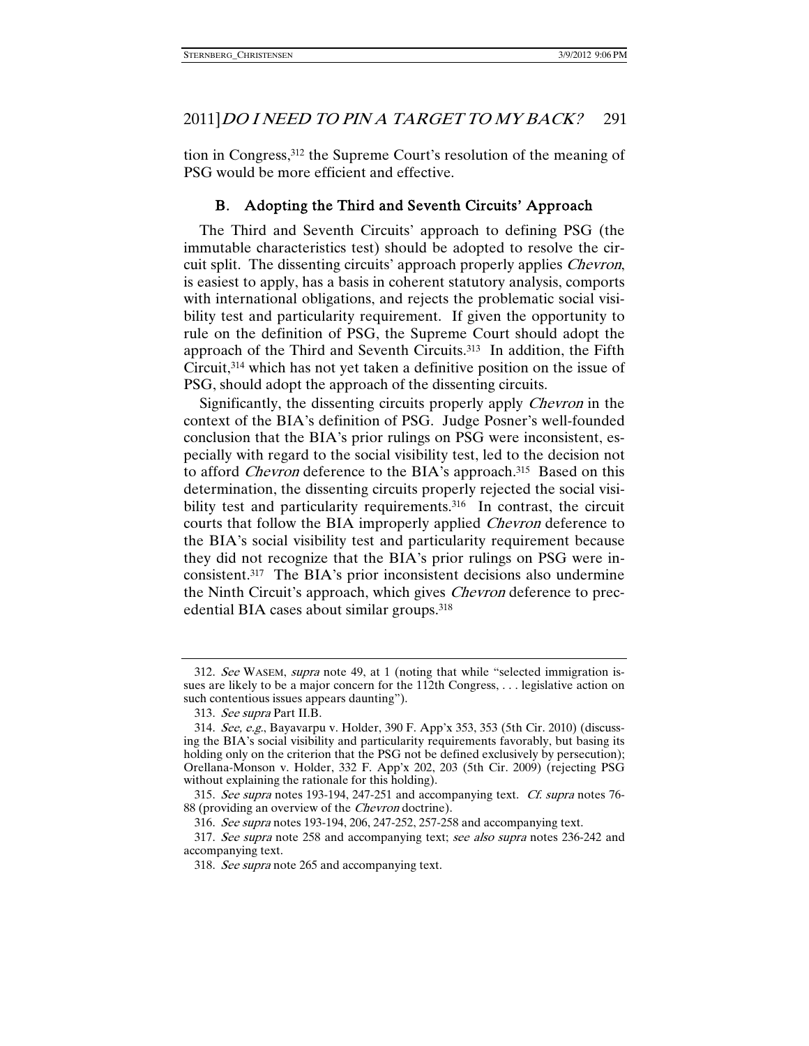tion in Congress,[312] the Supreme Court's resolution of the meaning of PSG would be more efficient and effective.

### B. Adopting the Third and Seventh Circuits' Approach

The Third and Seventh Circuits' approach to defining PSG (the immutable characteristics test) should be adopted to resolve the circuit split. The dissenting circuits' approach properly applies *Chevron*, is easiest to apply, has a basis in coherent statutory analysis, comports with international obligations, and rejects the problematic social visibility test and particularity requirement. If given the opportunity to rule on the definition of PSG, the Supreme Court should adopt the approach of the Third and Seventh Circuits.[313] In addition, the Fifth Circuit,[314] which has not yet taken a definitive position on the issue of PSG, should adopt the approach of the dissenting circuits.

Significantly, the dissenting circuits properly apply *Chevron* in the context of the BIA's definition of PSG. Judge Posner's well-founded conclusion that the BIA's prior rulings on PSG were inconsistent, especially with regard to the social visibility test, led to the decision not to afford *Chevron* deference to the BIA's approach.[315] Based on this determination, the dissenting circuits properly rejected the social visibility test and particularity requirements.[316] In contrast, the circuit courts that follow the BIA improperly applied *Chevron* deference to the BIA's social visibility test and particularity requirement because they did not recognize that the BIA's prior rulings on PSG were inconsistent.[317] The BIA's prior inconsistent decisions also undermine the Ninth Circuit's approach, which gives *Chevron* deference to precedential BIA cases about similar groups.[318]

---

312. *See* WASEM, *supra* note 49, at 1 (noting that while "selected immigration issues are likely to be a major concern for the 112th Congress, . . . legislative action on such contentious issues appears daunting").

313. *See supra* Part II.B.

314. *See, e.g.*, Bayavarpu v. Holder, 390 F. App'x 353, 353 (5th Cir. 2010) (discussing the BIA's social visibility and particularity requirements favorably, but basing its holding only on the criterion that the PSG not be defined exclusively by persecution); Orellana-Monson v. Holder, 332 F. App'x 202, 203 (5th Cir. 2009) (rejecting PSG without explaining the rationale for this holding).

315. *See supra* notes 193-194, 247-251 and accompanying text. *Cf. supra* notes 76-88 (providing an overview of the *Chevron* doctrine).

316. *See supra* notes 193-194, 206, 247-252, 257-258 and accompanying text.

317. *See supra* note 258 and accompanying text; *see also supra* notes 236-242 and accompanying text.

318. *See supra* note 265 and accompanying text.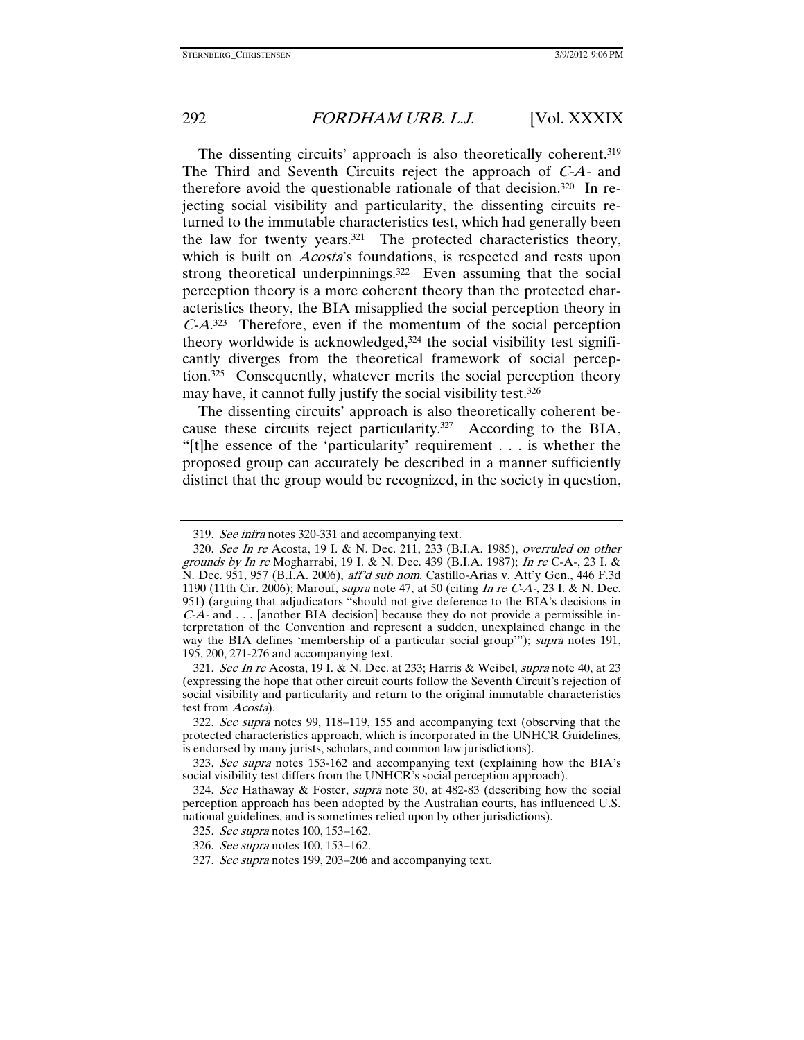The dissenting circuits' approach is also theoretically coherent.[319] The Third and Seventh Circuits reject the approach of *C-A-* and therefore avoid the questionable rationale of that decision.[320] In rejecting social visibility and particularity, the dissenting circuits returned to the immutable characteristics test, which had generally been the law for twenty years.[321] The protected characteristics theory, which is built on *Acosta*'s foundations, is respected and rests upon strong theoretical underpinnings.[322] Even assuming that the social perception theory is a more coherent theory than the protected characteristics theory, the BIA misapplied the social perception theory in *C-A*.[323] Therefore, even if the momentum of the social perception theory worldwide is acknowledged,[324] the social visibility test significantly diverges from the theoretical framework of social perception.[325] Consequently, whatever merits the social perception theory may have, it cannot fully justify the social visibility test.[326]

The dissenting circuits' approach is also theoretically coherent because these circuits reject particularity.[327] According to the BIA, "[t]he essence of the 'particularity' requirement . . . is whether the proposed group can accurately be described in a manner sufficiently distinct that the group would be recognized, in the society in question,

---

319. *See infra* notes 320-331 and accompanying text.

320. *See In re* Acosta, 19 I. & N. Dec. 211, 233 (B.I.A. 1985), *overruled on other grounds by In re* Mogharrabi, 19 I. & N. Dec. 439 (B.I.A. 1987); *In re* C-A-, 23 I. & N. Dec. 951, 957 (B.I.A. 2006), *aff'd sub nom.* Castillo-Arias v. Att'y Gen., 446 F.3d 1190 (11th Cir. 2006); Marouf, *supra* note 47, at 50 (citing *In re C-A-*, 23 I. & N. Dec. 951) (arguing that adjudicators "should not give deference to the BIA's decisions in *C-A-* and . . . [another BIA decision] because they do not provide a permissible interpretation of the Convention and represent a sudden, unexplained change in the way the BIA defines 'membership of a particular social group'"); *supra* notes 191, 195, 200, 271-276 and accompanying text.

321. *See In re* Acosta, 19 I. & N. Dec. at 233; Harris & Weibel, *supra* note 40, at 23 (expressing the hope that other circuit courts follow the Seventh Circuit's rejection of social visibility and particularity and return to the original immutable characteristics test from *Acosta*).

322. *See supra* notes 99, 118–119, 155 and accompanying text (observing that the protected characteristics approach, which is incorporated in the UNHCR Guidelines, is endorsed by many jurists, scholars, and common law jurisdictions).

323. *See supra* notes 153-162 and accompanying text (explaining how the BIA's social visibility test differs from the UNHCR's social perception approach).

324. *See* Hathaway & Foster, *supra* note 30, at 482-83 (describing how the social perception approach has been adopted by the Australian courts, has influenced U.S. national guidelines, and is sometimes relied upon by other jurisdictions).

325. *See supra* notes 100, 153–162.

326. *See supra* notes 100, 153–162.

327. *See supra* notes 199, 203–206 and accompanying text.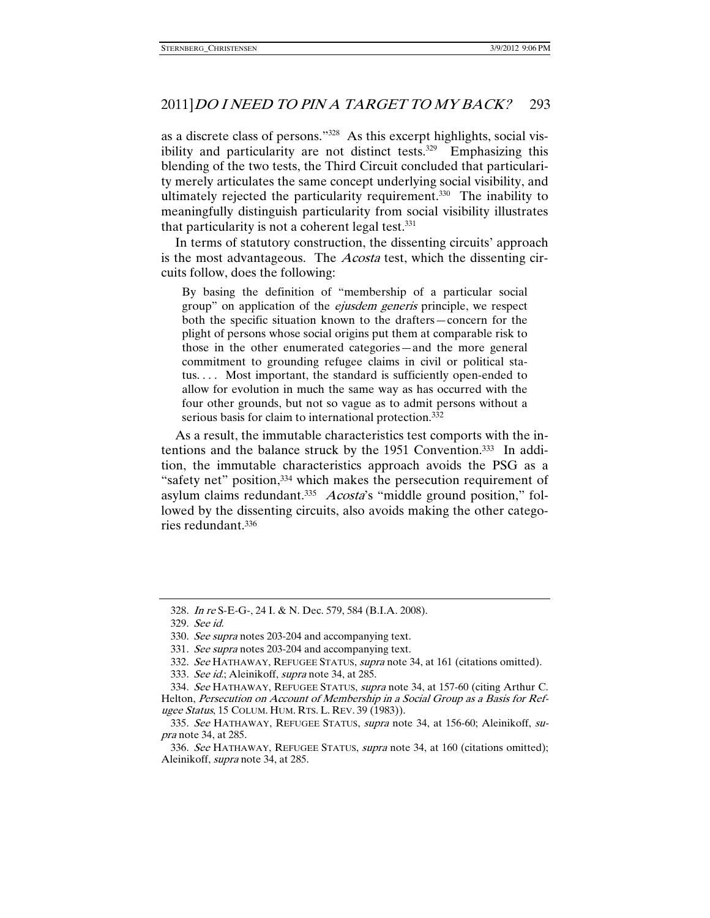as a discrete class of persons."[328] As this excerpt highlights, social visibility and particularity are not distinct tests.[329] Emphasizing this blending of the two tests, the Third Circuit concluded that particularity merely articulates the same concept underlying social visibility, and ultimately rejected the particularity requirement.[330] The inability to meaningfully distinguish particularity from social visibility illustrates that particularity is not a coherent legal test.[331]

In terms of statutory construction, the dissenting circuits' approach is the most advantageous. The *Acosta* test, which the dissenting circuits follow, does the following:

> By basing the definition of "membership of a particular social group" on application of the *ejusdem generis* principle, we respect both the specific situation known to the drafters—concern for the plight of persons whose social origins put them at comparable risk to those in the other enumerated categories—and the more general commitment to grounding refugee claims in civil or political status. . . . Most important, the standard is sufficiently open-ended to allow for evolution in much the same way as has occurred with the four other grounds, but not so vague as to admit persons without a serious basis for claim to international protection.[332]

As a result, the immutable characteristics test comports with the intentions and the balance struck by the 1951 Convention.[333] In addition, the immutable characteristics approach avoids the PSG as a "safety net" position,[334] which makes the persecution requirement of asylum claims redundant.[335] *Acosta*'s "middle ground position," followed by the dissenting circuits, also avoids making the other categories redundant.[336]

---

328. *In re* S-E-G-, 24 I. & N. Dec. 579, 584 (B.I.A. 2008).

329. *See id.*

330. *See supra* notes 203-204 and accompanying text.

331. *See supra* notes 203-204 and accompanying text.

332. *See* HATHAWAY, REFUGEE STATUS, *supra* note 34, at 161 (citations omitted).

333. *See id.*; Aleinikoff, *supra* note 34, at 285.

334. *See* HATHAWAY, REFUGEE STATUS, *supra* note 34, at 157-60 (citing Arthur C. Helton, *Persecution on Account of Membership in a Social Group as a Basis for Refugee Status*, 15 COLUM. HUM. RTS. L. REV. 39 (1983)).

335. *See* HATHAWAY, REFUGEE STATUS, *supra* note 34, at 156-60; Aleinikoff, *supra* note 34, at 285.

336. *See* HATHAWAY, REFUGEE STATUS, *supra* note 34, at 160 (citations omitted); Aleinikoff, *supra* note 34, at 285.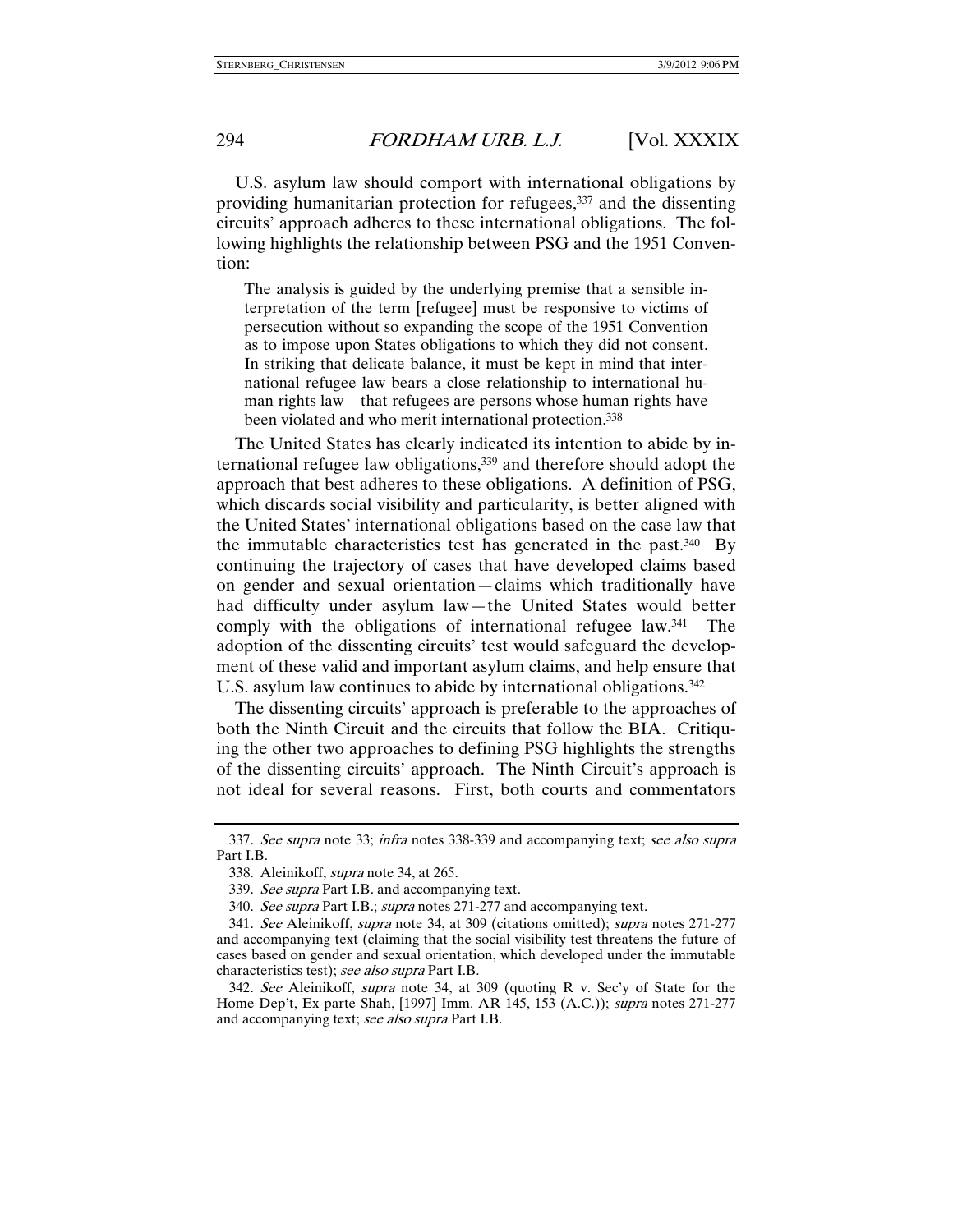U.S. asylum law should comport with international obligations by providing humanitarian protection for refugees,[337] and the dissenting circuits' approach adheres to these international obligations. The following highlights the relationship between PSG and the 1951 Convention:

> The analysis is guided by the underlying premise that a sensible interpretation of the term [refugee] must be responsive to victims of persecution without so expanding the scope of the 1951 Convention as to impose upon States obligations to which they did not consent. In striking that delicate balance, it must be kept in mind that international refugee law bears a close relationship to international human rights law—that refugees are persons whose human rights have been violated and who merit international protection.[338]

The United States has clearly indicated its intention to abide by international refugee law obligations,[339] and therefore should adopt the approach that best adheres to these obligations. A definition of PSG, which discards social visibility and particularity, is better aligned with the United States' international obligations based on the case law that the immutable characteristics test has generated in the past.[340] By continuing the trajectory of cases that have developed claims based on gender and sexual orientation—claims which traditionally have had difficulty under asylum law—the United States would better comply with the obligations of international refugee law.[341] The adoption of the dissenting circuits' test would safeguard the development of these valid and important asylum claims, and help ensure that U.S. asylum law continues to abide by international obligations.[342]

The dissenting circuits' approach is preferable to the approaches of both the Ninth Circuit and the circuits that follow the BIA. Critiquing the other two approaches to defining PSG highlights the strengths of the dissenting circuits' approach. The Ninth Circuit's approach is not ideal for several reasons. First, both courts and commentators

---

337. *See supra* note 33; *infra* notes 338-339 and accompanying text; *see also supra* Part I.B.

338. Aleinikoff, *supra* note 34, at 265.

339. *See supra* Part I.B. and accompanying text.

340. *See supra* Part I.B.; *supra* notes 271-277 and accompanying text.

341. *See* Aleinikoff, *supra* note 34, at 309 (citations omitted); *supra* notes 271-277 and accompanying text (claiming that the social visibility test threatens the future of cases based on gender and sexual orientation, which developed under the immutable characteristics test); *see also supra* Part I.B.

342. *See* Aleinikoff, *supra* note 34, at 309 (quoting R v. Sec'y of State for the Home Dep't, Ex parte Shah, [1997] Imm. AR 145, 153 (A.C.)); *supra* notes 271-277 and accompanying text; *see also supra* Part I.B.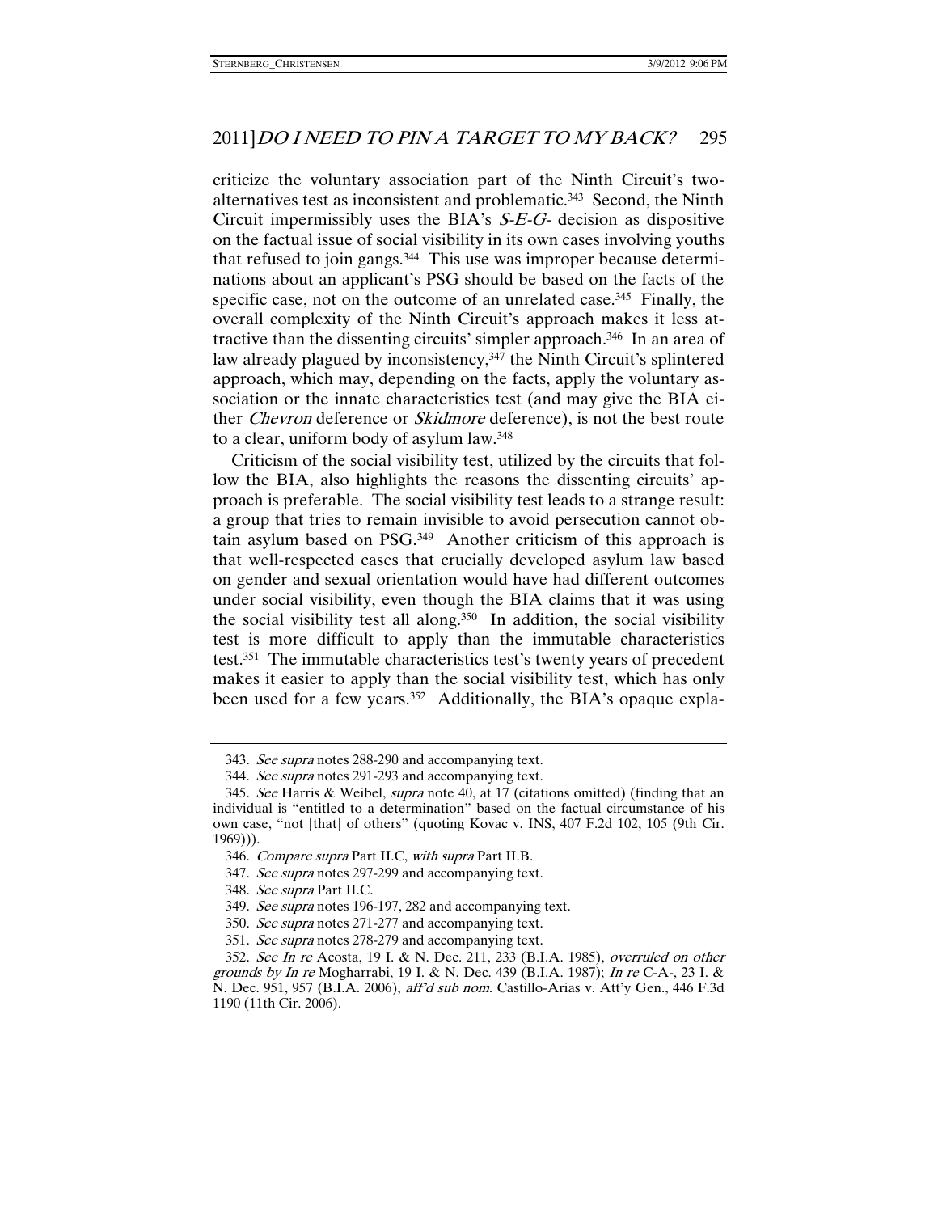criticize the voluntary association part of the Ninth Circuit's two-alternatives test as inconsistent and problematic.[343] Second, the Ninth Circuit impermissibly uses the BIA's *S-E-G-* decision as dispositive on the factual issue of social visibility in its own cases involving youths that refused to join gangs.[344] This use was improper because determinations about an applicant's PSG should be based on the facts of the specific case, not on the outcome of an unrelated case.[345] Finally, the overall complexity of the Ninth Circuit's approach makes it less attractive than the dissenting circuits' simpler approach.[346] In an area of law already plagued by inconsistency,[347] the Ninth Circuit's splintered approach, which may, depending on the facts, apply the voluntary association or the innate characteristics test (and may give the BIA either *Chevron* deference or *Skidmore* deference), is not the best route to a clear, uniform body of asylum law.[348]

Criticism of the social visibility test, utilized by the circuits that follow the BIA, also highlights the reasons the dissenting circuits' approach is preferable. The social visibility test leads to a strange result: a group that tries to remain invisible to avoid persecution cannot obtain asylum based on PSG.[349] Another criticism of this approach is that well-respected cases that crucially developed asylum law based on gender and sexual orientation would have had different outcomes under social visibility, even though the BIA claims that it was using the social visibility test all along.[350] In addition, the social visibility test is more difficult to apply than the immutable characteristics test.[351] The immutable characteristics test's twenty years of precedent makes it easier to apply than the social visibility test, which has only been used for a few years.[352] Additionally, the BIA's opaque expla-

---

343. *See supra* notes 288-290 and accompanying text.

344. *See supra* notes 291-293 and accompanying text.

345. *See* Harris & Weibel, *supra* note 40, at 17 (citations omitted) (finding that an individual is "entitled to a determination" based on the factual circumstance of his own case, "not [that] of others" (quoting Kovac v. INS, 407 F.2d 102, 105 (9th Cir. 1969))).

346. *Compare supra* Part II.C, *with supra* Part II.B.

347. *See supra* notes 297-299 and accompanying text.

348. *See supra* Part II.C.

349. *See supra* notes 196-197, 282 and accompanying text.

350. *See supra* notes 271-277 and accompanying text.

351. *See supra* notes 278-279 and accompanying text.

352. *See In re* Acosta, 19 I. & N. Dec. 211, 233 (B.I.A. 1985), *overruled on other grounds by In re* Mogharrabi, 19 I. & N. Dec. 439 (B.I.A. 1987); *In re* C-A-, 23 I. & N. Dec. 951, 957 (B.I.A. 2006), *aff'd sub nom.* Castillo-Arias v. Att'y Gen., 446 F.3d 1190 (11th Cir. 2006).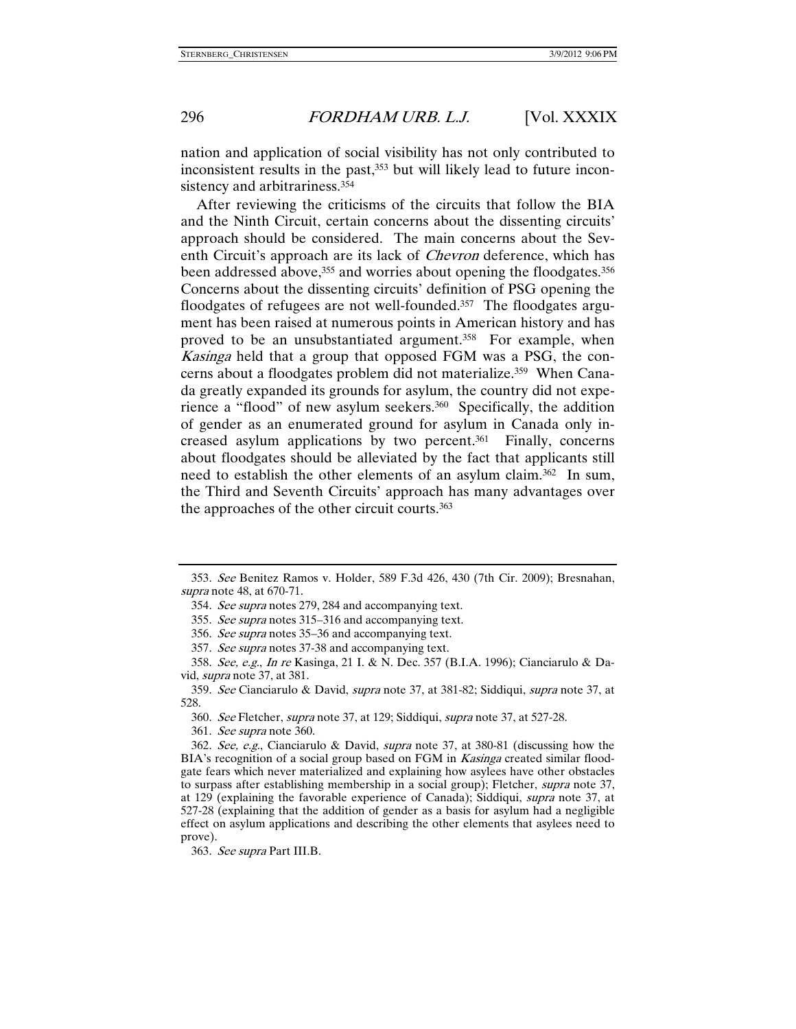nation and application of social visibility has not only contributed to inconsistent results in the past,[353] but will likely lead to future inconsistency and arbitrariness.[354]

After reviewing the criticisms of the circuits that follow the BIA and the Ninth Circuit, certain concerns about the dissenting circuits' approach should be considered. The main concerns about the Seventh Circuit's approach are its lack of *Chevron* deference, which has been addressed above,[355] and worries about opening the floodgates.[356] Concerns about the dissenting circuits' definition of PSG opening the floodgates of refugees are not well-founded.[357] The floodgates argument has been raised at numerous points in American history and has proved to be an unsubstantiated argument.[358] For example, when *Kasinga* held that a group that opposed FGM was a PSG, the concerns about a floodgates problem did not materialize.[359] When Canada greatly expanded its grounds for asylum, the country did not experience a "flood" of new asylum seekers.[360] Specifically, the addition of gender as an enumerated ground for asylum in Canada only increased asylum applications by two percent.[361] Finally, concerns about floodgates should be alleviated by the fact that applicants still need to establish the other elements of an asylum claim.[362] In sum, the Third and Seventh Circuits' approach has many advantages over the approaches of the other circuit courts.[363]

---

353. *See* Benitez Ramos v. Holder, 589 F.3d 426, 430 (7th Cir. 2009); Bresnahan, *supra* note 48, at 670-71.

354. *See supra* notes 279, 284 and accompanying text.

355. *See supra* notes 315–316 and accompanying text.

356. *See supra* notes 35–36 and accompanying text.

357. *See supra* notes 37-38 and accompanying text.

358. *See, e.g.*, *In re* Kasinga, 21 I. & N. Dec. 357 (B.I.A. 1996); Cianciarulo & David, *supra* note 37, at 381.

359. *See* Cianciarulo & David, *supra* note 37, at 381-82; Siddiqui, *supra* note 37, at 528.

360. *See* Fletcher, *supra* note 37, at 129; Siddiqui, *supra* note 37, at 527-28.

361. *See supra* note 360.

362. *See, e.g.*, Cianciarulo & David, *supra* note 37, at 380-81 (discussing how the BIA's recognition of a social group based on FGM in *Kasinga* created similar floodgate fears which never materialized and explaining how asylees have other obstacles to surpass after establishing membership in a social group); Fletcher, *supra* note 37, at 129 (explaining the favorable experience of Canada); Siddiqui, *supra* note 37, at 527-28 (explaining that the addition of gender as a basis for asylum had a negligible effect on asylum applications and describing the other elements that asylees need to prove).

363. *See supra* Part III.B.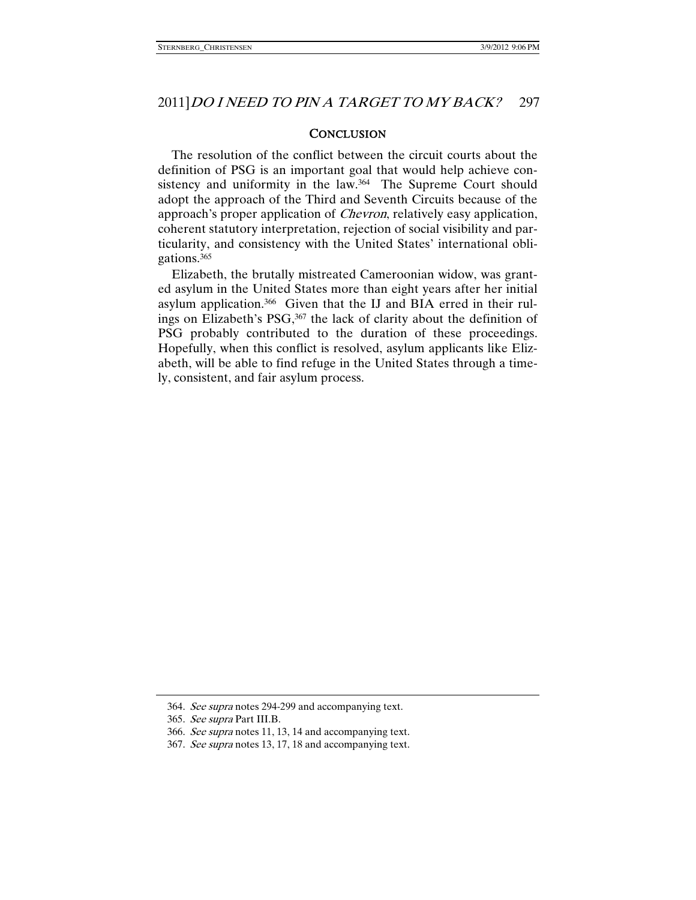## CONCLUSION

The resolution of the conflict between the circuit courts about the definition of PSG is an important goal that would help achieve consistency and uniformity in the law.[364] The Supreme Court should adopt the approach of the Third and Seventh Circuits because of the approach's proper application of *Chevron*, relatively easy application, coherent statutory interpretation, rejection of social visibility and particularity, and consistency with the United States' international obligations.[365]

Elizabeth, the brutally mistreated Cameroonian widow, was granted asylum in the United States more than eight years after her initial asylum application.[366] Given that the IJ and BIA erred in their rulings on Elizabeth's PSG,[367] the lack of clarity about the definition of PSG probably contributed to the duration of these proceedings. Hopefully, when this conflict is resolved, asylum applicants like Elizabeth, will be able to find refuge in the United States through a timely, consistent, and fair asylum process.

---

364. *See supra* notes 294-299 and accompanying text.

365. *See supra* Part III.B.

366. *See supra* notes 11, 13, 14 and accompanying text.

367. *See supra* notes 13, 17, 18 and accompanying text.